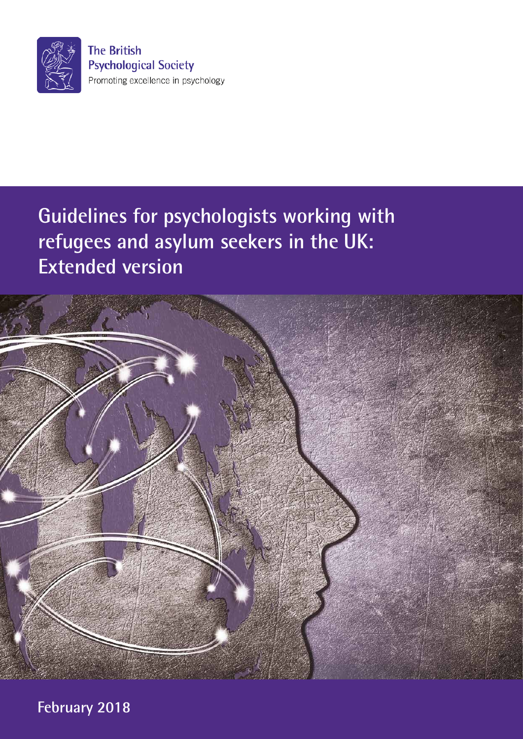The British Psychological Society

Promoting excellence in psychology

# Guidelines for psychologists working with refugees and asylum seekers in the UK: Extended version

February 2018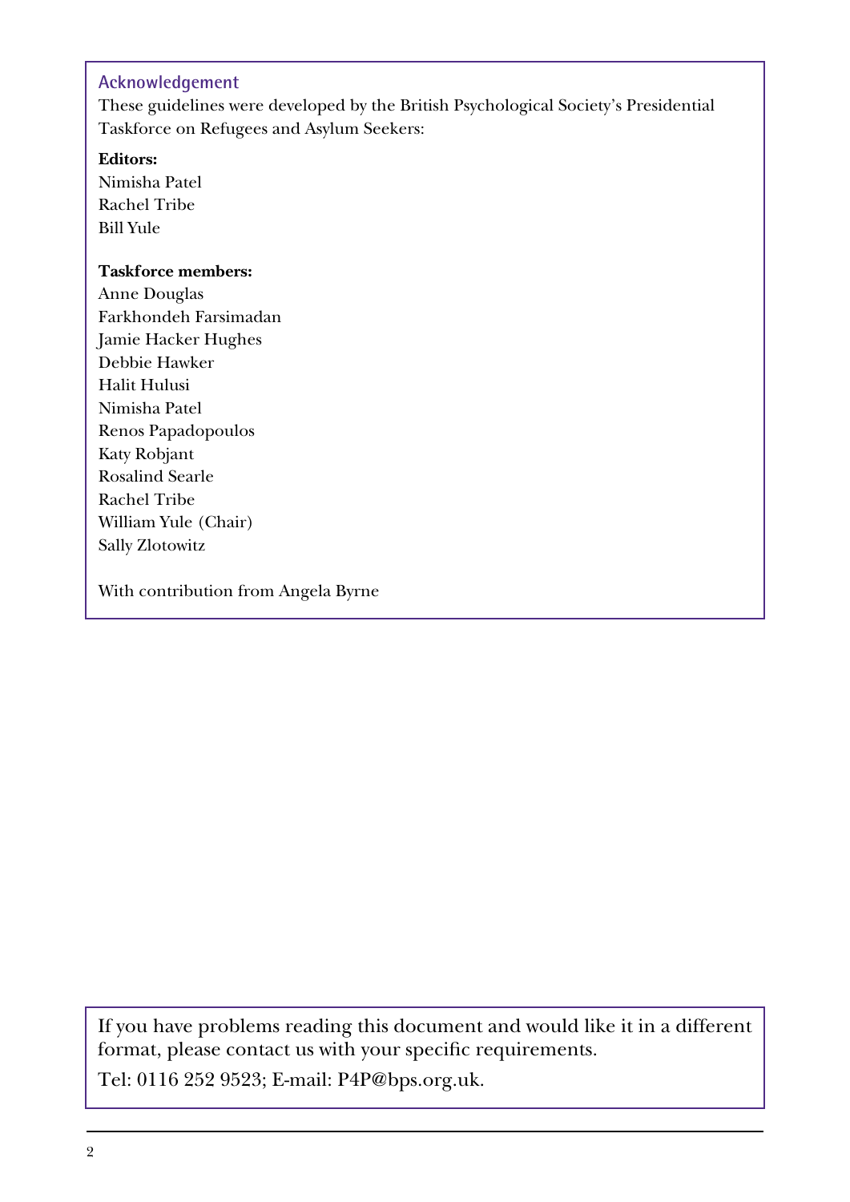## Acknowledgement

These guidelines were developed by the British Psychological Society's Presidential Taskforce on Refugees and Asylum Seekers:

**Editors:**
Nimisha Patel
Rachel Tribe
Bill Yule

**Taskforce members:**
Anne Douglas
Farkhondeh Farsimadan
Jamie Hacker Hughes
Debbie Hawker
Halit Hulusi
Nimisha Patel
Renos Papadopoulos
Katy Robjant
Rosalind Searle
Rachel Tribe
William Yule (Chair)
Sally Zlotowitz

With contribution from Angela Byrne

If you have problems reading this document and would like it in a different format, please contact us with your specific requirements.

Tel: 0116 252 9523; E-mail: P4P@bps.org.uk.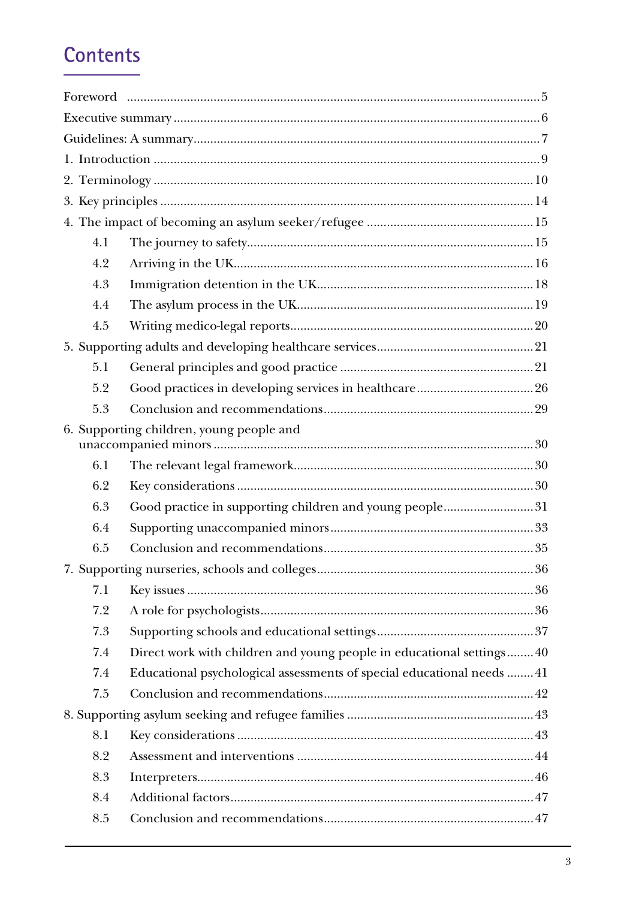# Contents

Foreword ..... 5

Executive summary ..... 6

Guidelines: A summary ..... 7

1. Introduction ..... 9
2. Terminology ..... 10
3. Key principles ..... 14
4. The impact of becoming an asylum seeker/refugee ..... 15
   - 4.1 The journey to safety ..... 15
   - 4.2 Arriving in the UK ..... 16
   - 4.3 Immigration detention in the UK ..... 18
   - 4.4 The asylum process in the UK ..... 19
   - 4.5 Writing medico-legal reports ..... 20
5. Supporting adults and developing healthcare services ..... 21
   - 5.1 General principles and good practice ..... 21
   - 5.2 Good practices in developing services in healthcare ..... 26
   - 5.3 Conclusion and recommendations ..... 29
6. Supporting children, young people and unaccompanied minors ..... 30
   - 6.1 The relevant legal framework ..... 30
   - 6.2 Key considerations ..... 30
   - 6.3 Good practice in supporting children and young people ..... 31
   - 6.4 Supporting unaccompanied minors ..... 33
   - 6.5 Conclusion and recommendations ..... 35
7. Supporting nurseries, schools and colleges ..... 36
   - 7.1 Key issues ..... 36
   - 7.2 A role for psychologists ..... 36
   - 7.3 Supporting schools and educational settings ..... 37
   - 7.4 Direct work with children and young people in educational settings ..... 40
   - 7.4 Educational psychological assessments of special educational needs ..... 41
   - 7.5 Conclusion and recommendations ..... 42
8. Supporting asylum seeking and refugee families ..... 43
   - 8.1 Key considerations ..... 43
   - 8.2 Assessment and interventions ..... 44
   - 8.3 Interpreters ..... 46
   - 8.4 Additional factors ..... 47
   - 8.5 Conclusion and recommendations ..... 47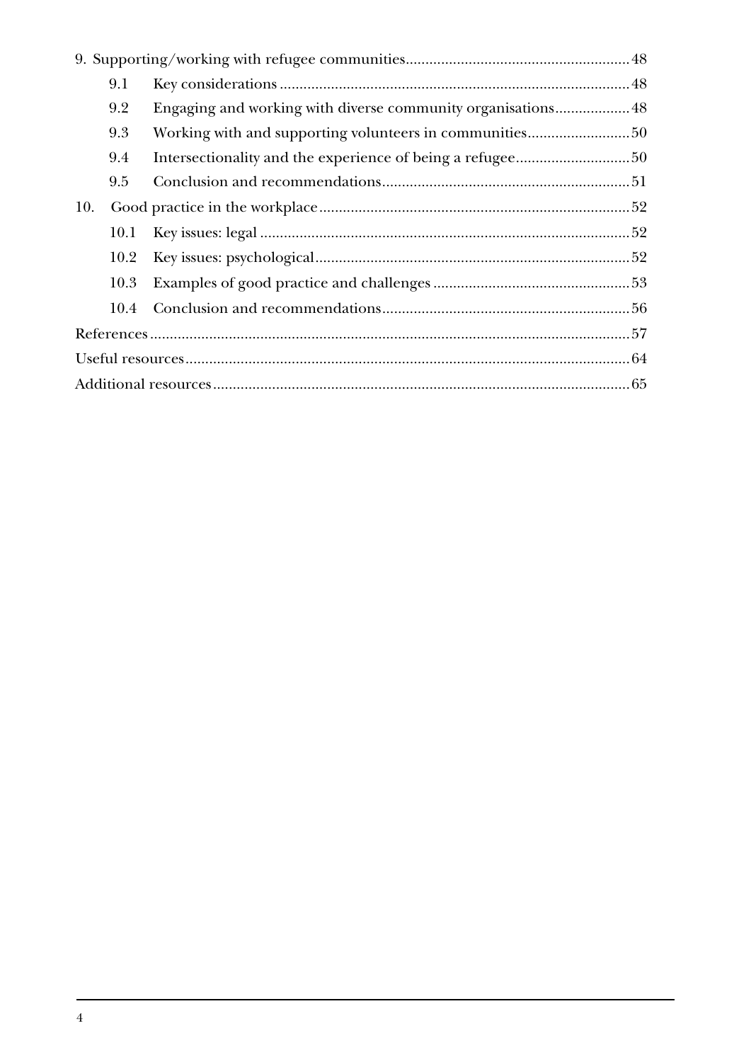9. Supporting/working with refugee communities ........ 48

    9.1 Key considerations ........ 48

    9.2 Engaging and working with diverse community organisations ........ 48

    9.3 Working with and supporting volunteers in communities ........ 50

    9.4 Intersectionality and the experience of being a refugee ........ 50

    9.5 Conclusion and recommendations ........ 51

10. Good practice in the workplace ........ 52

    10.1 Key issues: legal ........ 52

    10.2 Key issues: psychological ........ 52

    10.3 Examples of good practice and challenges ........ 53

    10.4 Conclusion and recommendations ........ 56

References ........ 57

Useful resources ........ 64

Additional resources ........ 65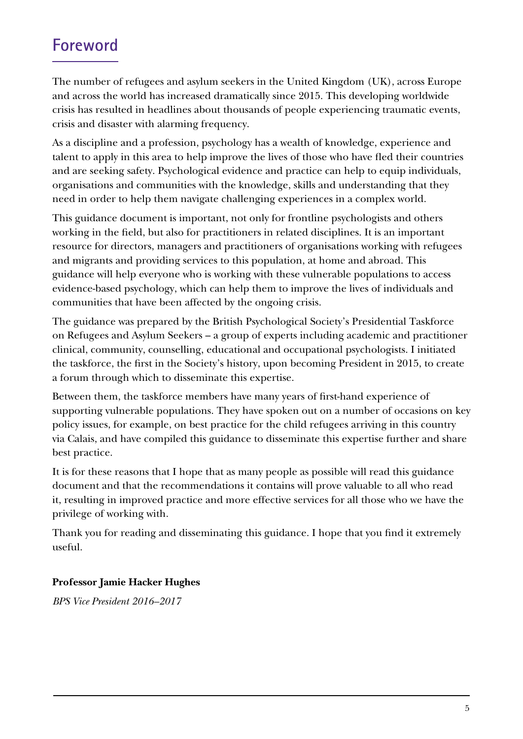# Foreword

The number of refugees and asylum seekers in the United Kingdom (UK), across Europe and across the world has increased dramatically since 2015. This developing worldwide crisis has resulted in headlines about thousands of people experiencing traumatic events, crisis and disaster with alarming frequency.

As a discipline and a profession, psychology has a wealth of knowledge, experience and talent to apply in this area to help improve the lives of those who have fled their countries and are seeking safety. Psychological evidence and practice can help to equip individuals, organisations and communities with the knowledge, skills and understanding that they need in order to help them navigate challenging experiences in a complex world.

This guidance document is important, not only for frontline psychologists and others working in the field, but also for practitioners in related disciplines. It is an important resource for directors, managers and practitioners of organisations working with refugees and migrants and providing services to this population, at home and abroad. This guidance will help everyone who is working with these vulnerable populations to access evidence-based psychology, which can help them to improve the lives of individuals and communities that have been affected by the ongoing crisis.

The guidance was prepared by the British Psychological Society's Presidential Taskforce on Refugees and Asylum Seekers – a group of experts including academic and practitioner clinical, community, counselling, educational and occupational psychologists. I initiated the taskforce, the first in the Society's history, upon becoming President in 2015, to create a forum through which to disseminate this expertise.

Between them, the taskforce members have many years of first-hand experience of supporting vulnerable populations. They have spoken out on a number of occasions on key policy issues, for example, on best practice for the child refugees arriving in this country via Calais, and have compiled this guidance to disseminate this expertise further and share best practice.

It is for these reasons that I hope that as many people as possible will read this guidance document and that the recommendations it contains will prove valuable to all who read it, resulting in improved practice and more effective services for all those who we have the privilege of working with.

Thank you for reading and disseminating this guidance. I hope that you find it extremely useful.

**Professor Jamie Hacker Hughes**

*BPS Vice President 2016–2017*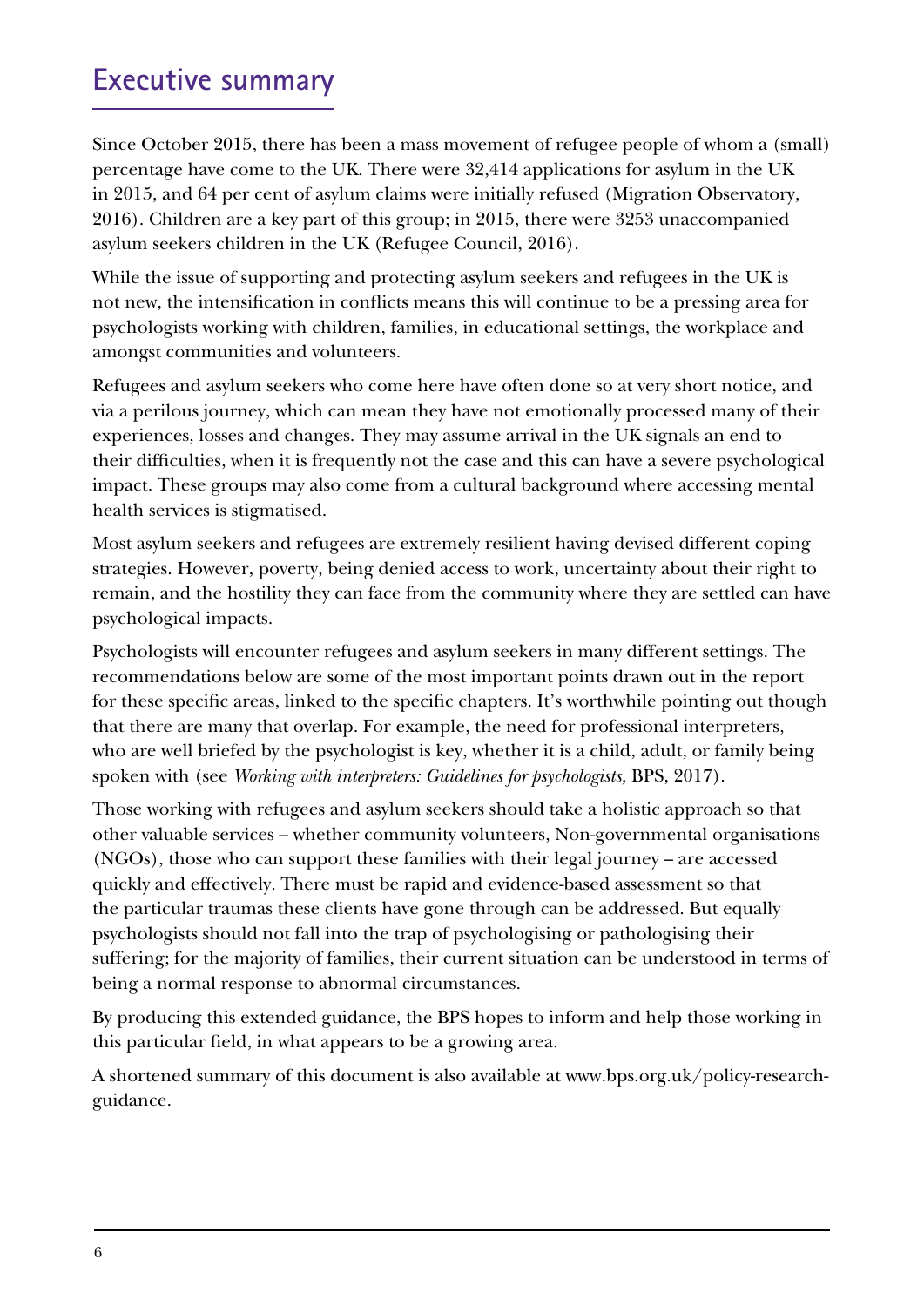## Executive summary

Since October 2015, there has been a mass movement of refugee people of whom a (small) percentage have come to the UK. There were 32,414 applications for asylum in the UK in 2015, and 64 per cent of asylum claims were initially refused (Migration Observatory, 2016). Children are a key part of this group; in 2015, there were 3253 unaccompanied asylum seekers children in the UK (Refugee Council, 2016).

While the issue of supporting and protecting asylum seekers and refugees in the UK is not new, the intensification in conflicts means this will continue to be a pressing area for psychologists working with children, families, in educational settings, the workplace and amongst communities and volunteers.

Refugees and asylum seekers who come here have often done so at very short notice, and via a perilous journey, which can mean they have not emotionally processed many of their experiences, losses and changes. They may assume arrival in the UK signals an end to their difficulties, when it is frequently not the case and this can have a severe psychological impact. These groups may also come from a cultural background where accessing mental health services is stigmatised.

Most asylum seekers and refugees are extremely resilient having devised different coping strategies. However, poverty, being denied access to work, uncertainty about their right to remain, and the hostility they can face from the community where they are settled can have psychological impacts.

Psychologists will encounter refugees and asylum seekers in many different settings. The recommendations below are some of the most important points drawn out in the report for these specific areas, linked to the specific chapters. It's worthwhile pointing out though that there are many that overlap. For example, the need for professional interpreters, who are well briefed by the psychologist is key, whether it is a child, adult, or family being spoken with (see *Working with interpreters: Guidelines for psychologists,* BPS, 2017).

Those working with refugees and asylum seekers should take a holistic approach so that other valuable services – whether community volunteers, Non-governmental organisations (NGOs), those who can support these families with their legal journey – are accessed quickly and effectively. There must be rapid and evidence-based assessment so that the particular traumas these clients have gone through can be addressed. But equally psychologists should not fall into the trap of psychologising or pathologising their suffering; for the majority of families, their current situation can be understood in terms of being a normal response to abnormal circumstances.

By producing this extended guidance, the BPS hopes to inform and help those working in this particular field, in what appears to be a growing area.

A shortened summary of this document is also available at www.bps.org.uk/policy-research-guidance.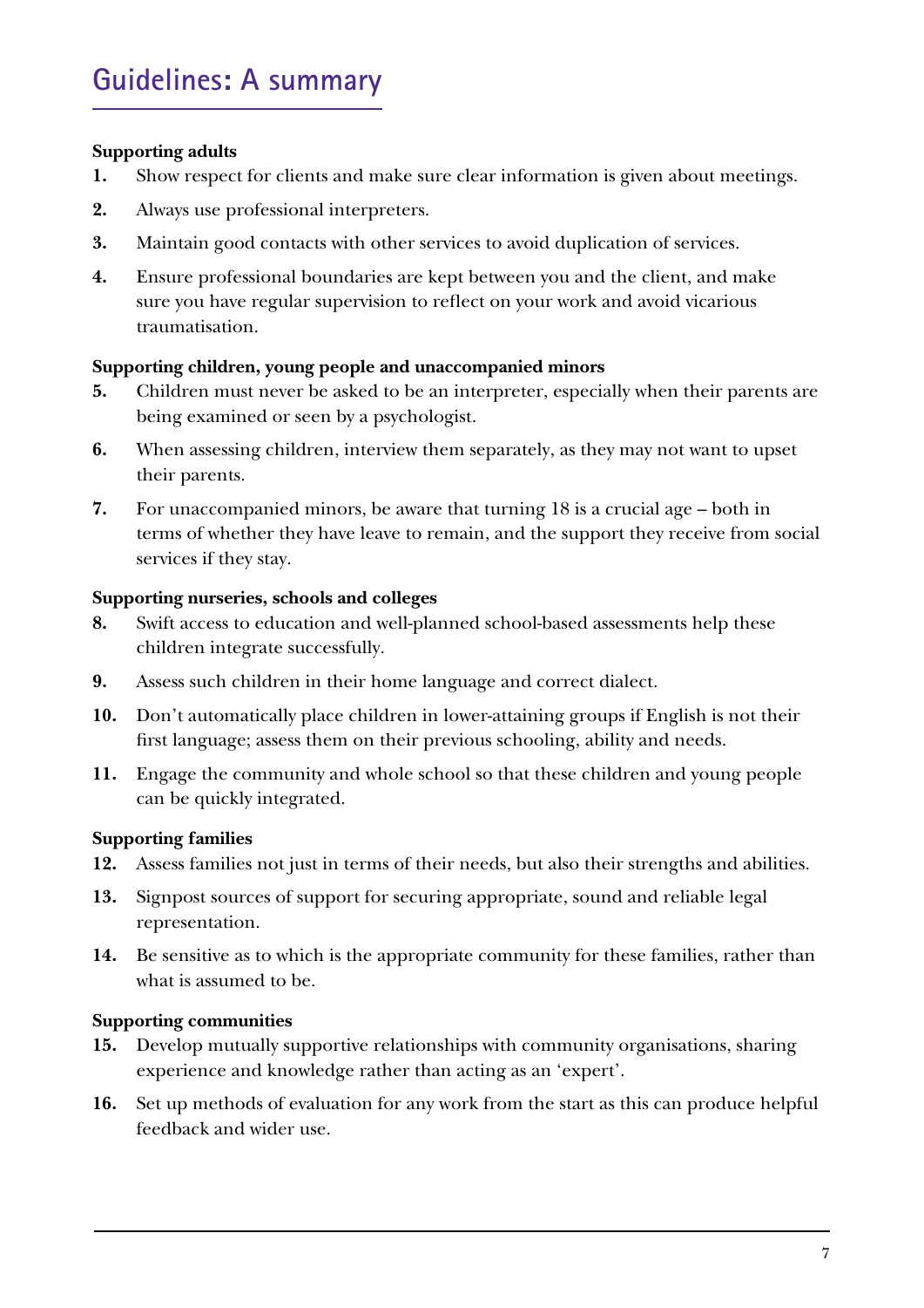# Guidelines: A summary

**Supporting adults**

1. Show respect for clients and make sure clear information is given about meetings.
2. Always use professional interpreters.
3. Maintain good contacts with other services to avoid duplication of services.
4. Ensure professional boundaries are kept between you and the client, and make sure you have regular supervision to reflect on your work and avoid vicarious traumatisation.

**Supporting children, young people and unaccompanied minors**

5. Children must never be asked to be an interpreter, especially when their parents are being examined or seen by a psychologist.
6. When assessing children, interview them separately, as they may not want to upset their parents.
7. For unaccompanied minors, be aware that turning 18 is a crucial age – both in terms of whether they have leave to remain, and the support they receive from social services if they stay.

**Supporting nurseries, schools and colleges**

8. Swift access to education and well-planned school-based assessments help these children integrate successfully.
9. Assess such children in their home language and correct dialect.
10. Don't automatically place children in lower-attaining groups if English is not their first language; assess them on their previous schooling, ability and needs.
11. Engage the community and whole school so that these children and young people can be quickly integrated.

**Supporting families**

12. Assess families not just in terms of their needs, but also their strengths and abilities.
13. Signpost sources of support for securing appropriate, sound and reliable legal representation.
14. Be sensitive as to which is the appropriate community for these families, rather than what is assumed to be.

**Supporting communities**

15. Develop mutually supportive relationships with community organisations, sharing experience and knowledge rather than acting as an 'expert'.
16. Set up methods of evaluation for any work from the start as this can produce helpful feedback and wider use.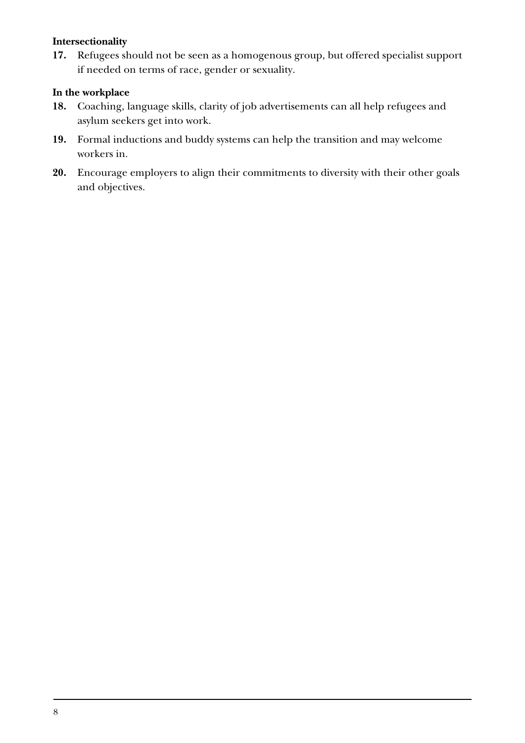**Intersectionality**

17. Refugees should not be seen as a homogenous group, but offered specialist support if needed on terms of race, gender or sexuality.

**In the workplace**

18. Coaching, language skills, clarity of job advertisements can all help refugees and asylum seekers get into work.

19. Formal inductions and buddy systems can help the transition and may welcome workers in.

20. Encourage employers to align their commitments to diversity with their other goals and objectives.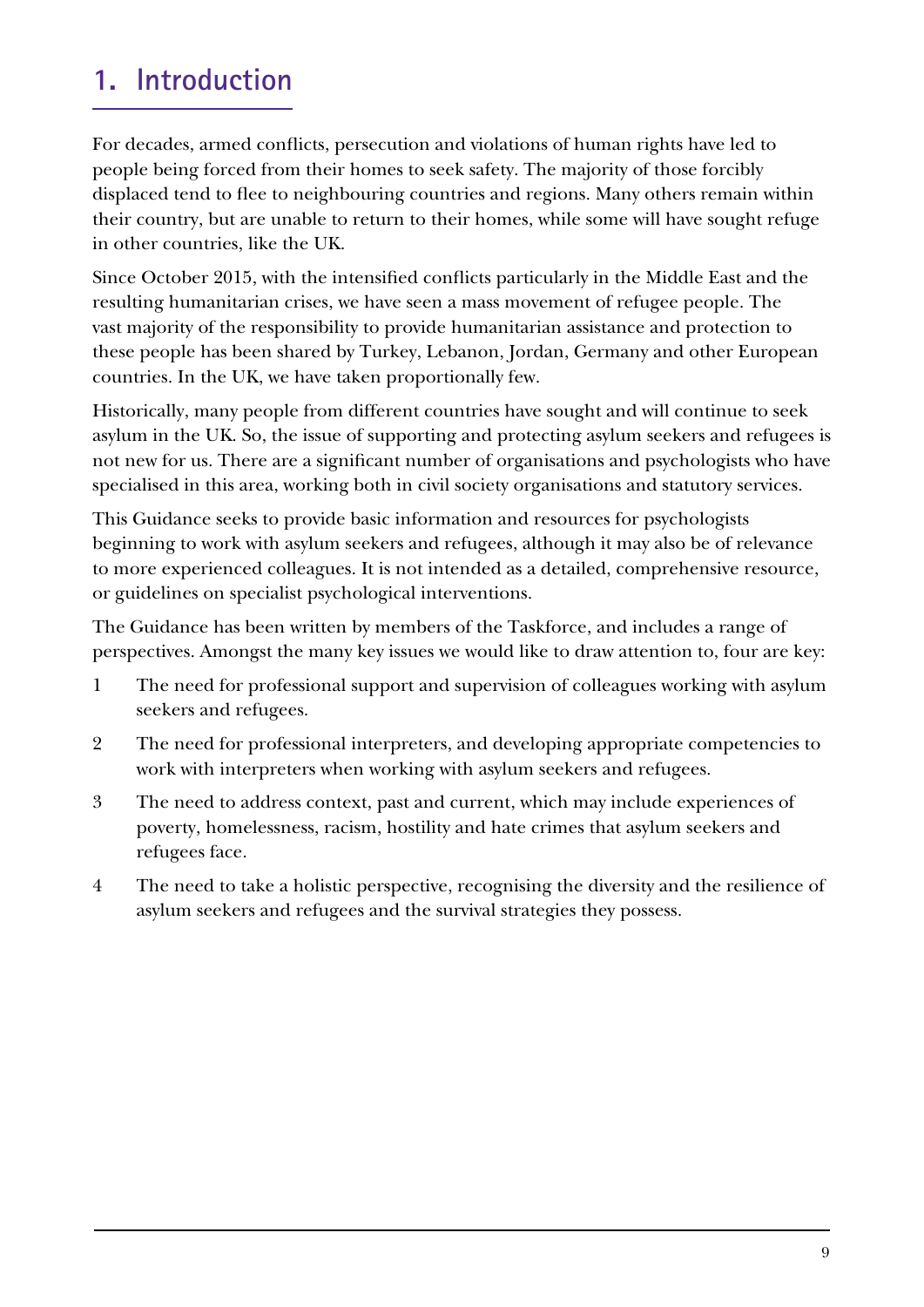# 1. Introduction

For decades, armed conflicts, persecution and violations of human rights have led to people being forced from their homes to seek safety. The majority of those forcibly displaced tend to flee to neighbouring countries and regions. Many others remain within their country, but are unable to return to their homes, while some will have sought refuge in other countries, like the UK.

Since October 2015, with the intensified conflicts particularly in the Middle East and the resulting humanitarian crises, we have seen a mass movement of refugee people. The vast majority of the responsibility to provide humanitarian assistance and protection to these people has been shared by Turkey, Lebanon, Jordan, Germany and other European countries. In the UK, we have taken proportionally few.

Historically, many people from different countries have sought and will continue to seek asylum in the UK. So, the issue of supporting and protecting asylum seekers and refugees is not new for us. There are a significant number of organisations and psychologists who have specialised in this area, working both in civil society organisations and statutory services.

This Guidance seeks to provide basic information and resources for psychologists beginning to work with asylum seekers and refugees, although it may also be of relevance to more experienced colleagues. It is not intended as a detailed, comprehensive resource, or guidelines on specialist psychological interventions.

The Guidance has been written by members of the Taskforce, and includes a range of perspectives. Amongst the many key issues we would like to draw attention to, four are key:

1. The need for professional support and supervision of colleagues working with asylum seekers and refugees.
2. The need for professional interpreters, and developing appropriate competencies to work with interpreters when working with asylum seekers and refugees.
3. The need to address context, past and current, which may include experiences of poverty, homelessness, racism, hostility and hate crimes that asylum seekers and refugees face.
4. The need to take a holistic perspective, recognising the diversity and the resilience of asylum seekers and refugees and the survival strategies they possess.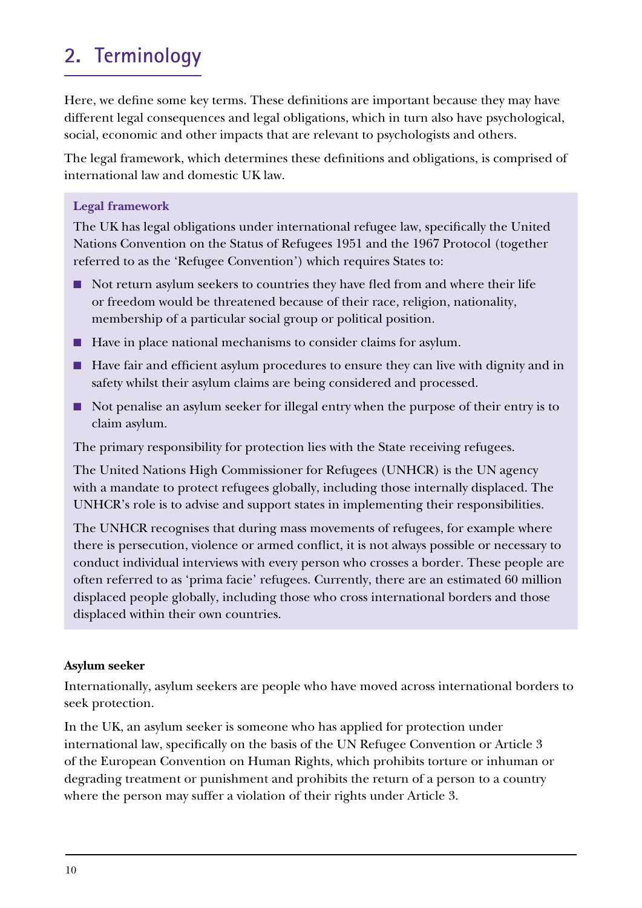## 2. Terminology

Here, we define some key terms. These definitions are important because they may have different legal consequences and legal obligations, which in turn also have psychological, social, economic and other impacts that are relevant to psychologists and others.

The legal framework, which determines these definitions and obligations, is comprised of international law and domestic UK law.

**Legal framework**

The UK has legal obligations under international refugee law, specifically the United Nations Convention on the Status of Refugees 1951 and the 1967 Protocol (together referred to as the 'Refugee Convention') which requires States to:

- Not return asylum seekers to countries they have fled from and where their life or freedom would be threatened because of their race, religion, nationality, membership of a particular social group or political position.
- Have in place national mechanisms to consider claims for asylum.
- Have fair and efficient asylum procedures to ensure they can live with dignity and in safety whilst their asylum claims are being considered and processed.
- Not penalise an asylum seeker for illegal entry when the purpose of their entry is to claim asylum.

The primary responsibility for protection lies with the State receiving refugees.

The United Nations High Commissioner for Refugees (UNHCR) is the UN agency with a mandate to protect refugees globally, including those internally displaced. The UNHCR's role is to advise and support states in implementing their responsibilities.

The UNHCR recognises that during mass movements of refugees, for example where there is persecution, violence or armed conflict, it is not always possible or necessary to conduct individual interviews with every person who crosses a border. These people are often referred to as 'prima facie' refugees. Currently, there are an estimated 60 million displaced people globally, including those who cross international borders and those displaced within their own countries.

**Asylum seeker**

Internationally, asylum seekers are people who have moved across international borders to seek protection.

In the UK, an asylum seeker is someone who has applied for protection under international law, specifically on the basis of the UN Refugee Convention or Article 3 of the European Convention on Human Rights, which prohibits torture or inhuman or degrading treatment or punishment and prohibits the return of a person to a country where the person may suffer a violation of their rights under Article 3.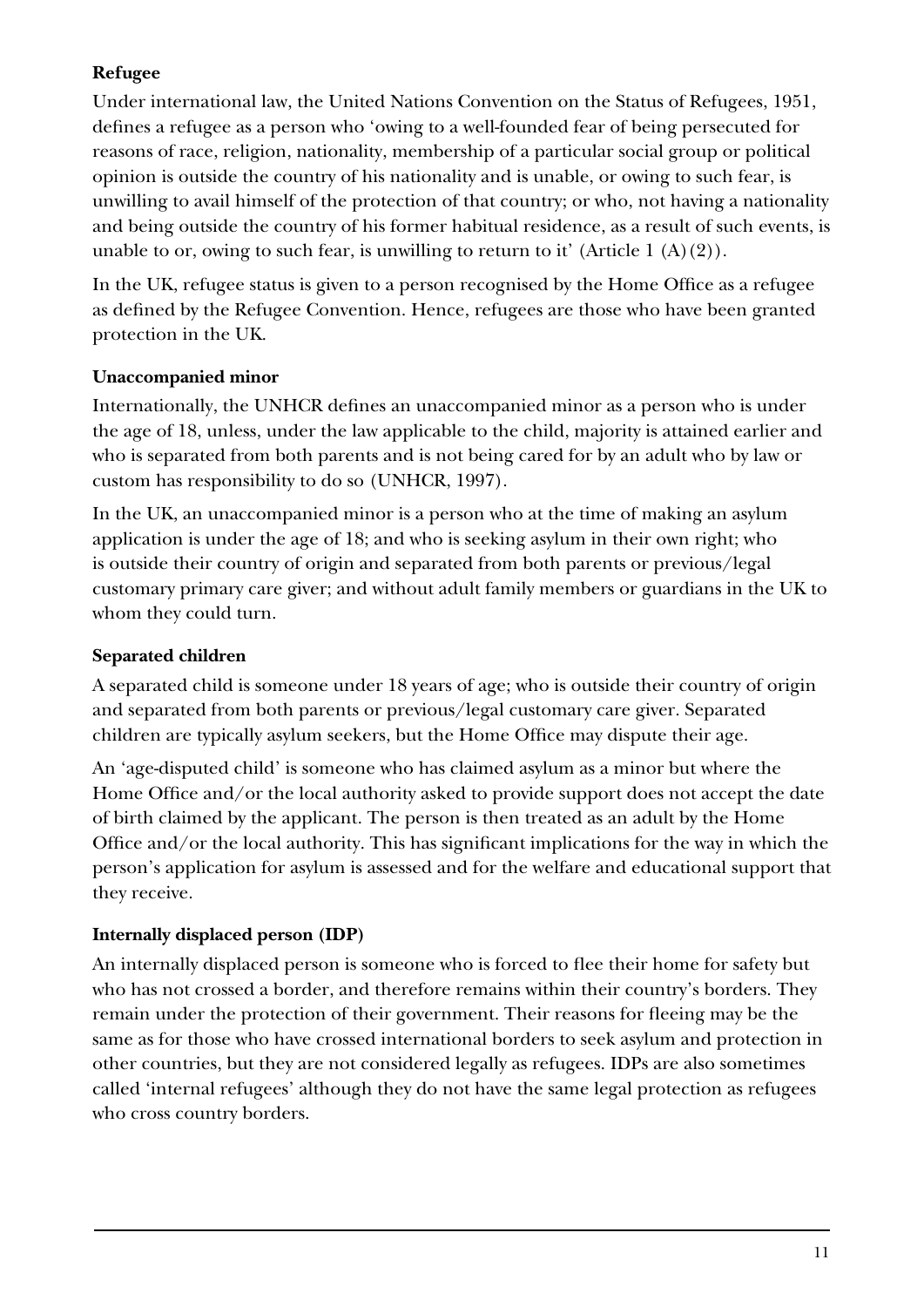**Refugee**

Under international law, the United Nations Convention on the Status of Refugees, 1951, defines a refugee as a person who 'owing to a well-founded fear of being persecuted for reasons of race, religion, nationality, membership of a particular social group or political opinion is outside the country of his nationality and is unable, or owing to such fear, is unwilling to avail himself of the protection of that country; or who, not having a nationality and being outside the country of his former habitual residence, as a result of such events, is unable to or, owing to such fear, is unwilling to return to it' (Article 1 (A)(2)).

In the UK, refugee status is given to a person recognised by the Home Office as a refugee as defined by the Refugee Convention. Hence, refugees are those who have been granted protection in the UK.

**Unaccompanied minor**

Internationally, the UNHCR defines an unaccompanied minor as a person who is under the age of 18, unless, under the law applicable to the child, majority is attained earlier and who is separated from both parents and is not being cared for by an adult who by law or custom has responsibility to do so (UNHCR, 1997).

In the UK, an unaccompanied minor is a person who at the time of making an asylum application is under the age of 18; and who is seeking asylum in their own right; who is outside their country of origin and separated from both parents or previous/legal customary primary care giver; and without adult family members or guardians in the UK to whom they could turn.

**Separated children**

A separated child is someone under 18 years of age; who is outside their country of origin and separated from both parents or previous/legal customary care giver. Separated children are typically asylum seekers, but the Home Office may dispute their age.

An 'age-disputed child' is someone who has claimed asylum as a minor but where the Home Office and/or the local authority asked to provide support does not accept the date of birth claimed by the applicant. The person is then treated as an adult by the Home Office and/or the local authority. This has significant implications for the way in which the person's application for asylum is assessed and for the welfare and educational support that they receive.

**Internally displaced person (IDP)**

An internally displaced person is someone who is forced to flee their home for safety but who has not crossed a border, and therefore remains within their country's borders. They remain under the protection of their government. Their reasons for fleeing may be the same as for those who have crossed international borders to seek asylum and protection in other countries, but they are not considered legally as refugees. IDPs are also sometimes called 'internal refugees' although they do not have the same legal protection as refugees who cross country borders.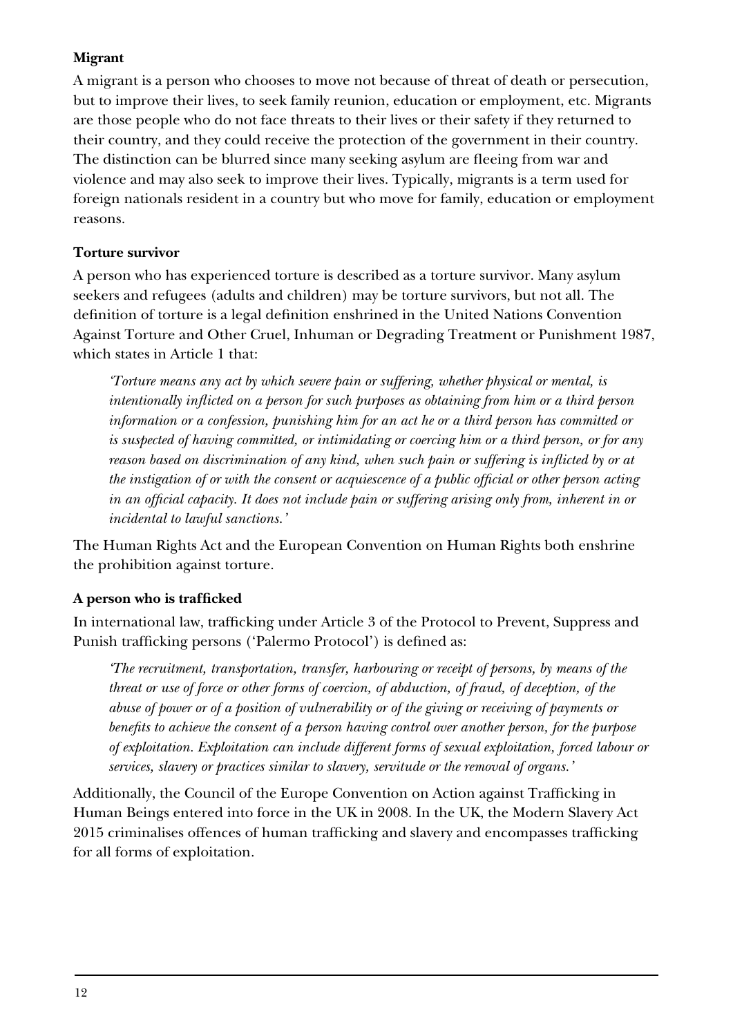**Migrant**

A migrant is a person who chooses to move not because of threat of death or persecution, but to improve their lives, to seek family reunion, education or employment, etc. Migrants are those people who do not face threats to their lives or their safety if they returned to their country, and they could receive the protection of the government in their country. The distinction can be blurred since many seeking asylum are fleeing from war and violence and may also seek to improve their lives. Typically, migrants is a term used for foreign nationals resident in a country but who move for family, education or employment reasons.

**Torture survivor**

A person who has experienced torture is described as a torture survivor. Many asylum seekers and refugees (adults and children) may be torture survivors, but not all. The definition of torture is a legal definition enshrined in the United Nations Convention Against Torture and Other Cruel, Inhuman or Degrading Treatment or Punishment 1987, which states in Article 1 that:

> *'Torture means any act by which severe pain or suffering, whether physical or mental, is intentionally inflicted on a person for such purposes as obtaining from him or a third person information or a confession, punishing him for an act he or a third person has committed or is suspected of having committed, or intimidating or coercing him or a third person, or for any reason based on discrimination of any kind, when such pain or suffering is inflicted by or at the instigation of or with the consent or acquiescence of a public official or other person acting in an official capacity. It does not include pain or suffering arising only from, inherent in or incidental to lawful sanctions.'*

The Human Rights Act and the European Convention on Human Rights both enshrine the prohibition against torture.

**A person who is trafficked**

In international law, trafficking under Article 3 of the Protocol to Prevent, Suppress and Punish trafficking persons ('Palermo Protocol') is defined as:

> *'The recruitment, transportation, transfer, harbouring or receipt of persons, by means of the threat or use of force or other forms of coercion, of abduction, of fraud, of deception, of the abuse of power or of a position of vulnerability or of the giving or receiving of payments or benefits to achieve the consent of a person having control over another person, for the purpose of exploitation. Exploitation can include different forms of sexual exploitation, forced labour or services, slavery or practices similar to slavery, servitude or the removal of organs.'*

Additionally, the Council of the Europe Convention on Action against Trafficking in Human Beings entered into force in the UK in 2008. In the UK, the Modern Slavery Act 2015 criminalises offences of human trafficking and slavery and encompasses trafficking for all forms of exploitation.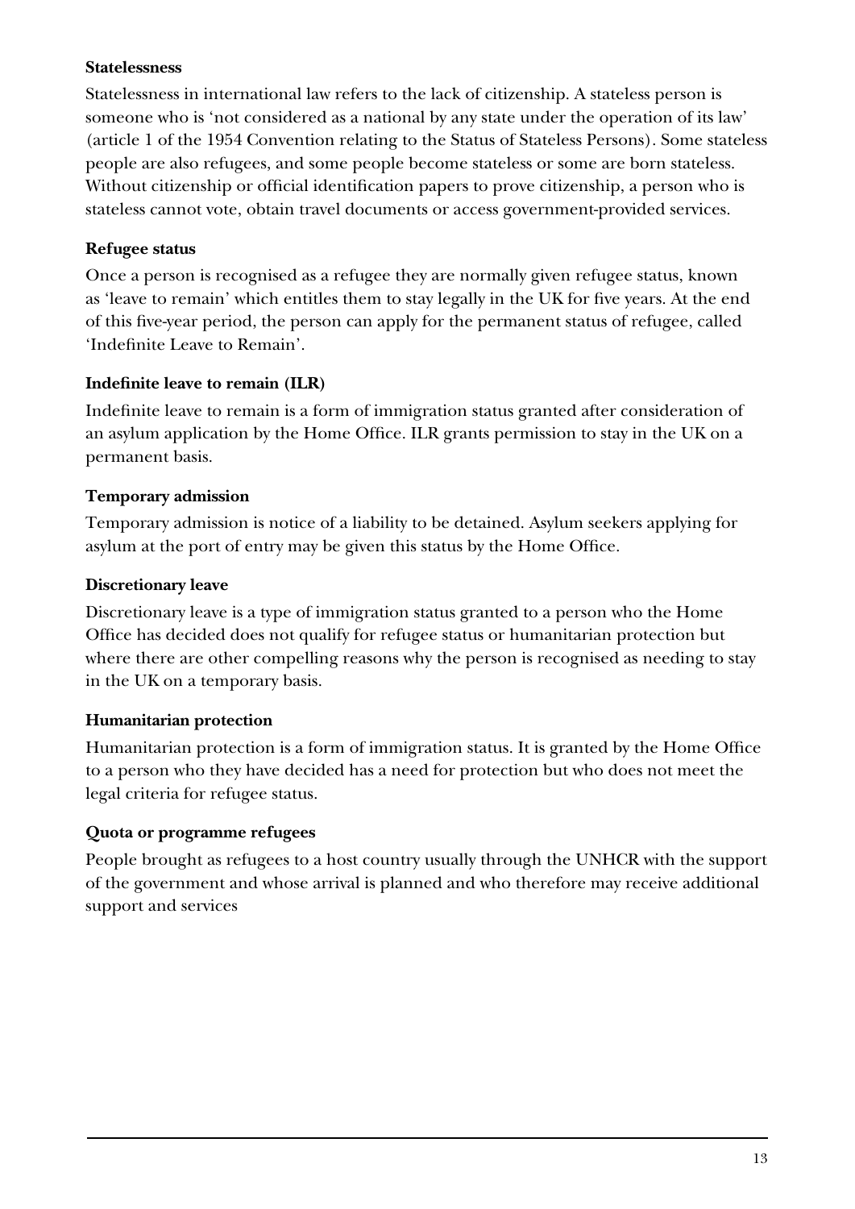**Statelessness**

Statelessness in international law refers to the lack of citizenship. A stateless person is someone who is 'not considered as a national by any state under the operation of its law' (article 1 of the 1954 Convention relating to the Status of Stateless Persons). Some stateless people are also refugees, and some people become stateless or some are born stateless. Without citizenship or official identification papers to prove citizenship, a person who is stateless cannot vote, obtain travel documents or access government-provided services.

**Refugee status**

Once a person is recognised as a refugee they are normally given refugee status, known as 'leave to remain' which entitles them to stay legally in the UK for five years. At the end of this five-year period, the person can apply for the permanent status of refugee, called 'Indefinite Leave to Remain'.

**Indefinite leave to remain (ILR)**

Indefinite leave to remain is a form of immigration status granted after consideration of an asylum application by the Home Office. ILR grants permission to stay in the UK on a permanent basis.

**Temporary admission**

Temporary admission is notice of a liability to be detained. Asylum seekers applying for asylum at the port of entry may be given this status by the Home Office.

**Discretionary leave**

Discretionary leave is a type of immigration status granted to a person who the Home Office has decided does not qualify for refugee status or humanitarian protection but where there are other compelling reasons why the person is recognised as needing to stay in the UK on a temporary basis.

**Humanitarian protection**

Humanitarian protection is a form of immigration status. It is granted by the Home Office to a person who they have decided has a need for protection but who does not meet the legal criteria for refugee status.

**Quota or programme refugees**

People brought as refugees to a host country usually through the UNHCR with the support of the government and whose arrival is planned and who therefore may receive additional support and services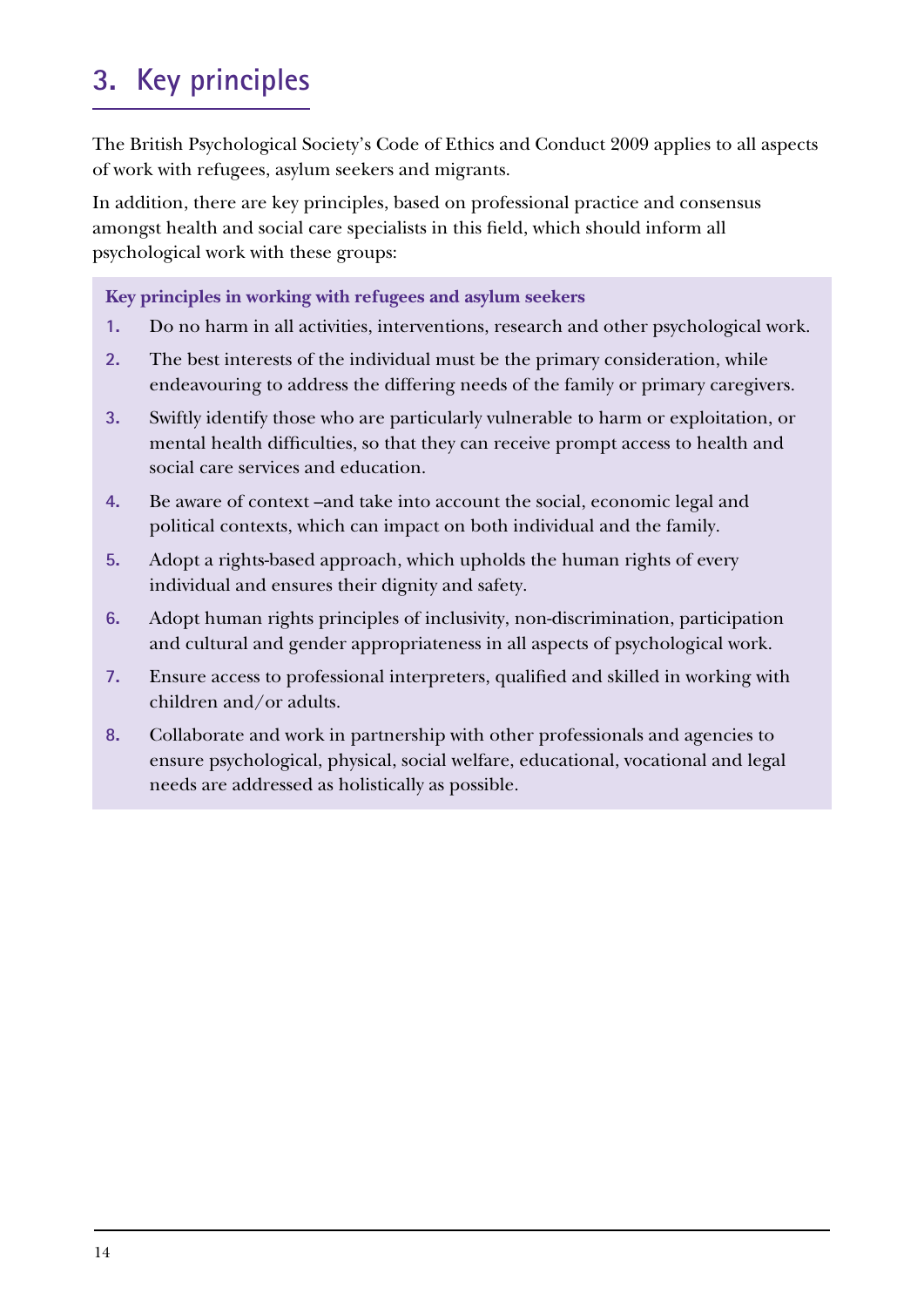## 3. Key principles

The British Psychological Society's Code of Ethics and Conduct 2009 applies to all aspects of work with refugees, asylum seekers and migrants.

In addition, there are key principles, based on professional practice and consensus amongst health and social care specialists in this field, which should inform all psychological work with these groups:

**Key principles in working with refugees and asylum seekers**

1. Do no harm in all activities, interventions, research and other psychological work.
2. The best interests of the individual must be the primary consideration, while endeavouring to address the differing needs of the family or primary caregivers.
3. Swiftly identify those who are particularly vulnerable to harm or exploitation, or mental health difficulties, so that they can receive prompt access to health and social care services and education.
4. Be aware of context –and take into account the social, economic legal and political contexts, which can impact on both individual and the family.
5. Adopt a rights-based approach, which upholds the human rights of every individual and ensures their dignity and safety.
6. Adopt human rights principles of inclusivity, non-discrimination, participation and cultural and gender appropriateness in all aspects of psychological work.
7. Ensure access to professional interpreters, qualified and skilled in working with children and/or adults.
8. Collaborate and work in partnership with other professionals and agencies to ensure psychological, physical, social welfare, educational, vocational and legal needs are addressed as holistically as possible.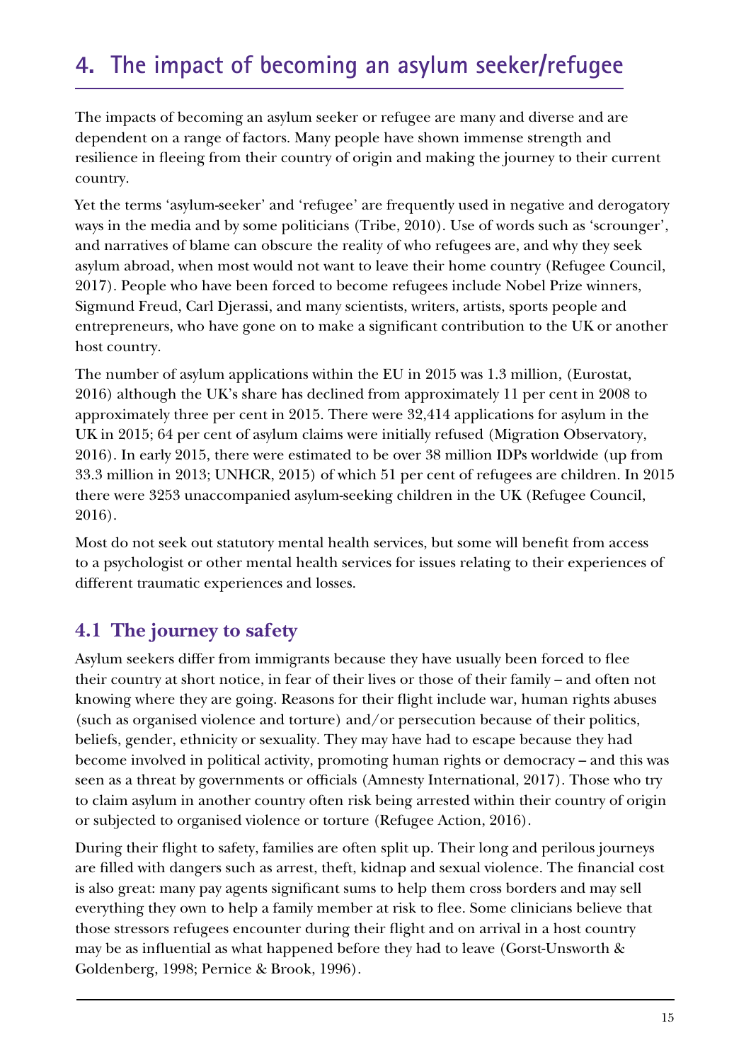# 4. The impact of becoming an asylum seeker/refugee

The impacts of becoming an asylum seeker or refugee are many and diverse and are dependent on a range of factors. Many people have shown immense strength and resilience in fleeing from their country of origin and making the journey to their current country.

Yet the terms 'asylum-seeker' and 'refugee' are frequently used in negative and derogatory ways in the media and by some politicians (Tribe, 2010). Use of words such as 'scrounger', and narratives of blame can obscure the reality of who refugees are, and why they seek asylum abroad, when most would not want to leave their home country (Refugee Council, 2017). People who have been forced to become refugees include Nobel Prize winners, Sigmund Freud, Carl Djerassi, and many scientists, writers, artists, sports people and entrepreneurs, who have gone on to make a significant contribution to the UK or another host country.

The number of asylum applications within the EU in 2015 was 1.3 million, (Eurostat, 2016) although the UK's share has declined from approximately 11 per cent in 2008 to approximately three per cent in 2015. There were 32,414 applications for asylum in the UK in 2015; 64 per cent of asylum claims were initially refused (Migration Observatory, 2016). In early 2015, there were estimated to be over 38 million IDPs worldwide (up from 33.3 million in 2013; UNHCR, 2015) of which 51 per cent of refugees are children. In 2015 there were 3253 unaccompanied asylum-seeking children in the UK (Refugee Council, 2016).

Most do not seek out statutory mental health services, but some will benefit from access to a psychologist or other mental health services for issues relating to their experiences of different traumatic experiences and losses.

## 4.1 The journey to safety

Asylum seekers differ from immigrants because they have usually been forced to flee their country at short notice, in fear of their lives or those of their family – and often not knowing where they are going. Reasons for their flight include war, human rights abuses (such as organised violence and torture) and/or persecution because of their politics, beliefs, gender, ethnicity or sexuality. They may have had to escape because they had become involved in political activity, promoting human rights or democracy – and this was seen as a threat by governments or officials (Amnesty International, 2017). Those who try to claim asylum in another country often risk being arrested within their country of origin or subjected to organised violence or torture (Refugee Action, 2016).

During their flight to safety, families are often split up. Their long and perilous journeys are filled with dangers such as arrest, theft, kidnap and sexual violence. The financial cost is also great: many pay agents significant sums to help them cross borders and may sell everything they own to help a family member at risk to flee. Some clinicians believe that those stressors refugees encounter during their flight and on arrival in a host country may be as influential as what happened before they had to leave (Gorst-Unsworth & Goldenberg, 1998; Pernice & Brook, 1996).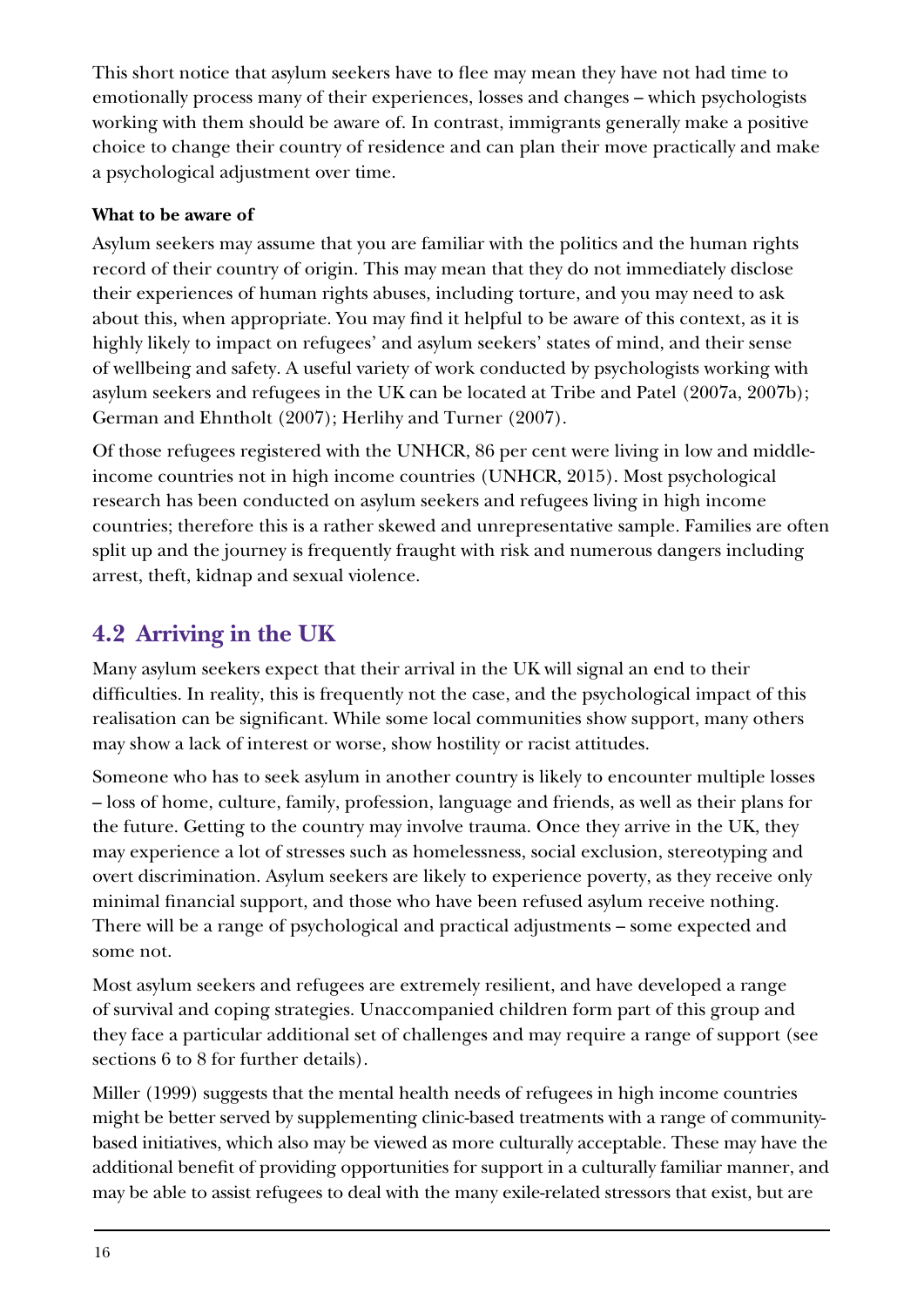This short notice that asylum seekers have to flee may mean they have not had time to emotionally process many of their experiences, losses and changes – which psychologists working with them should be aware of. In contrast, immigrants generally make a positive choice to change their country of residence and can plan their move practically and make a psychological adjustment over time.

**What to be aware of**

Asylum seekers may assume that you are familiar with the politics and the human rights record of their country of origin. This may mean that they do not immediately disclose their experiences of human rights abuses, including torture, and you may need to ask about this, when appropriate. You may find it helpful to be aware of this context, as it is highly likely to impact on refugees' and asylum seekers' states of mind, and their sense of wellbeing and safety. A useful variety of work conducted by psychologists working with asylum seekers and refugees in the UK can be located at Tribe and Patel (2007a, 2007b); German and Ehntholt (2007); Herlihy and Turner (2007).

Of those refugees registered with the UNHCR, 86 per cent were living in low and middle-income countries not in high income countries (UNHCR, 2015). Most psychological research has been conducted on asylum seekers and refugees living in high income countries; therefore this is a rather skewed and unrepresentative sample. Families are often split up and the journey is frequently fraught with risk and numerous dangers including arrest, theft, kidnap and sexual violence.

## 4.2 Arriving in the UK

Many asylum seekers expect that their arrival in the UK will signal an end to their difficulties. In reality, this is frequently not the case, and the psychological impact of this realisation can be significant. While some local communities show support, many others may show a lack of interest or worse, show hostility or racist attitudes.

Someone who has to seek asylum in another country is likely to encounter multiple losses – loss of home, culture, family, profession, language and friends, as well as their plans for the future. Getting to the country may involve trauma. Once they arrive in the UK, they may experience a lot of stresses such as homelessness, social exclusion, stereotyping and overt discrimination. Asylum seekers are likely to experience poverty, as they receive only minimal financial support, and those who have been refused asylum receive nothing. There will be a range of psychological and practical adjustments – some expected and some not.

Most asylum seekers and refugees are extremely resilient, and have developed a range of survival and coping strategies. Unaccompanied children form part of this group and they face a particular additional set of challenges and may require a range of support (see sections 6 to 8 for further details).

Miller (1999) suggests that the mental health needs of refugees in high income countries might be better served by supplementing clinic-based treatments with a range of community-based initiatives, which also may be viewed as more culturally acceptable. These may have the additional benefit of providing opportunities for support in a culturally familiar manner, and may be able to assist refugees to deal with the many exile-related stressors that exist, but are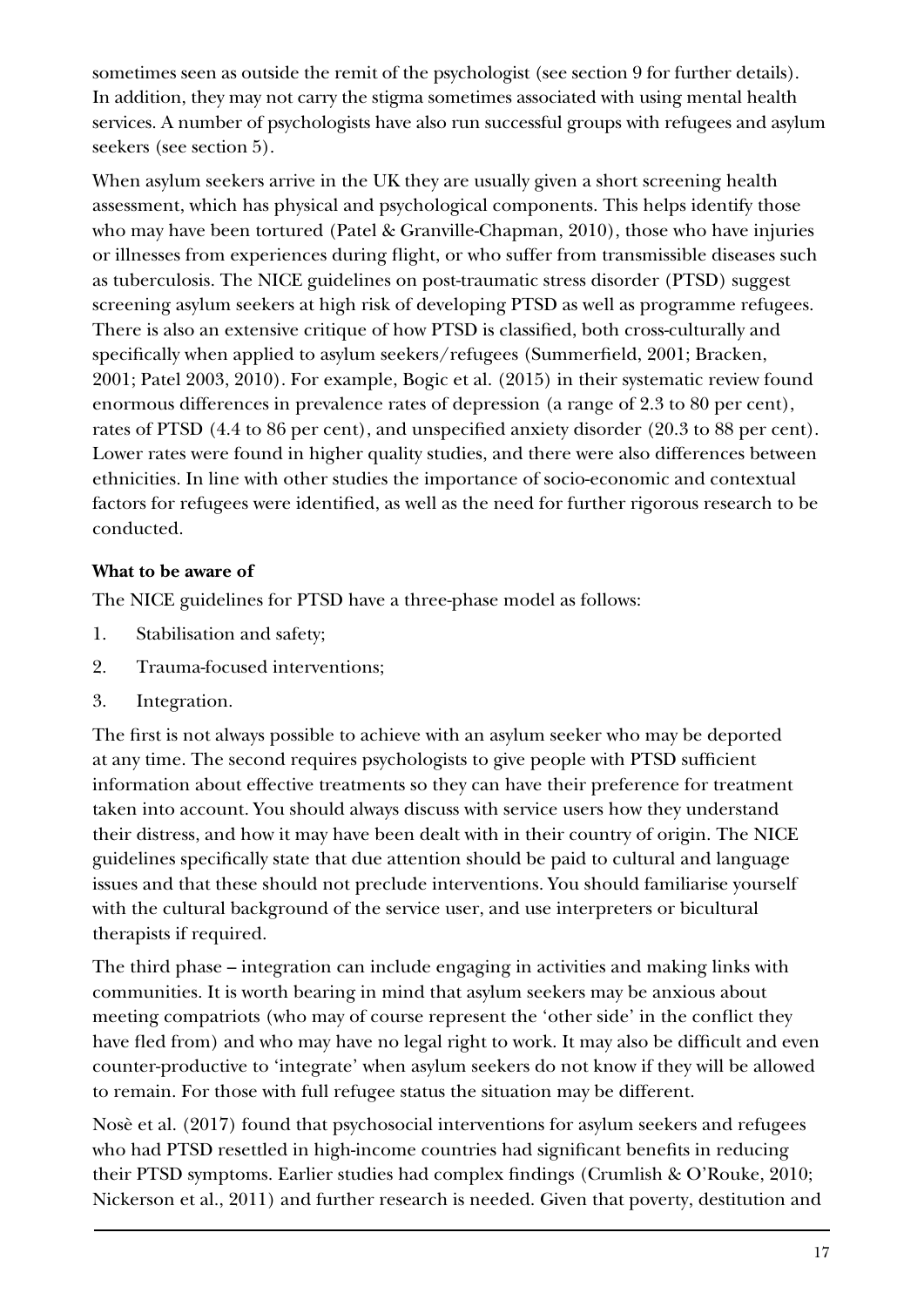sometimes seen as outside the remit of the psychologist (see section 9 for further details). In addition, they may not carry the stigma sometimes associated with using mental health services. A number of psychologists have also run successful groups with refugees and asylum seekers (see section 5).

When asylum seekers arrive in the UK they are usually given a short screening health assessment, which has physical and psychological components. This helps identify those who may have been tortured (Patel & Granville-Chapman, 2010), those who have injuries or illnesses from experiences during flight, or who suffer from transmissible diseases such as tuberculosis. The NICE guidelines on post-traumatic stress disorder (PTSD) suggest screening asylum seekers at high risk of developing PTSD as well as programme refugees. There is also an extensive critique of how PTSD is classified, both cross-culturally and specifically when applied to asylum seekers/refugees (Summerfield, 2001; Bracken, 2001; Patel 2003, 2010). For example, Bogic et al. (2015) in their systematic review found enormous differences in prevalence rates of depression (a range of 2.3 to 80 per cent), rates of PTSD (4.4 to 86 per cent), and unspecified anxiety disorder (20.3 to 88 per cent). Lower rates were found in higher quality studies, and there were also differences between ethnicities. In line with other studies the importance of socio-economic and contextual factors for refugees were identified, as well as the need for further rigorous research to be conducted.

**What to be aware of**

The NICE guidelines for PTSD have a three-phase model as follows:

1. Stabilisation and safety;
2. Trauma-focused interventions;
3. Integration.

The first is not always possible to achieve with an asylum seeker who may be deported at any time. The second requires psychologists to give people with PTSD sufficient information about effective treatments so they can have their preference for treatment taken into account. You should always discuss with service users how they understand their distress, and how it may have been dealt with in their country of origin. The NICE guidelines specifically state that due attention should be paid to cultural and language issues and that these should not preclude interventions. You should familiarise yourself with the cultural background of the service user, and use interpreters or bicultural therapists if required.

The third phase – integration can include engaging in activities and making links with communities. It is worth bearing in mind that asylum seekers may be anxious about meeting compatriots (who may of course represent the 'other side' in the conflict they have fled from) and who may have no legal right to work. It may also be difficult and even counter-productive to 'integrate' when asylum seekers do not know if they will be allowed to remain. For those with full refugee status the situation may be different.

Nosè et al. (2017) found that psychosocial interventions for asylum seekers and refugees who had PTSD resettled in high-income countries had significant benefits in reducing their PTSD symptoms. Earlier studies had complex findings (Crumlish & O'Rouke, 2010; Nickerson et al., 2011) and further research is needed. Given that poverty, destitution and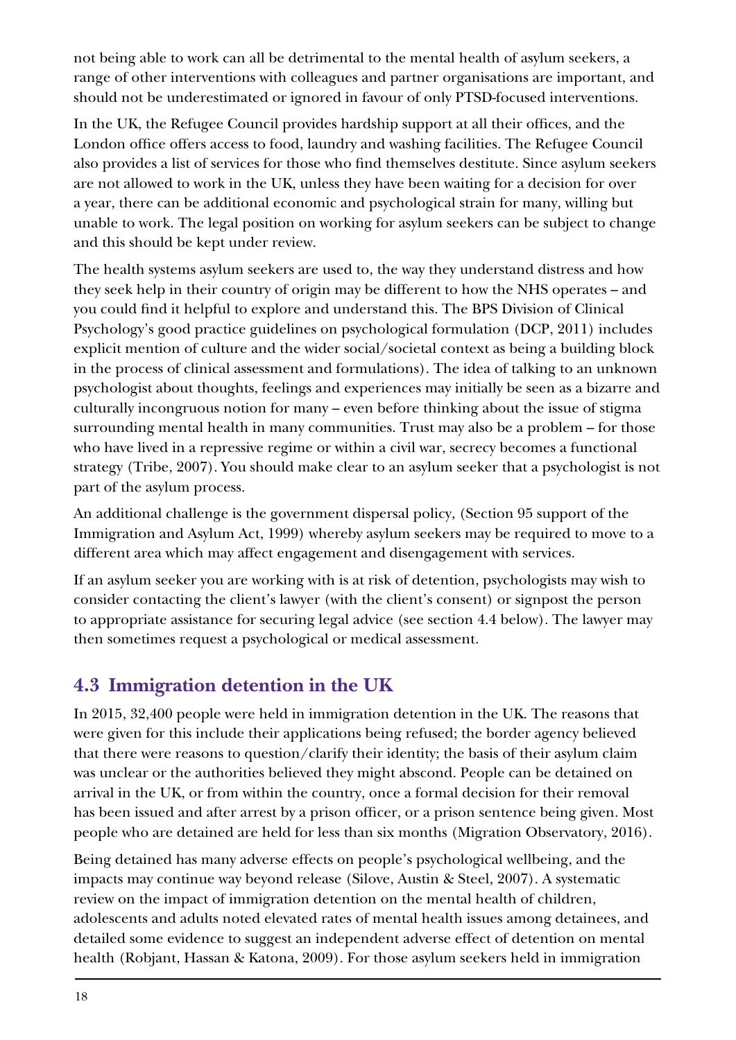not being able to work can all be detrimental to the mental health of asylum seekers, a range of other interventions with colleagues and partner organisations are important, and should not be underestimated or ignored in favour of only PTSD-focused interventions.

In the UK, the Refugee Council provides hardship support at all their offices, and the London office offers access to food, laundry and washing facilities. The Refugee Council also provides a list of services for those who find themselves destitute. Since asylum seekers are not allowed to work in the UK, unless they have been waiting for a decision for over a year, there can be additional economic and psychological strain for many, willing but unable to work. The legal position on working for asylum seekers can be subject to change and this should be kept under review.

The health systems asylum seekers are used to, the way they understand distress and how they seek help in their country of origin may be different to how the NHS operates – and you could find it helpful to explore and understand this. The BPS Division of Clinical Psychology's good practice guidelines on psychological formulation (DCP, 2011) includes explicit mention of culture and the wider social/societal context as being a building block in the process of clinical assessment and formulations). The idea of talking to an unknown psychologist about thoughts, feelings and experiences may initially be seen as a bizarre and culturally incongruous notion for many – even before thinking about the issue of stigma surrounding mental health in many communities. Trust may also be a problem – for those who have lived in a repressive regime or within a civil war, secrecy becomes a functional strategy (Tribe, 2007). You should make clear to an asylum seeker that a psychologist is not part of the asylum process.

An additional challenge is the government dispersal policy, (Section 95 support of the Immigration and Asylum Act, 1999) whereby asylum seekers may be required to move to a different area which may affect engagement and disengagement with services.

If an asylum seeker you are working with is at risk of detention, psychologists may wish to consider contacting the client's lawyer (with the client's consent) or signpost the person to appropriate assistance for securing legal advice (see section 4.4 below). The lawyer may then sometimes request a psychological or medical assessment.

## 4.3 Immigration detention in the UK

In 2015, 32,400 people were held in immigration detention in the UK. The reasons that were given for this include their applications being refused; the border agency believed that there were reasons to question/clarify their identity; the basis of their asylum claim was unclear or the authorities believed they might abscond. People can be detained on arrival in the UK, or from within the country, once a formal decision for their removal has been issued and after arrest by a prison officer, or a prison sentence being given. Most people who are detained are held for less than six months (Migration Observatory, 2016).

Being detained has many adverse effects on people's psychological wellbeing, and the impacts may continue way beyond release (Silove, Austin & Steel, 2007). A systematic review on the impact of immigration detention on the mental health of children, adolescents and adults noted elevated rates of mental health issues among detainees, and detailed some evidence to suggest an independent adverse effect of detention on mental health (Robjant, Hassan & Katona, 2009). For those asylum seekers held in immigration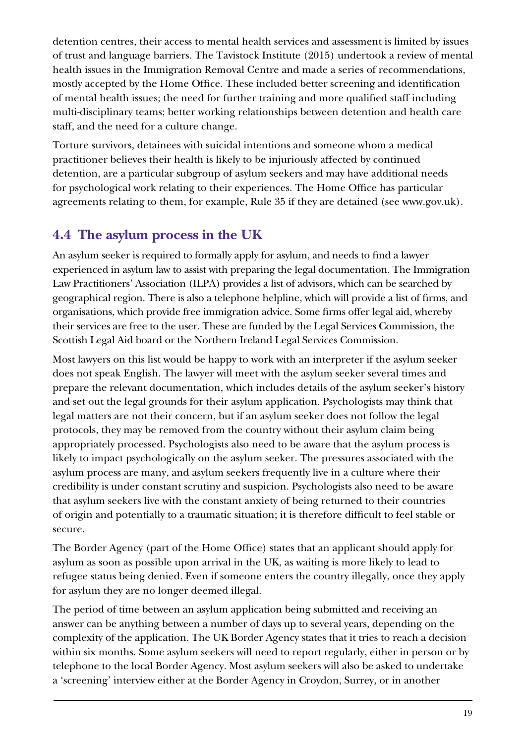detention centres, their access to mental health services and assessment is limited by issues of trust and language barriers. The Tavistock Institute (2015) undertook a review of mental health issues in the Immigration Removal Centre and made a series of recommendations, mostly accepted by the Home Office. These included better screening and identification of mental health issues; the need for further training and more qualified staff including multi-disciplinary teams; better working relationships between detention and health care staff, and the need for a culture change.

Torture survivors, detainees with suicidal intentions and someone whom a medical practitioner believes their health is likely to be injuriously affected by continued detention, are a particular subgroup of asylum seekers and may have additional needs for psychological work relating to their experiences. The Home Office has particular agreements relating to them, for example, Rule 35 if they are detained (see www.gov.uk).

## 4.4 The asylum process in the UK

An asylum seeker is required to formally apply for asylum, and needs to find a lawyer experienced in asylum law to assist with preparing the legal documentation. The Immigration Law Practitioners' Association (ILPA) provides a list of advisors, which can be searched by geographical region. There is also a telephone helpline, which will provide a list of firms, and organisations, which provide free immigration advice. Some firms offer legal aid, whereby their services are free to the user. These are funded by the Legal Services Commission, the Scottish Legal Aid board or the Northern Ireland Legal Services Commission.

Most lawyers on this list would be happy to work with an interpreter if the asylum seeker does not speak English. The lawyer will meet with the asylum seeker several times and prepare the relevant documentation, which includes details of the asylum seeker's history and set out the legal grounds for their asylum application. Psychologists may think that legal matters are not their concern, but if an asylum seeker does not follow the legal protocols, they may be removed from the country without their asylum claim being appropriately processed. Psychologists also need to be aware that the asylum process is likely to impact psychologically on the asylum seeker. The pressures associated with the asylum process are many, and asylum seekers frequently live in a culture where their credibility is under constant scrutiny and suspicion. Psychologists also need to be aware that asylum seekers live with the constant anxiety of being returned to their countries of origin and potentially to a traumatic situation; it is therefore difficult to feel stable or secure.

The Border Agency (part of the Home Office) states that an applicant should apply for asylum as soon as possible upon arrival in the UK, as waiting is more likely to lead to refugee status being denied. Even if someone enters the country illegally, once they apply for asylum they are no longer deemed illegal.

The period of time between an asylum application being submitted and receiving an answer can be anything between a number of days up to several years, depending on the complexity of the application. The UK Border Agency states that it tries to reach a decision within six months. Some asylum seekers will need to report regularly, either in person or by telephone to the local Border Agency. Most asylum seekers will also be asked to undertake a 'screening' interview either at the Border Agency in Croydon, Surrey, or in another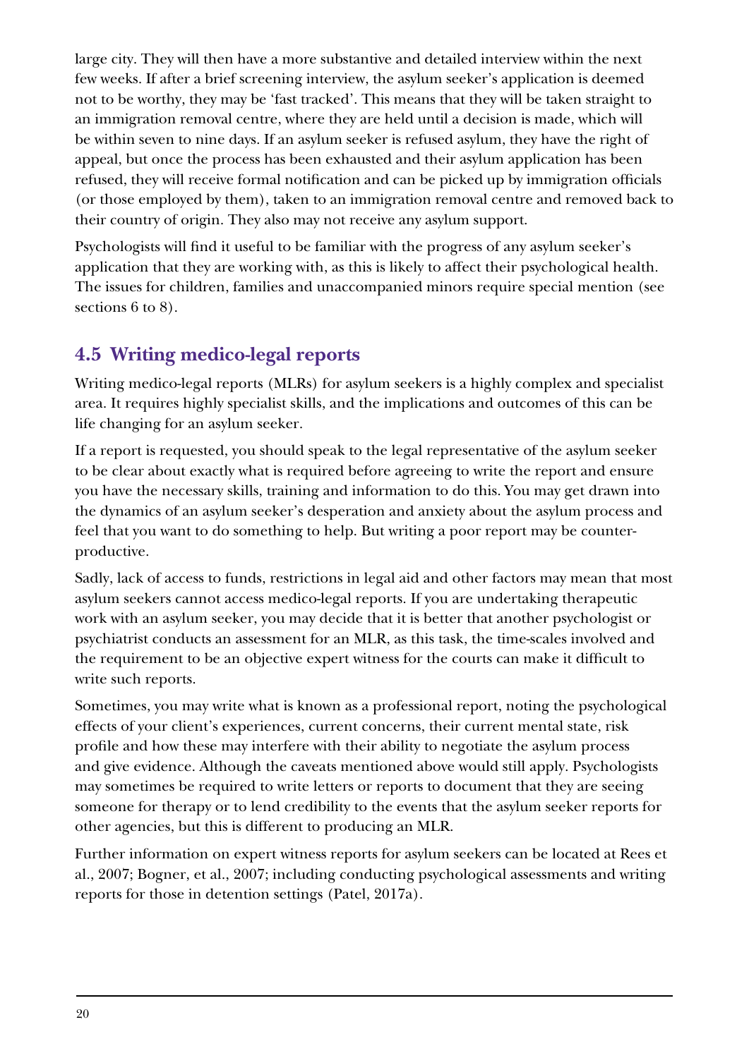large city. They will then have a more substantive and detailed interview within the next few weeks. If after a brief screening interview, the asylum seeker's application is deemed not to be worthy, they may be 'fast tracked'. This means that they will be taken straight to an immigration removal centre, where they are held until a decision is made, which will be within seven to nine days. If an asylum seeker is refused asylum, they have the right of appeal, but once the process has been exhausted and their asylum application has been refused, they will receive formal notification and can be picked up by immigration officials (or those employed by them), taken to an immigration removal centre and removed back to their country of origin. They also may not receive any asylum support.

Psychologists will find it useful to be familiar with the progress of any asylum seeker's application that they are working with, as this is likely to affect their psychological health. The issues for children, families and unaccompanied minors require special mention (see sections 6 to 8).

## 4.5 Writing medico-legal reports

Writing medico-legal reports (MLRs) for asylum seekers is a highly complex and specialist area. It requires highly specialist skills, and the implications and outcomes of this can be life changing for an asylum seeker.

If a report is requested, you should speak to the legal representative of the asylum seeker to be clear about exactly what is required before agreeing to write the report and ensure you have the necessary skills, training and information to do this. You may get drawn into the dynamics of an asylum seeker's desperation and anxiety about the asylum process and feel that you want to do something to help. But writing a poor report may be counter-productive.

Sadly, lack of access to funds, restrictions in legal aid and other factors may mean that most asylum seekers cannot access medico-legal reports. If you are undertaking therapeutic work with an asylum seeker, you may decide that it is better that another psychologist or psychiatrist conducts an assessment for an MLR, as this task, the time-scales involved and the requirement to be an objective expert witness for the courts can make it difficult to write such reports.

Sometimes, you may write what is known as a professional report, noting the psychological effects of your client's experiences, current concerns, their current mental state, risk profile and how these may interfere with their ability to negotiate the asylum process and give evidence. Although the caveats mentioned above would still apply. Psychologists may sometimes be required to write letters or reports to document that they are seeing someone for therapy or to lend credibility to the events that the asylum seeker reports for other agencies, but this is different to producing an MLR.

Further information on expert witness reports for asylum seekers can be located at Rees et al., 2007; Bogner, et al., 2007; including conducting psychological assessments and writing reports for those in detention settings (Patel, 2017a).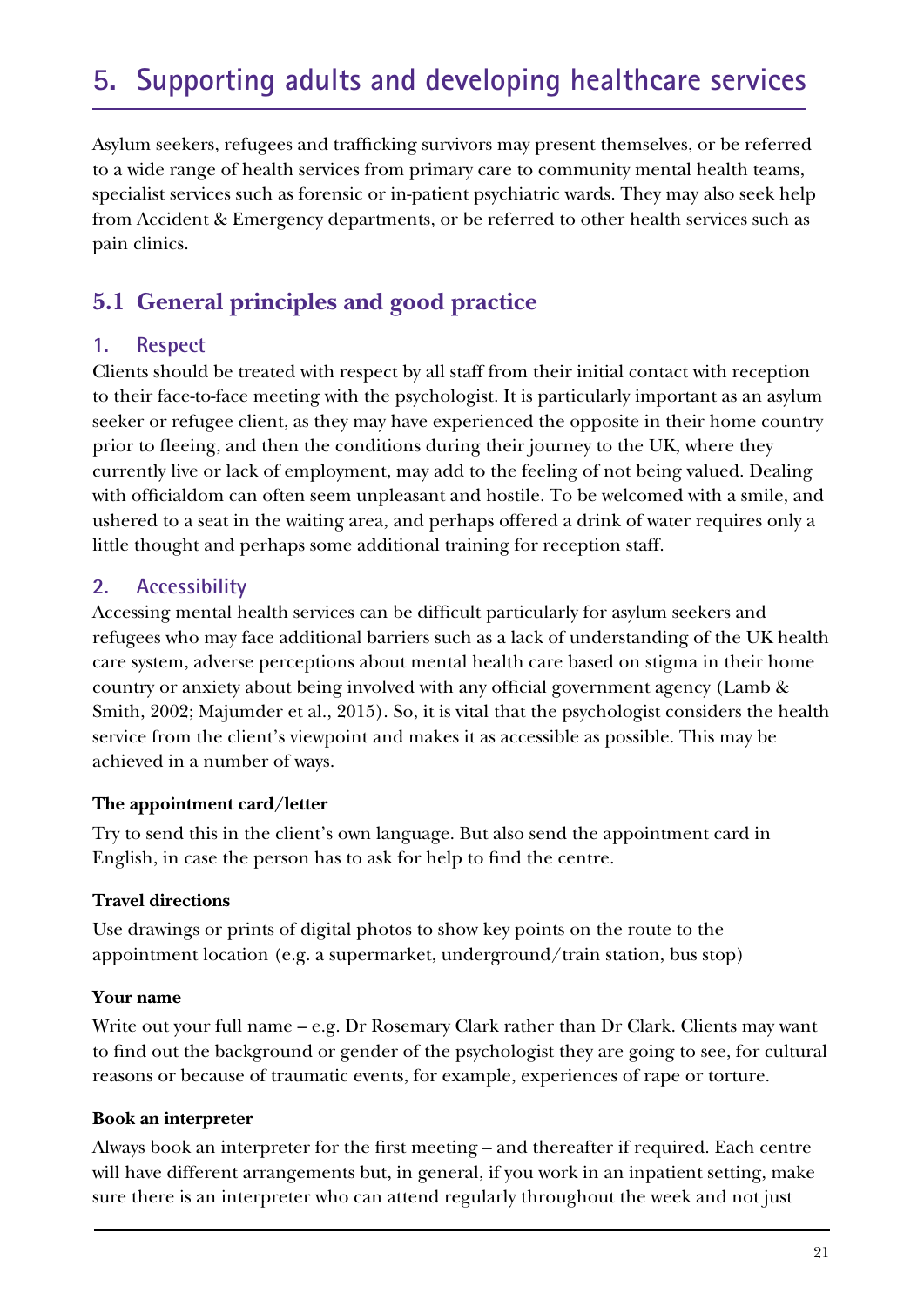# 5. Supporting adults and developing healthcare services

Asylum seekers, refugees and trafficking survivors may present themselves, or be referred to a wide range of health services from primary care to community mental health teams, specialist services such as forensic or in-patient psychiatric wards. They may also seek help from Accident & Emergency departments, or be referred to other health services such as pain clinics.

## 5.1 General principles and good practice

### 1. Respect

Clients should be treated with respect by all staff from their initial contact with reception to their face-to-face meeting with the psychologist. It is particularly important as an asylum seeker or refugee client, as they may have experienced the opposite in their home country prior to fleeing, and then the conditions during their journey to the UK, where they currently live or lack of employment, may add to the feeling of not being valued. Dealing with officialdom can often seem unpleasant and hostile. To be welcomed with a smile, and ushered to a seat in the waiting area, and perhaps offered a drink of water requires only a little thought and perhaps some additional training for reception staff.

### 2. Accessibility

Accessing mental health services can be difficult particularly for asylum seekers and refugees who may face additional barriers such as a lack of understanding of the UK health care system, adverse perceptions about mental health care based on stigma in their home country or anxiety about being involved with any official government agency (Lamb & Smith, 2002; Majumder et al., 2015). So, it is vital that the psychologist considers the health service from the client's viewpoint and makes it as accessible as possible. This may be achieved in a number of ways.

**The appointment card/letter**

Try to send this in the client's own language. But also send the appointment card in English, in case the person has to ask for help to find the centre.

**Travel directions**

Use drawings or prints of digital photos to show key points on the route to the appointment location (e.g. a supermarket, underground/train station, bus stop)

**Your name**

Write out your full name – e.g. Dr Rosemary Clark rather than Dr Clark. Clients may want to find out the background or gender of the psychologist they are going to see, for cultural reasons or because of traumatic events, for example, experiences of rape or torture.

**Book an interpreter**

Always book an interpreter for the first meeting – and thereafter if required. Each centre will have different arrangements but, in general, if you work in an inpatient setting, make sure there is an interpreter who can attend regularly throughout the week and not just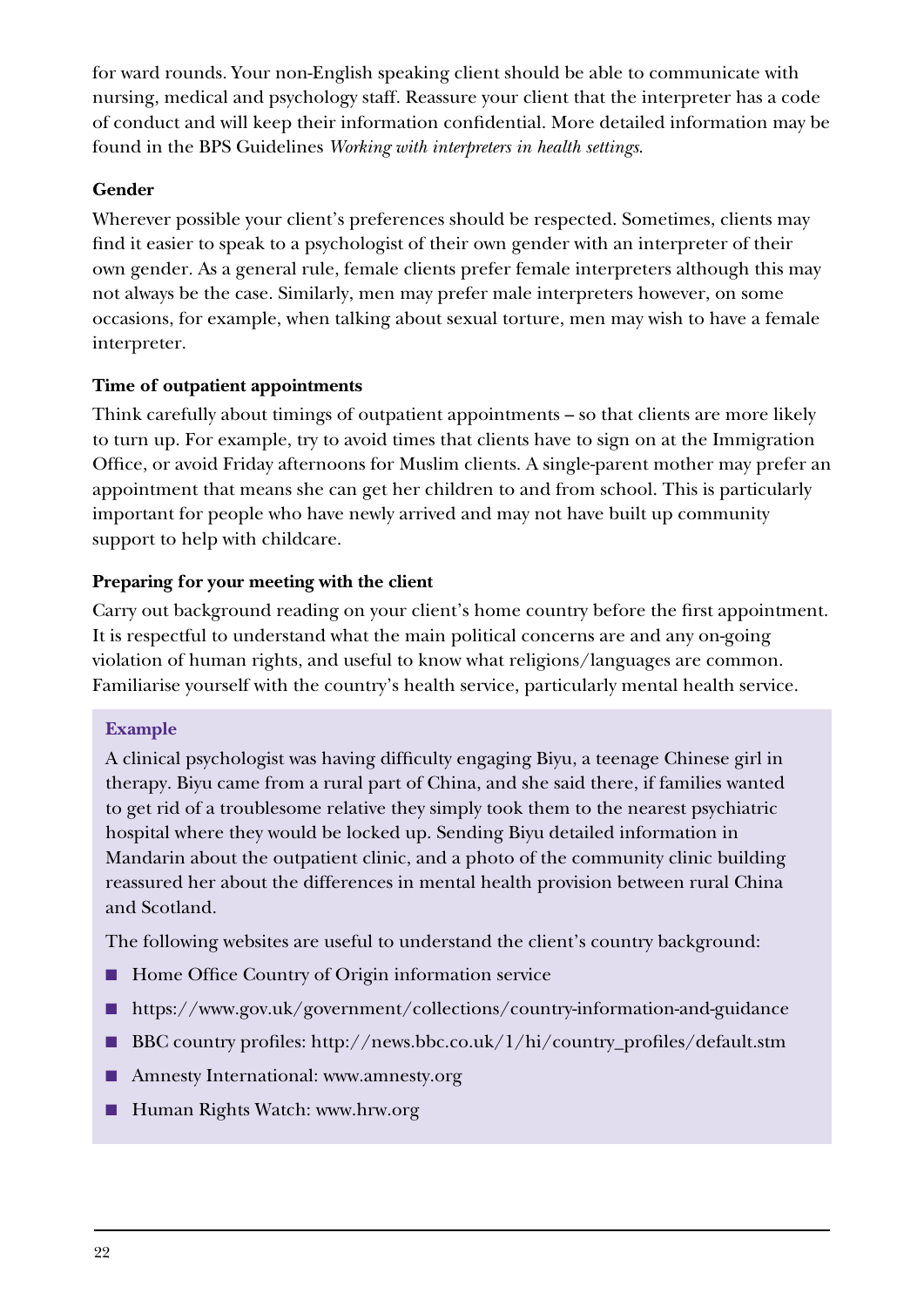for ward rounds. Your non-English speaking client should be able to communicate with nursing, medical and psychology staff. Reassure your client that the interpreter has a code of conduct and will keep their information confidential. More detailed information may be found in the BPS Guidelines *Working with interpreters in health settings*.

**Gender**

Wherever possible your client's preferences should be respected. Sometimes, clients may find it easier to speak to a psychologist of their own gender with an interpreter of their own gender. As a general rule, female clients prefer female interpreters although this may not always be the case. Similarly, men may prefer male interpreters however, on some occasions, for example, when talking about sexual torture, men may wish to have a female interpreter.

**Time of outpatient appointments**

Think carefully about timings of outpatient appointments – so that clients are more likely to turn up. For example, try to avoid times that clients have to sign on at the Immigration Office, or avoid Friday afternoons for Muslim clients. A single-parent mother may prefer an appointment that means she can get her children to and from school. This is particularly important for people who have newly arrived and may not have built up community support to help with childcare.

**Preparing for your meeting with the client**

Carry out background reading on your client's home country before the first appointment. It is respectful to understand what the main political concerns are and any on-going violation of human rights, and useful to know what religions/languages are common. Familiarise yourself with the country's health service, particularly mental health service.

**Example**

A clinical psychologist was having difficulty engaging Biyu, a teenage Chinese girl in therapy. Biyu came from a rural part of China, and she said there, if families wanted to get rid of a troublesome relative they simply took them to the nearest psychiatric hospital where they would be locked up. Sending Biyu detailed information in Mandarin about the outpatient clinic, and a photo of the community clinic building reassured her about the differences in mental health provision between rural China and Scotland.

The following websites are useful to understand the client's country background:

- Home Office Country of Origin information service
- https://www.gov.uk/government/collections/country-information-and-guidance
- BBC country profiles: http://news.bbc.co.uk/1/hi/country_profiles/default.stm
- Amnesty International: www.amnesty.org
- Human Rights Watch: www.hrw.org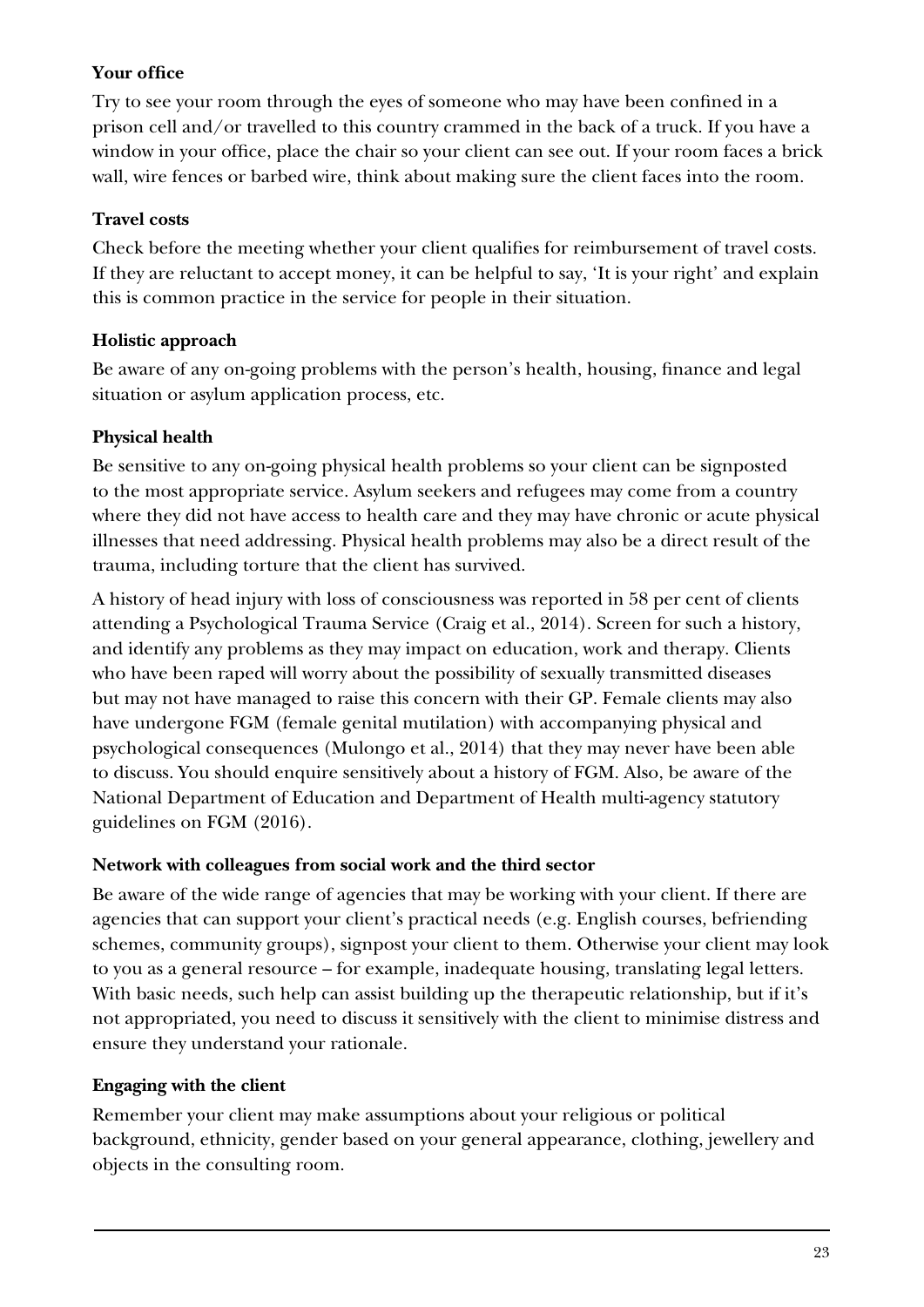**Your office**

Try to see your room through the eyes of someone who may have been confined in a prison cell and/or travelled to this country crammed in the back of a truck. If you have a window in your office, place the chair so your client can see out. If your room faces a brick wall, wire fences or barbed wire, think about making sure the client faces into the room.

**Travel costs**

Check before the meeting whether your client qualifies for reimbursement of travel costs. If they are reluctant to accept money, it can be helpful to say, 'It is your right' and explain this is common practice in the service for people in their situation.

**Holistic approach**

Be aware of any on-going problems with the person's health, housing, finance and legal situation or asylum application process, etc.

**Physical health**

Be sensitive to any on-going physical health problems so your client can be signposted to the most appropriate service. Asylum seekers and refugees may come from a country where they did not have access to health care and they may have chronic or acute physical illnesses that need addressing. Physical health problems may also be a direct result of the trauma, including torture that the client has survived.

A history of head injury with loss of consciousness was reported in 58 per cent of clients attending a Psychological Trauma Service (Craig et al., 2014). Screen for such a history, and identify any problems as they may impact on education, work and therapy. Clients who have been raped will worry about the possibility of sexually transmitted diseases but may not have managed to raise this concern with their GP. Female clients may also have undergone FGM (female genital mutilation) with accompanying physical and psychological consequences (Mulongo et al., 2014) that they may never have been able to discuss. You should enquire sensitively about a history of FGM. Also, be aware of the National Department of Education and Department of Health multi-agency statutory guidelines on FGM (2016).

**Network with colleagues from social work and the third sector**

Be aware of the wide range of agencies that may be working with your client. If there are agencies that can support your client's practical needs (e.g. English courses, befriending schemes, community groups), signpost your client to them. Otherwise your client may look to you as a general resource – for example, inadequate housing, translating legal letters. With basic needs, such help can assist building up the therapeutic relationship, but if it's not appropriated, you need to discuss it sensitively with the client to minimise distress and ensure they understand your rationale.

**Engaging with the client**

Remember your client may make assumptions about your religious or political background, ethnicity, gender based on your general appearance, clothing, jewellery and objects in the consulting room.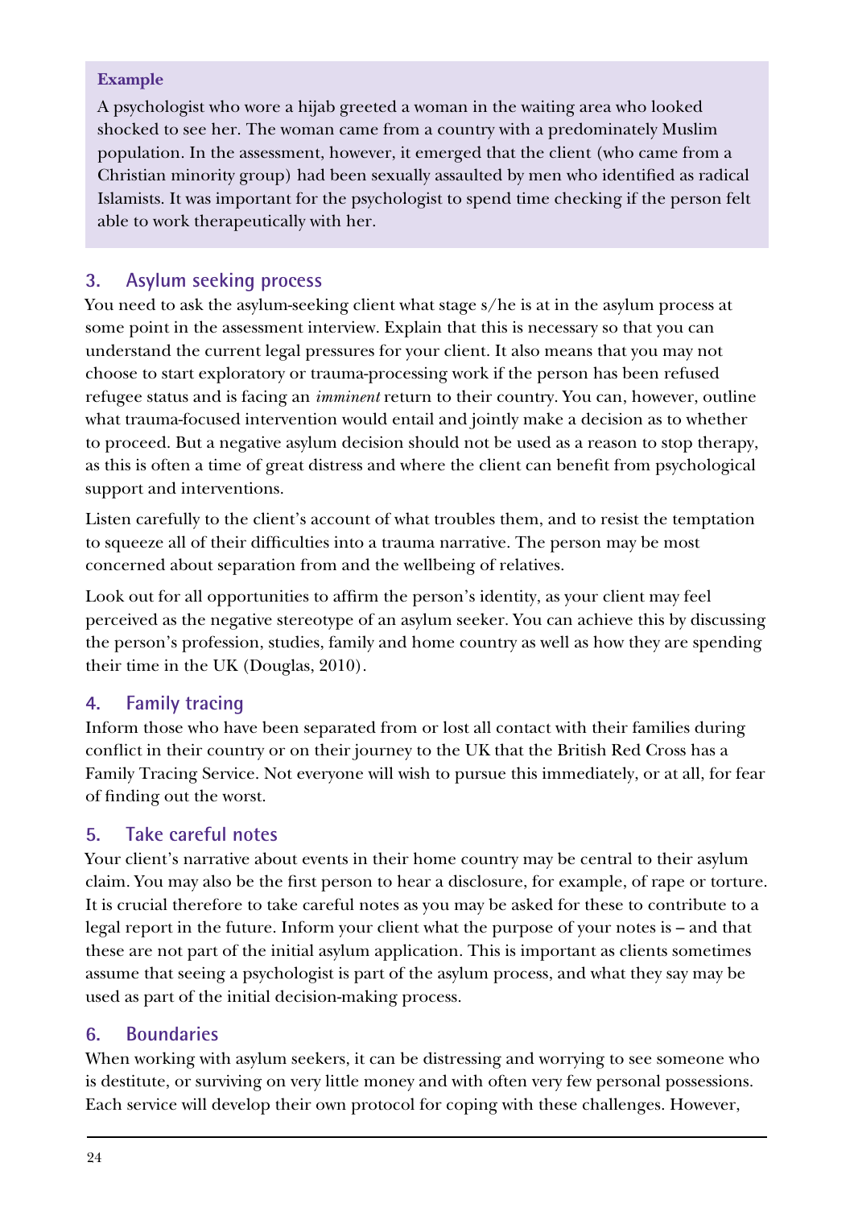> **Example**
>
> A psychologist who wore a hijab greeted a woman in the waiting area who looked shocked to see her. The woman came from a country with a predominately Muslim population. In the assessment, however, it emerged that the client (who came from a Christian minority group) had been sexually assaulted by men who identified as radical Islamists. It was important for the psychologist to spend time checking if the person felt able to work therapeutically with her.

### 3. Asylum seeking process

You need to ask the asylum-seeking client what stage s/he is at in the asylum process at some point in the assessment interview. Explain that this is necessary so that you can understand the current legal pressures for your client. It also means that you may not choose to start exploratory or trauma-processing work if the person has been refused refugee status and is facing an *imminent* return to their country. You can, however, outline what trauma-focused intervention would entail and jointly make a decision as to whether to proceed. But a negative asylum decision should not be used as a reason to stop therapy, as this is often a time of great distress and where the client can benefit from psychological support and interventions.

Listen carefully to the client's account of what troubles them, and to resist the temptation to squeeze all of their difficulties into a trauma narrative. The person may be most concerned about separation from and the wellbeing of relatives.

Look out for all opportunities to affirm the person's identity, as your client may feel perceived as the negative stereotype of an asylum seeker. You can achieve this by discussing the person's profession, studies, family and home country as well as how they are spending their time in the UK (Douglas, 2010).

### 4. Family tracing

Inform those who have been separated from or lost all contact with their families during conflict in their country or on their journey to the UK that the British Red Cross has a Family Tracing Service. Not everyone will wish to pursue this immediately, or at all, for fear of finding out the worst.

### 5. Take careful notes

Your client's narrative about events in their home country may be central to their asylum claim. You may also be the first person to hear a disclosure, for example, of rape or torture. It is crucial therefore to take careful notes as you may be asked for these to contribute to a legal report in the future. Inform your client what the purpose of your notes is – and that these are not part of the initial asylum application. This is important as clients sometimes assume that seeing a psychologist is part of the asylum process, and what they say may be used as part of the initial decision-making process.

### 6. Boundaries

When working with asylum seekers, it can be distressing and worrying to see someone who is destitute, or surviving on very little money and with often very few personal possessions. Each service will develop their own protocol for coping with these challenges. However,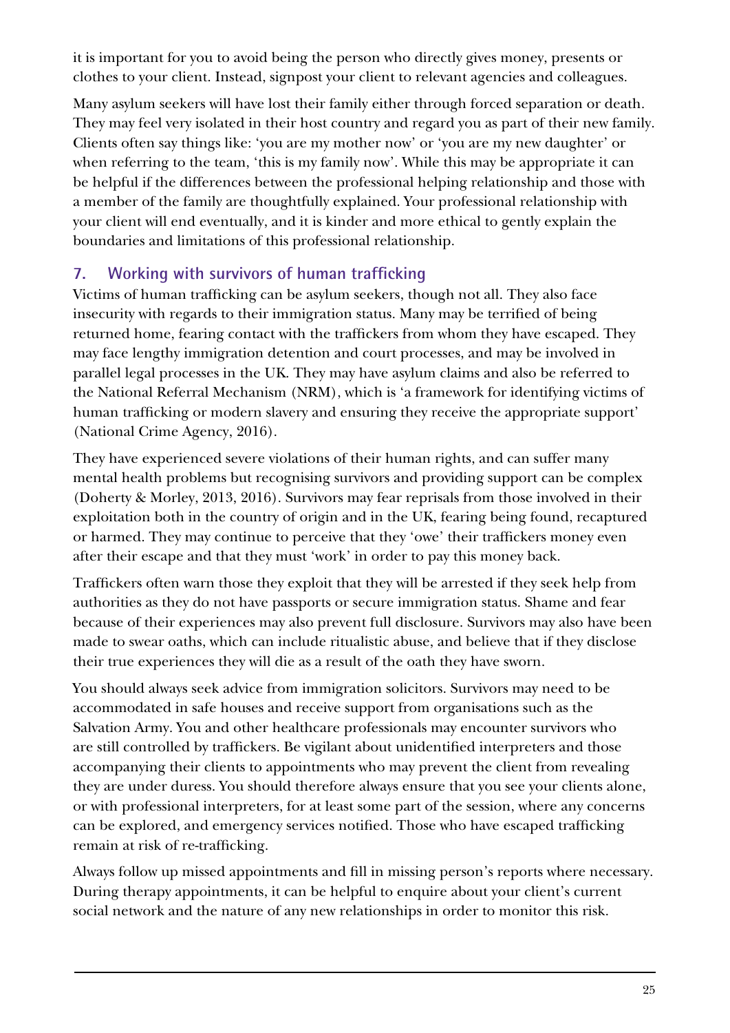it is important for you to avoid being the person who directly gives money, presents or clothes to your client. Instead, signpost your client to relevant agencies and colleagues.

Many asylum seekers will have lost their family either through forced separation or death. They may feel very isolated in their host country and regard you as part of their new family. Clients often say things like: 'you are my mother now' or 'you are my new daughter' or when referring to the team, 'this is my family now'. While this may be appropriate it can be helpful if the differences between the professional helping relationship and those with a member of the family are thoughtfully explained. Your professional relationship with your client will end eventually, and it is kinder and more ethical to gently explain the boundaries and limitations of this professional relationship.

## 7. Working with survivors of human trafficking

Victims of human trafficking can be asylum seekers, though not all. They also face insecurity with regards to their immigration status. Many may be terrified of being returned home, fearing contact with the traffickers from whom they have escaped. They may face lengthy immigration detention and court processes, and may be involved in parallel legal processes in the UK. They may have asylum claims and also be referred to the National Referral Mechanism (NRM), which is 'a framework for identifying victims of human trafficking or modern slavery and ensuring they receive the appropriate support' (National Crime Agency, 2016).

They have experienced severe violations of their human rights, and can suffer many mental health problems but recognising survivors and providing support can be complex (Doherty & Morley, 2013, 2016). Survivors may fear reprisals from those involved in their exploitation both in the country of origin and in the UK, fearing being found, recaptured or harmed. They may continue to perceive that they 'owe' their traffickers money even after their escape and that they must 'work' in order to pay this money back.

Traffickers often warn those they exploit that they will be arrested if they seek help from authorities as they do not have passports or secure immigration status. Shame and fear because of their experiences may also prevent full disclosure. Survivors may also have been made to swear oaths, which can include ritualistic abuse, and believe that if they disclose their true experiences they will die as a result of the oath they have sworn.

You should always seek advice from immigration solicitors. Survivors may need to be accommodated in safe houses and receive support from organisations such as the Salvation Army. You and other healthcare professionals may encounter survivors who are still controlled by traffickers. Be vigilant about unidentified interpreters and those accompanying their clients to appointments who may prevent the client from revealing they are under duress. You should therefore always ensure that you see your clients alone, or with professional interpreters, for at least some part of the session, where any concerns can be explored, and emergency services notified. Those who have escaped trafficking remain at risk of re-trafficking.

Always follow up missed appointments and fill in missing person's reports where necessary. During therapy appointments, it can be helpful to enquire about your client's current social network and the nature of any new relationships in order to monitor this risk.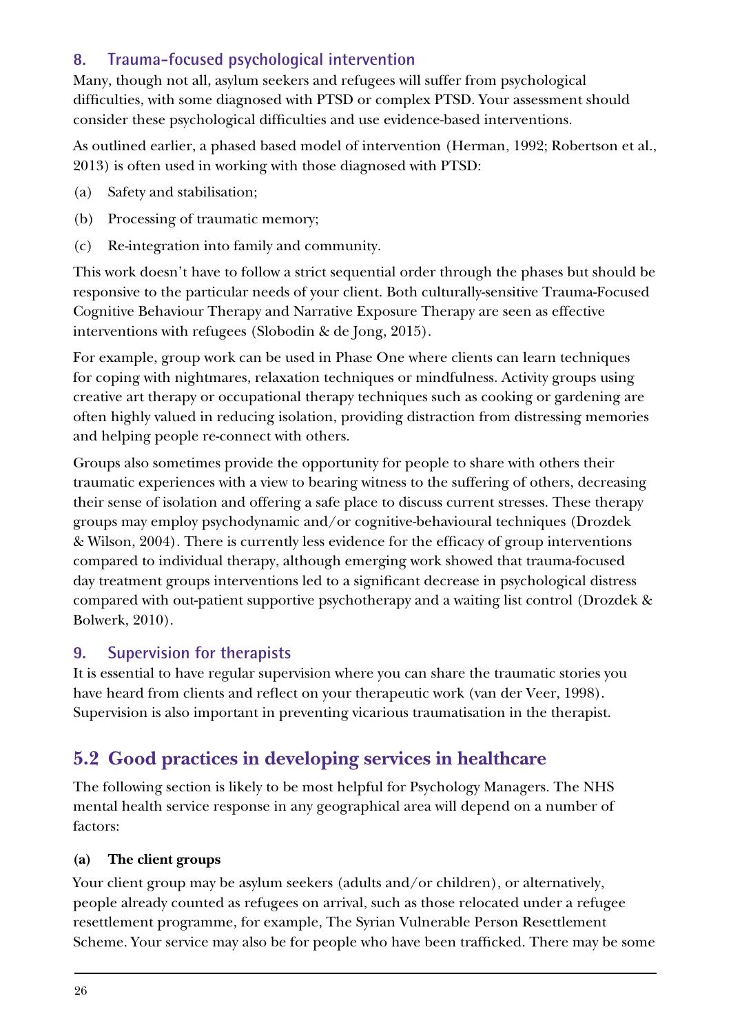### 8. Trauma-focused psychological intervention

Many, though not all, asylum seekers and refugees will suffer from psychological difficulties, with some diagnosed with PTSD or complex PTSD. Your assessment should consider these psychological difficulties and use evidence-based interventions.

As outlined earlier, a phased based model of intervention (Herman, 1992; Robertson et al., 2013) is often used in working with those diagnosed with PTSD:

(a) Safety and stabilisation;

(b) Processing of traumatic memory;

(c) Re-integration into family and community.

This work doesn't have to follow a strict sequential order through the phases but should be responsive to the particular needs of your client. Both culturally-sensitive Trauma-Focused Cognitive Behaviour Therapy and Narrative Exposure Therapy are seen as effective interventions with refugees (Slobodin & de Jong, 2015).

For example, group work can be used in Phase One where clients can learn techniques for coping with nightmares, relaxation techniques or mindfulness. Activity groups using creative art therapy or occupational therapy techniques such as cooking or gardening are often highly valued in reducing isolation, providing distraction from distressing memories and helping people re-connect with others.

Groups also sometimes provide the opportunity for people to share with others their traumatic experiences with a view to bearing witness to the suffering of others, decreasing their sense of isolation and offering a safe place to discuss current stresses. These therapy groups may employ psychodynamic and/or cognitive-behavioural techniques (Drozdek & Wilson, 2004). There is currently less evidence for the efficacy of group interventions compared to individual therapy, although emerging work showed that trauma-focused day treatment groups interventions led to a significant decrease in psychological distress compared with out-patient supportive psychotherapy and a waiting list control (Drozdek & Bolwerk, 2010).

### 9. Supervision for therapists

It is essential to have regular supervision where you can share the traumatic stories you have heard from clients and reflect on your therapeutic work (van der Veer, 1998). Supervision is also important in preventing vicarious traumatisation in the therapist.

## 5.2 Good practices in developing services in healthcare

The following section is likely to be most helpful for Psychology Managers. The NHS mental health service response in any geographical area will depend on a number of factors:

**(a) The client groups**

Your client group may be asylum seekers (adults and/or children), or alternatively, people already counted as refugees on arrival, such as those relocated under a refugee resettlement programme, for example, The Syrian Vulnerable Person Resettlement Scheme. Your service may also be for people who have been trafficked. There may be some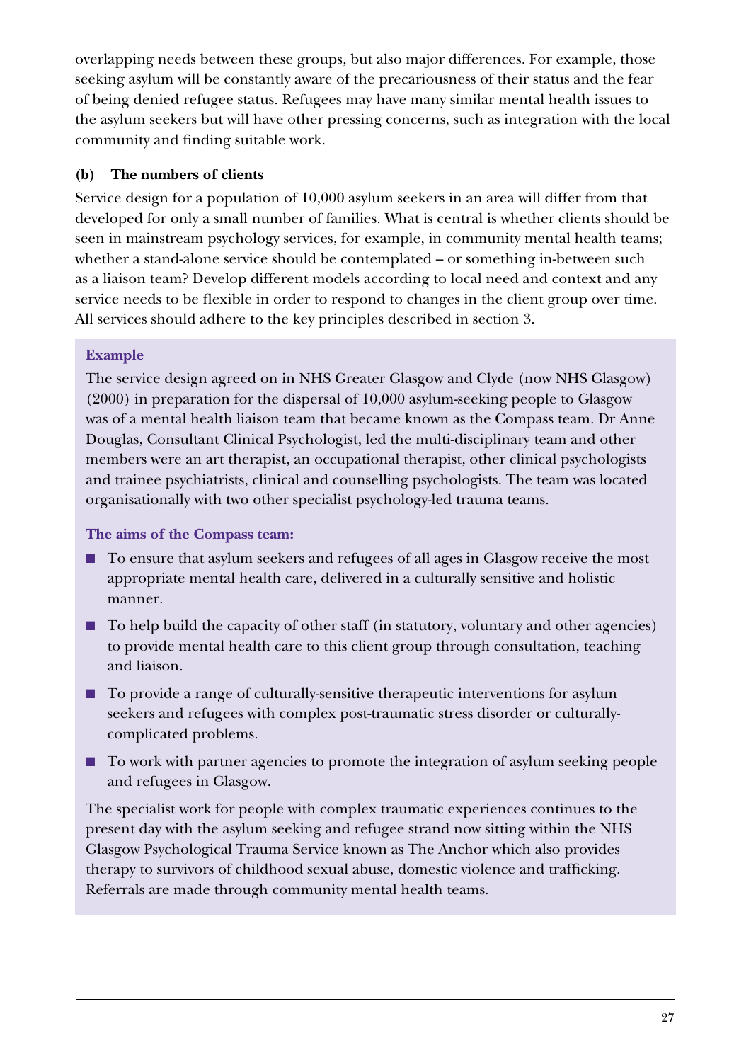overlapping needs between these groups, but also major differences. For example, those seeking asylum will be constantly aware of the precariousness of their status and the fear of being denied refugee status. Refugees may have many similar mental health issues to the asylum seekers but will have other pressing concerns, such as integration with the local community and finding suitable work.

**(b) The numbers of clients**

Service design for a population of 10,000 asylum seekers in an area will differ from that developed for only a small number of families. What is central is whether clients should be seen in mainstream psychology services, for example, in community mental health teams; whether a stand-alone service should be contemplated – or something in-between such as a liaison team? Develop different models according to local need and context and any service needs to be flexible in order to respond to changes in the client group over time. All services should adhere to the key principles described in section 3.

**Example**

The service design agreed on in NHS Greater Glasgow and Clyde (now NHS Glasgow) (2000) in preparation for the dispersal of 10,000 asylum-seeking people to Glasgow was of a mental health liaison team that became known as the Compass team. Dr Anne Douglas, Consultant Clinical Psychologist, led the multi-disciplinary team and other members were an art therapist, an occupational therapist, other clinical psychologists and trainee psychiatrists, clinical and counselling psychologists. The team was located organisationally with two other specialist psychology-led trauma teams.

**The aims of the Compass team:**

- To ensure that asylum seekers and refugees of all ages in Glasgow receive the most appropriate mental health care, delivered in a culturally sensitive and holistic manner.
- To help build the capacity of other staff (in statutory, voluntary and other agencies) to provide mental health care to this client group through consultation, teaching and liaison.
- To provide a range of culturally-sensitive therapeutic interventions for asylum seekers and refugees with complex post-traumatic stress disorder or culturally-complicated problems.
- To work with partner agencies to promote the integration of asylum seeking people and refugees in Glasgow.

The specialist work for people with complex traumatic experiences continues to the present day with the asylum seeking and refugee strand now sitting within the NHS Glasgow Psychological Trauma Service known as The Anchor which also provides therapy to survivors of childhood sexual abuse, domestic violence and trafficking. Referrals are made through community mental health teams.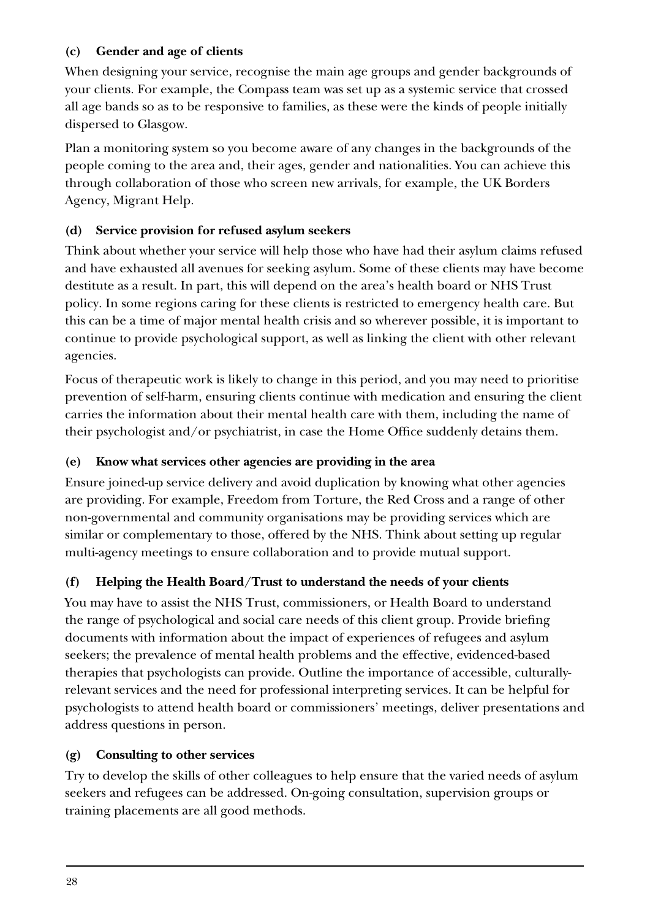**(c) Gender and age of clients**

When designing your service, recognise the main age groups and gender backgrounds of your clients. For example, the Compass team was set up as a systemic service that crossed all age bands so as to be responsive to families, as these were the kinds of people initially dispersed to Glasgow.

Plan a monitoring system so you become aware of any changes in the backgrounds of the people coming to the area and, their ages, gender and nationalities. You can achieve this through collaboration of those who screen new arrivals, for example, the UK Borders Agency, Migrant Help.

**(d) Service provision for refused asylum seekers**

Think about whether your service will help those who have had their asylum claims refused and have exhausted all avenues for seeking asylum. Some of these clients may have become destitute as a result. In part, this will depend on the area's health board or NHS Trust policy. In some regions caring for these clients is restricted to emergency health care. But this can be a time of major mental health crisis and so wherever possible, it is important to continue to provide psychological support, as well as linking the client with other relevant agencies.

Focus of therapeutic work is likely to change in this period, and you may need to prioritise prevention of self-harm, ensuring clients continue with medication and ensuring the client carries the information about their mental health care with them, including the name of their psychologist and/or psychiatrist, in case the Home Office suddenly detains them.

**(e) Know what services other agencies are providing in the area**

Ensure joined-up service delivery and avoid duplication by knowing what other agencies are providing. For example, Freedom from Torture, the Red Cross and a range of other non-governmental and community organisations may be providing services which are similar or complementary to those, offered by the NHS. Think about setting up regular multi-agency meetings to ensure collaboration and to provide mutual support.

**(f) Helping the Health Board/Trust to understand the needs of your clients**

You may have to assist the NHS Trust, commissioners, or Health Board to understand the range of psychological and social care needs of this client group. Provide briefing documents with information about the impact of experiences of refugees and asylum seekers; the prevalence of mental health problems and the effective, evidenced-based therapies that psychologists can provide. Outline the importance of accessible, culturally-relevant services and the need for professional interpreting services. It can be helpful for psychologists to attend health board or commissioners' meetings, deliver presentations and address questions in person.

**(g) Consulting to other services**

Try to develop the skills of other colleagues to help ensure that the varied needs of asylum seekers and refugees can be addressed. On-going consultation, supervision groups or training placements are all good methods.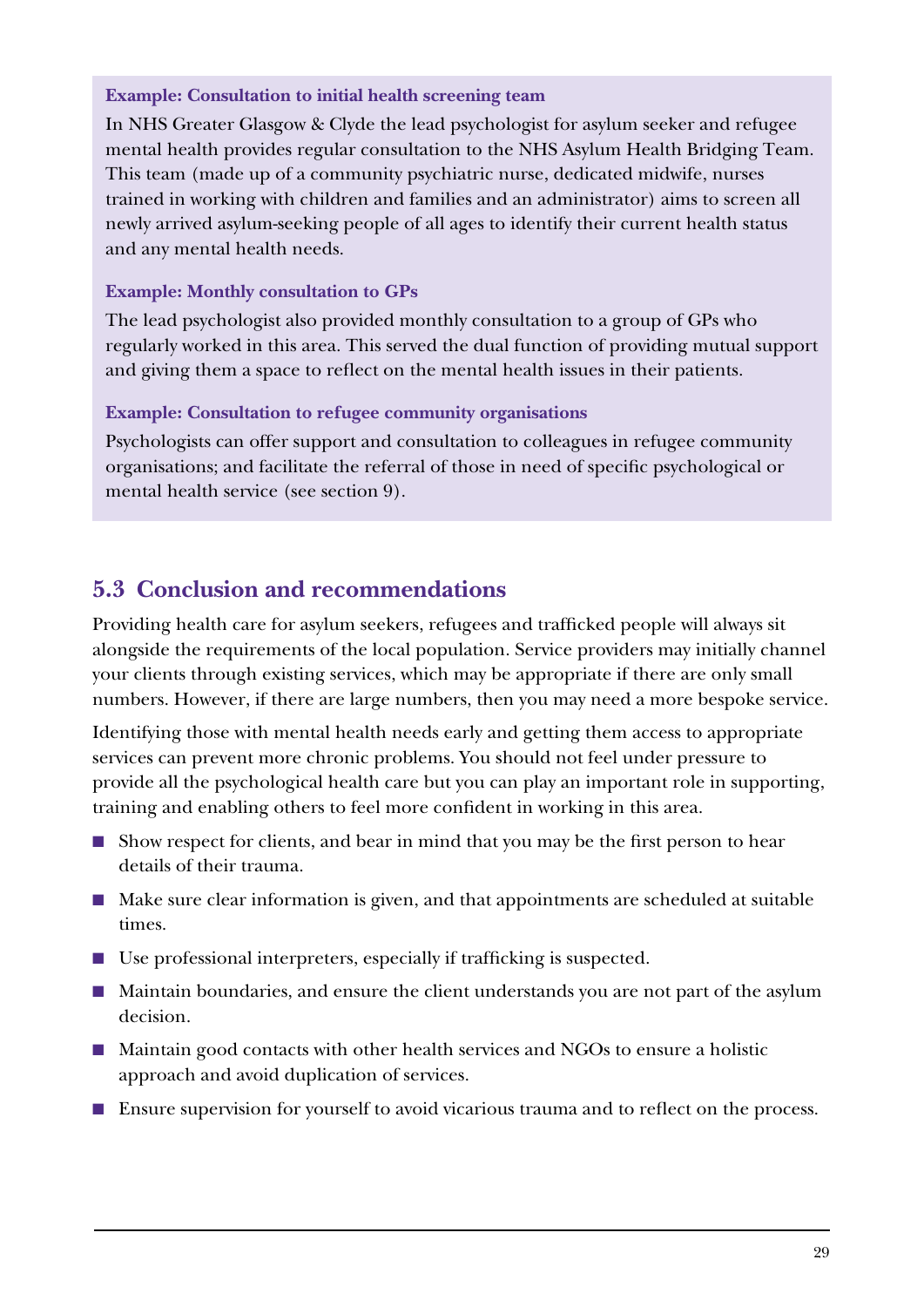**Example: Consultation to initial health screening team**

In NHS Greater Glasgow & Clyde the lead psychologist for asylum seeker and refugee mental health provides regular consultation to the NHS Asylum Health Bridging Team. This team (made up of a community psychiatric nurse, dedicated midwife, nurses trained in working with children and families and an administrator) aims to screen all newly arrived asylum-seeking people of all ages to identify their current health status and any mental health needs.

**Example: Monthly consultation to GPs**

The lead psychologist also provided monthly consultation to a group of GPs who regularly worked in this area. This served the dual function of providing mutual support and giving them a space to reflect on the mental health issues in their patients.

**Example: Consultation to refugee community organisations**

Psychologists can offer support and consultation to colleagues in refugee community organisations; and facilitate the referral of those in need of specific psychological or mental health service (see section 9).

## 5.3 Conclusion and recommendations

Providing health care for asylum seekers, refugees and trafficked people will always sit alongside the requirements of the local population. Service providers may initially channel your clients through existing services, which may be appropriate if there are only small numbers. However, if there are large numbers, then you may need a more bespoke service.

Identifying those with mental health needs early and getting them access to appropriate services can prevent more chronic problems. You should not feel under pressure to provide all the psychological health care but you can play an important role in supporting, training and enabling others to feel more confident in working in this area.

- Show respect for clients, and bear in mind that you may be the first person to hear details of their trauma.
- Make sure clear information is given, and that appointments are scheduled at suitable times.
- Use professional interpreters, especially if trafficking is suspected.
- Maintain boundaries, and ensure the client understands you are not part of the asylum decision.
- Maintain good contacts with other health services and NGOs to ensure a holistic approach and avoid duplication of services.
- Ensure supervision for yourself to avoid vicarious trauma and to reflect on the process.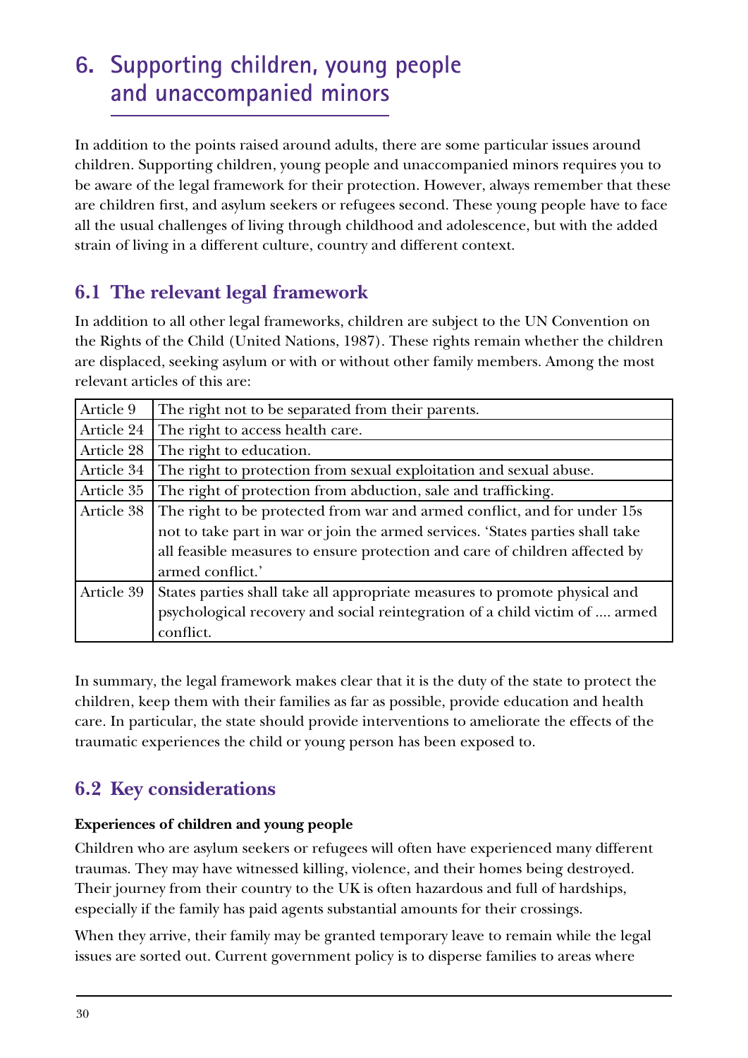# 6. Supporting children, young people and unaccompanied minors

In addition to the points raised around adults, there are some particular issues around children. Supporting children, young people and unaccompanied minors requires you to be aware of the legal framework for their protection. However, always remember that these are children first, and asylum seekers or refugees second. These young people have to face all the usual challenges of living through childhood and adolescence, but with the added strain of living in a different culture, country and different context.

## 6.1 The relevant legal framework

In addition to all other legal frameworks, children are subject to the UN Convention on the Rights of the Child (United Nations, 1987). These rights remain whether the children are displaced, seeking asylum or with or without other family members. Among the most relevant articles of this are:

| | |
|---|---|
| Article 9 | The right not to be separated from their parents. |
| Article 24 | The right to access health care. |
| Article 28 | The right to education. |
| Article 34 | The right to protection from sexual exploitation and sexual abuse. |
| Article 35 | The right of protection from abduction, sale and trafficking. |
| Article 38 | The right to be protected from war and armed conflict, and for under 15s not to take part in war or join the armed services. 'States parties shall take all feasible measures to ensure protection and care of children affected by armed conflict.' |
| Article 39 | States parties shall take all appropriate measures to promote physical and psychological recovery and social reintegration of a child victim of .... armed conflict. |

In summary, the legal framework makes clear that it is the duty of the state to protect the children, keep them with their families as far as possible, provide education and health care. In particular, the state should provide interventions to ameliorate the effects of the traumatic experiences the child or young person has been exposed to.

## 6.2 Key considerations

**Experiences of children and young people**

Children who are asylum seekers or refugees will often have experienced many different traumas. They may have witnessed killing, violence, and their homes being destroyed. Their journey from their country to the UK is often hazardous and full of hardships, especially if the family has paid agents substantial amounts for their crossings.

When they arrive, their family may be granted temporary leave to remain while the legal issues are sorted out. Current government policy is to disperse families to areas where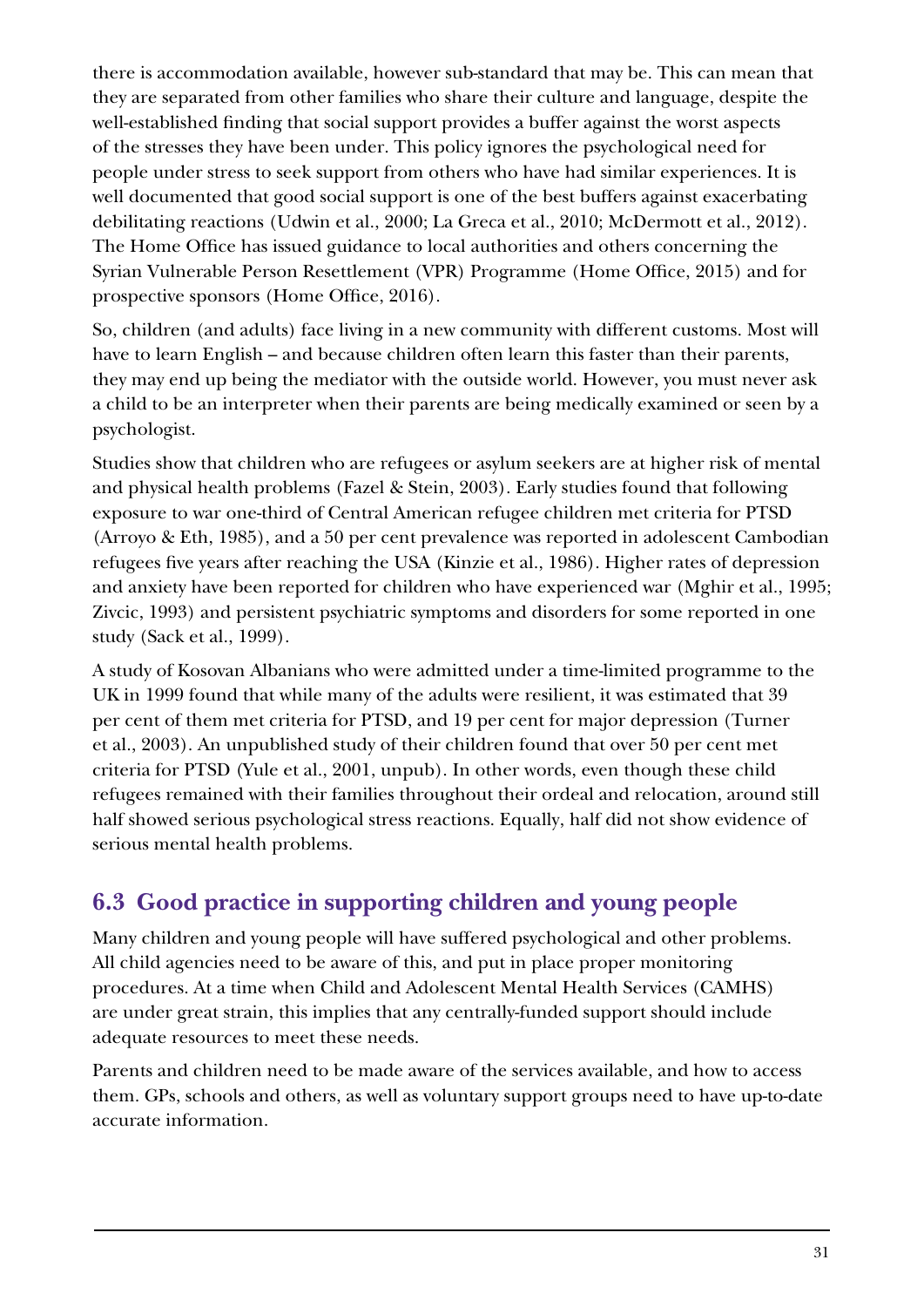there is accommodation available, however sub-standard that may be. This can mean that they are separated from other families who share their culture and language, despite the well-established finding that social support provides a buffer against the worst aspects of the stresses they have been under. This policy ignores the psychological need for people under stress to seek support from others who have had similar experiences. It is well documented that good social support is one of the best buffers against exacerbating debilitating reactions (Udwin et al., 2000; La Greca et al., 2010; McDermott et al., 2012). The Home Office has issued guidance to local authorities and others concerning the Syrian Vulnerable Person Resettlement (VPR) Programme (Home Office, 2015) and for prospective sponsors (Home Office, 2016).

So, children (and adults) face living in a new community with different customs. Most will have to learn English – and because children often learn this faster than their parents, they may end up being the mediator with the outside world. However, you must never ask a child to be an interpreter when their parents are being medically examined or seen by a psychologist.

Studies show that children who are refugees or asylum seekers are at higher risk of mental and physical health problems (Fazel & Stein, 2003). Early studies found that following exposure to war one-third of Central American refugee children met criteria for PTSD (Arroyo & Eth, 1985), and a 50 per cent prevalence was reported in adolescent Cambodian refugees five years after reaching the USA (Kinzie et al., 1986). Higher rates of depression and anxiety have been reported for children who have experienced war (Mghir et al., 1995; Zivcic, 1993) and persistent psychiatric symptoms and disorders for some reported in one study (Sack et al., 1999).

A study of Kosovan Albanians who were admitted under a time-limited programme to the UK in 1999 found that while many of the adults were resilient, it was estimated that 39 per cent of them met criteria for PTSD, and 19 per cent for major depression (Turner et al., 2003). An unpublished study of their children found that over 50 per cent met criteria for PTSD (Yule et al., 2001, unpub). In other words, even though these child refugees remained with their families throughout their ordeal and relocation, around still half showed serious psychological stress reactions. Equally, half did not show evidence of serious mental health problems.

## 6.3 Good practice in supporting children and young people

Many children and young people will have suffered psychological and other problems. All child agencies need to be aware of this, and put in place proper monitoring procedures. At a time when Child and Adolescent Mental Health Services (CAMHS) are under great strain, this implies that any centrally-funded support should include adequate resources to meet these needs.

Parents and children need to be made aware of the services available, and how to access them. GPs, schools and others, as well as voluntary support groups need to have up-to-date accurate information.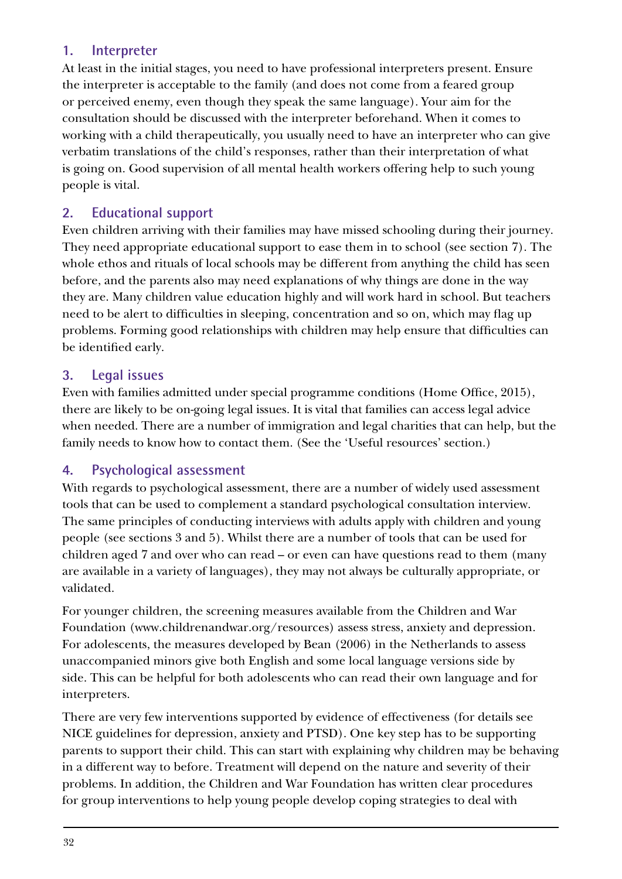## 1. Interpreter

At least in the initial stages, you need to have professional interpreters present. Ensure the interpreter is acceptable to the family (and does not come from a feared group or perceived enemy, even though they speak the same language). Your aim for the consultation should be discussed with the interpreter beforehand. When it comes to working with a child therapeutically, you usually need to have an interpreter who can give verbatim translations of the child's responses, rather than their interpretation of what is going on. Good supervision of all mental health workers offering help to such young people is vital.

## 2. Educational support

Even children arriving with their families may have missed schooling during their journey. They need appropriate educational support to ease them in to school (see section 7). The whole ethos and rituals of local schools may be different from anything the child has seen before, and the parents also may need explanations of why things are done in the way they are. Many children value education highly and will work hard in school. But teachers need to be alert to difficulties in sleeping, concentration and so on, which may flag up problems. Forming good relationships with children may help ensure that difficulties can be identified early.

## 3. Legal issues

Even with families admitted under special programme conditions (Home Office, 2015), there are likely to be on-going legal issues. It is vital that families can access legal advice when needed. There are a number of immigration and legal charities that can help, but the family needs to know how to contact them. (See the 'Useful resources' section.)

## 4. Psychological assessment

With regards to psychological assessment, there are a number of widely used assessment tools that can be used to complement a standard psychological consultation interview. The same principles of conducting interviews with adults apply with children and young people (see sections 3 and 5). Whilst there are a number of tools that can be used for children aged 7 and over who can read – or even can have questions read to them (many are available in a variety of languages), they may not always be culturally appropriate, or validated.

For younger children, the screening measures available from the Children and War Foundation (www.childrenandwar.org/resources) assess stress, anxiety and depression. For adolescents, the measures developed by Bean (2006) in the Netherlands to assess unaccompanied minors give both English and some local language versions side by side. This can be helpful for both adolescents who can read their own language and for interpreters.

There are very few interventions supported by evidence of effectiveness (for details see NICE guidelines for depression, anxiety and PTSD). One key step has to be supporting parents to support their child. This can start with explaining why children may be behaving in a different way to before. Treatment will depend on the nature and severity of their problems. In addition, the Children and War Foundation has written clear procedures for group interventions to help young people develop coping strategies to deal with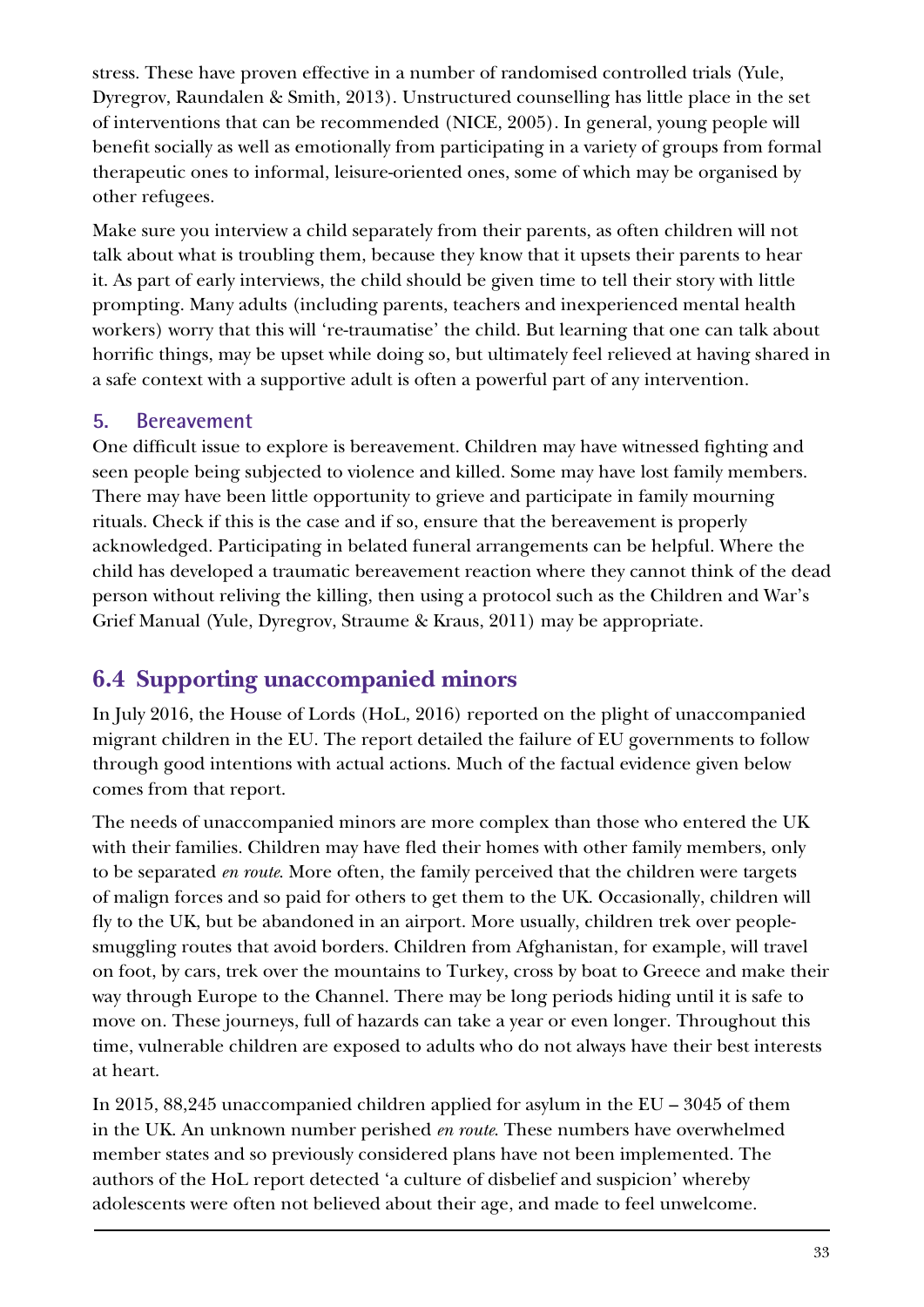stress. These have proven effective in a number of randomised controlled trials (Yule, Dyregrov, Raundalen & Smith, 2013). Unstructured counselling has little place in the set of interventions that can be recommended (NICE, 2005). In general, young people will benefit socially as well as emotionally from participating in a variety of groups from formal therapeutic ones to informal, leisure-oriented ones, some of which may be organised by other refugees.

Make sure you interview a child separately from their parents, as often children will not talk about what is troubling them, because they know that it upsets their parents to hear it. As part of early interviews, the child should be given time to tell their story with little prompting. Many adults (including parents, teachers and inexperienced mental health workers) worry that this will 're-traumatise' the child. But learning that one can talk about horrific things, may be upset while doing so, but ultimately feel relieved at having shared in a safe context with a supportive adult is often a powerful part of any intervention.

### 5. Bereavement

One difficult issue to explore is bereavement. Children may have witnessed fighting and seen people being subjected to violence and killed. Some may have lost family members. There may have been little opportunity to grieve and participate in family mourning rituals. Check if this is the case and if so, ensure that the bereavement is properly acknowledged. Participating in belated funeral arrangements can be helpful. Where the child has developed a traumatic bereavement reaction where they cannot think of the dead person without reliving the killing, then using a protocol such as the Children and War's Grief Manual (Yule, Dyregrov, Straume & Kraus, 2011) may be appropriate.

## 6.4 Supporting unaccompanied minors

In July 2016, the House of Lords (HoL, 2016) reported on the plight of unaccompanied migrant children in the EU. The report detailed the failure of EU governments to follow through good intentions with actual actions. Much of the factual evidence given below comes from that report.

The needs of unaccompanied minors are more complex than those who entered the UK with their families. Children may have fled their homes with other family members, only to be separated *en route*. More often, the family perceived that the children were targets of malign forces and so paid for others to get them to the UK. Occasionally, children will fly to the UK, but be abandoned in an airport. More usually, children trek over people-smuggling routes that avoid borders. Children from Afghanistan, for example, will travel on foot, by cars, trek over the mountains to Turkey, cross by boat to Greece and make their way through Europe to the Channel. There may be long periods hiding until it is safe to move on. These journeys, full of hazards can take a year or even longer. Throughout this time, vulnerable children are exposed to adults who do not always have their best interests at heart.

In 2015, 88,245 unaccompanied children applied for asylum in the EU – 3045 of them in the UK. An unknown number perished *en route*. These numbers have overwhelmed member states and so previously considered plans have not been implemented. The authors of the HoL report detected 'a culture of disbelief and suspicion' whereby adolescents were often not believed about their age, and made to feel unwelcome.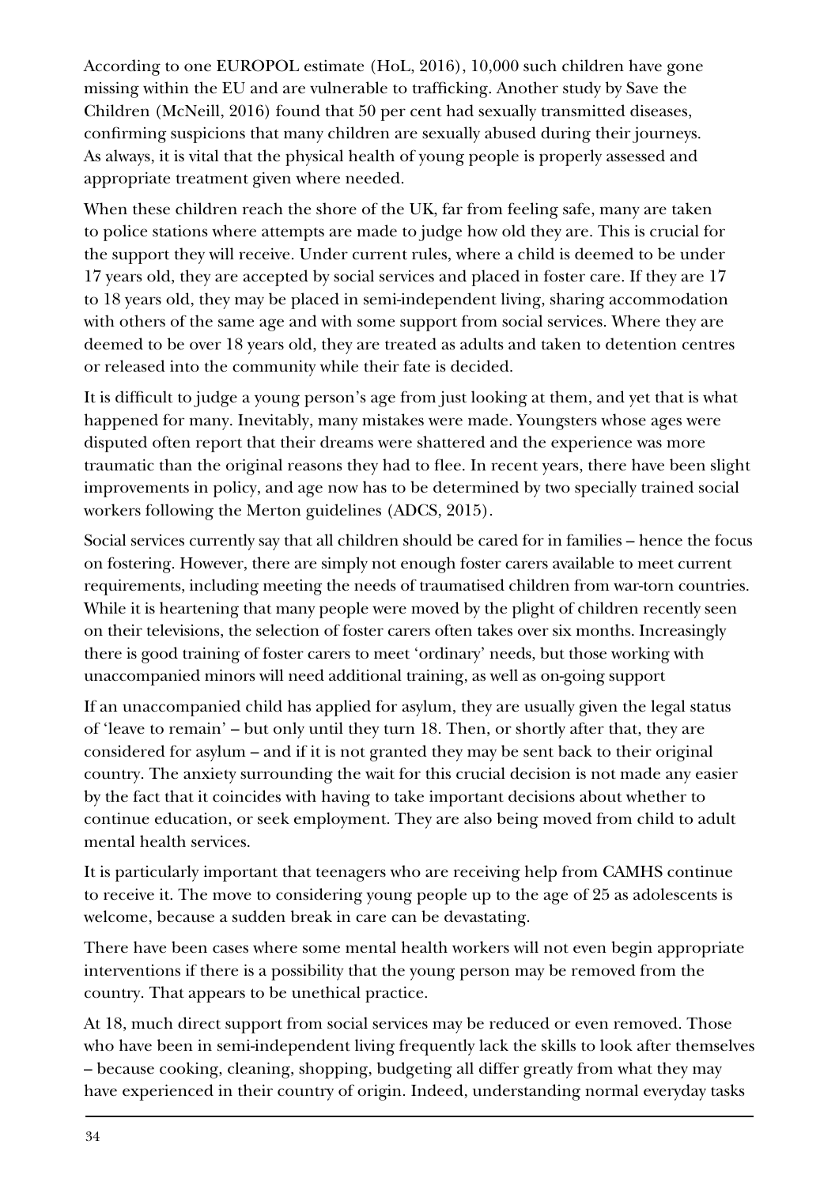According to one EUROPOL estimate (HoL, 2016), 10,000 such children have gone missing within the EU and are vulnerable to trafficking. Another study by Save the Children (McNeill, 2016) found that 50 per cent had sexually transmitted diseases, confirming suspicions that many children are sexually abused during their journeys. As always, it is vital that the physical health of young people is properly assessed and appropriate treatment given where needed.

When these children reach the shore of the UK, far from feeling safe, many are taken to police stations where attempts are made to judge how old they are. This is crucial for the support they will receive. Under current rules, where a child is deemed to be under 17 years old, they are accepted by social services and placed in foster care. If they are 17 to 18 years old, they may be placed in semi-independent living, sharing accommodation with others of the same age and with some support from social services. Where they are deemed to be over 18 years old, they are treated as adults and taken to detention centres or released into the community while their fate is decided.

It is difficult to judge a young person's age from just looking at them, and yet that is what happened for many. Inevitably, many mistakes were made. Youngsters whose ages were disputed often report that their dreams were shattered and the experience was more traumatic than the original reasons they had to flee. In recent years, there have been slight improvements in policy, and age now has to be determined by two specially trained social workers following the Merton guidelines (ADCS, 2015).

Social services currently say that all children should be cared for in families – hence the focus on fostering. However, there are simply not enough foster carers available to meet current requirements, including meeting the needs of traumatised children from war-torn countries. While it is heartening that many people were moved by the plight of children recently seen on their televisions, the selection of foster carers often takes over six months. Increasingly there is good training of foster carers to meet 'ordinary' needs, but those working with unaccompanied minors will need additional training, as well as on-going support

If an unaccompanied child has applied for asylum, they are usually given the legal status of 'leave to remain' – but only until they turn 18. Then, or shortly after that, they are considered for asylum – and if it is not granted they may be sent back to their original country. The anxiety surrounding the wait for this crucial decision is not made any easier by the fact that it coincides with having to take important decisions about whether to continue education, or seek employment. They are also being moved from child to adult mental health services.

It is particularly important that teenagers who are receiving help from CAMHS continue to receive it. The move to considering young people up to the age of 25 as adolescents is welcome, because a sudden break in care can be devastating.

There have been cases where some mental health workers will not even begin appropriate interventions if there is a possibility that the young person may be removed from the country. That appears to be unethical practice.

At 18, much direct support from social services may be reduced or even removed. Those who have been in semi-independent living frequently lack the skills to look after themselves – because cooking, cleaning, shopping, budgeting all differ greatly from what they may have experienced in their country of origin. Indeed, understanding normal everyday tasks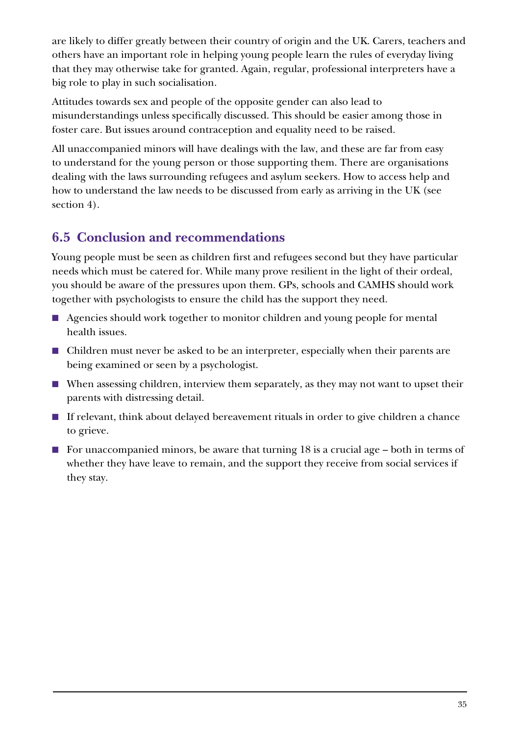are likely to differ greatly between their country of origin and the UK. Carers, teachers and others have an important role in helping young people learn the rules of everyday living that they may otherwise take for granted. Again, regular, professional interpreters have a big role to play in such socialisation.

Attitudes towards sex and people of the opposite gender can also lead to misunderstandings unless specifically discussed. This should be easier among those in foster care. But issues around contraception and equality need to be raised.

All unaccompanied minors will have dealings with the law, and these are far from easy to understand for the young person or those supporting them. There are organisations dealing with the laws surrounding refugees and asylum seekers. How to access help and how to understand the law needs to be discussed from early as arriving in the UK (see section 4).

## 6.5 Conclusion and recommendations

Young people must be seen as children first and refugees second but they have particular needs which must be catered for. While many prove resilient in the light of their ordeal, you should be aware of the pressures upon them. GPs, schools and CAMHS should work together with psychologists to ensure the child has the support they need.

- Agencies should work together to monitor children and young people for mental health issues.
- Children must never be asked to be an interpreter, especially when their parents are being examined or seen by a psychologist.
- When assessing children, interview them separately, as they may not want to upset their parents with distressing detail.
- If relevant, think about delayed bereavement rituals in order to give children a chance to grieve.
- For unaccompanied minors, be aware that turning 18 is a crucial age – both in terms of whether they have leave to remain, and the support they receive from social services if they stay.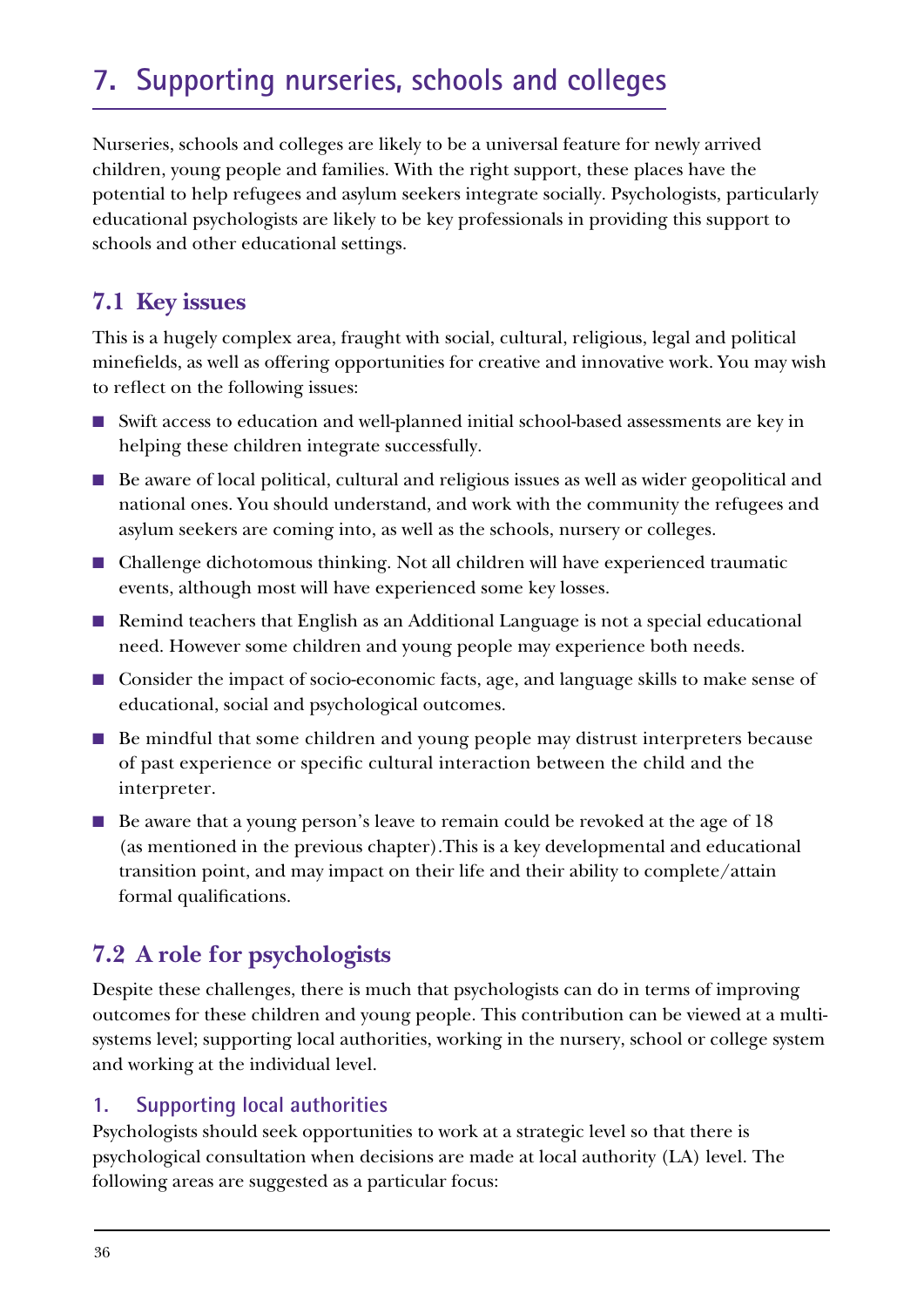# 7. Supporting nurseries, schools and colleges

Nurseries, schools and colleges are likely to be a universal feature for newly arrived children, young people and families. With the right support, these places have the potential to help refugees and asylum seekers integrate socially. Psychologists, particularly educational psychologists are likely to be key professionals in providing this support to schools and other educational settings.

## 7.1 Key issues

This is a hugely complex area, fraught with social, cultural, religious, legal and political minefields, as well as offering opportunities for creative and innovative work. You may wish to reflect on the following issues:

- Swift access to education and well-planned initial school-based assessments are key in helping these children integrate successfully.
- Be aware of local political, cultural and religious issues as well as wider geopolitical and national ones. You should understand, and work with the community the refugees and asylum seekers are coming into, as well as the schools, nursery or colleges.
- Challenge dichotomous thinking. Not all children will have experienced traumatic events, although most will have experienced some key losses.
- Remind teachers that English as an Additional Language is not a special educational need. However some children and young people may experience both needs.
- Consider the impact of socio-economic facts, age, and language skills to make sense of educational, social and psychological outcomes.
- Be mindful that some children and young people may distrust interpreters because of past experience or specific cultural interaction between the child and the interpreter.
- Be aware that a young person's leave to remain could be revoked at the age of 18 (as mentioned in the previous chapter).This is a key developmental and educational transition point, and may impact on their life and their ability to complete/attain formal qualifications.

## 7.2 A role for psychologists

Despite these challenges, there is much that psychologists can do in terms of improving outcomes for these children and young people. This contribution can be viewed at a multi-systems level; supporting local authorities, working in the nursery, school or college system and working at the individual level.

### 1. Supporting local authorities

Psychologists should seek opportunities to work at a strategic level so that there is psychological consultation when decisions are made at local authority (LA) level. The following areas are suggested as a particular focus: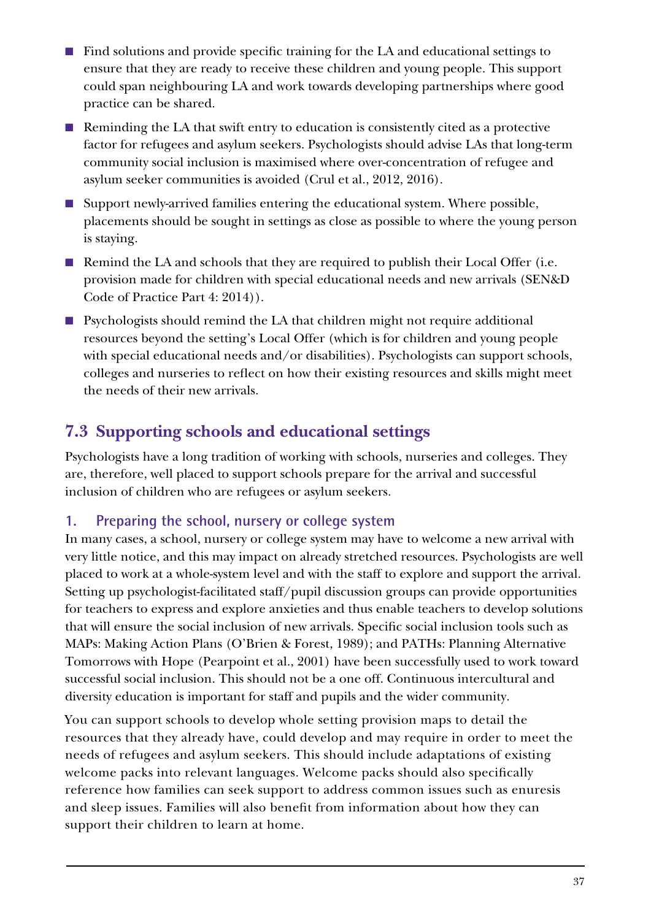- Find solutions and provide specific training for the LA and educational settings to ensure that they are ready to receive these children and young people. This support could span neighbouring LA and work towards developing partnerships where good practice can be shared.
- Reminding the LA that swift entry to education is consistently cited as a protective factor for refugees and asylum seekers. Psychologists should advise LAs that long-term community social inclusion is maximised where over-concentration of refugee and asylum seeker communities is avoided (Crul et al., 2012, 2016).
- Support newly-arrived families entering the educational system. Where possible, placements should be sought in settings as close as possible to where the young person is staying.
- Remind the LA and schools that they are required to publish their Local Offer (i.e. provision made for children with special educational needs and new arrivals (SEN&D Code of Practice Part 4: 2014)).
- Psychologists should remind the LA that children might not require additional resources beyond the setting's Local Offer (which is for children and young people with special educational needs and/or disabilities). Psychologists can support schools, colleges and nurseries to reflect on how their existing resources and skills might meet the needs of their new arrivals.

## 7.3 Supporting schools and educational settings

Psychologists have a long tradition of working with schools, nurseries and colleges. They are, therefore, well placed to support schools prepare for the arrival and successful inclusion of children who are refugees or asylum seekers.

### 1. Preparing the school, nursery or college system

In many cases, a school, nursery or college system may have to welcome a new arrival with very little notice, and this may impact on already stretched resources. Psychologists are well placed to work at a whole-system level and with the staff to explore and support the arrival. Setting up psychologist-facilitated staff/pupil discussion groups can provide opportunities for teachers to express and explore anxieties and thus enable teachers to develop solutions that will ensure the social inclusion of new arrivals. Specific social inclusion tools such as MAPs: Making Action Plans (O'Brien & Forest, 1989); and PATHs: Planning Alternative Tomorrows with Hope (Pearpoint et al., 2001) have been successfully used to work toward successful social inclusion. This should not be a one off. Continuous intercultural and diversity education is important for staff and pupils and the wider community.

You can support schools to develop whole setting provision maps to detail the resources that they already have, could develop and may require in order to meet the needs of refugees and asylum seekers. This should include adaptations of existing welcome packs into relevant languages. Welcome packs should also specifically reference how families can seek support to address common issues such as enuresis and sleep issues. Families will also benefit from information about how they can support their children to learn at home.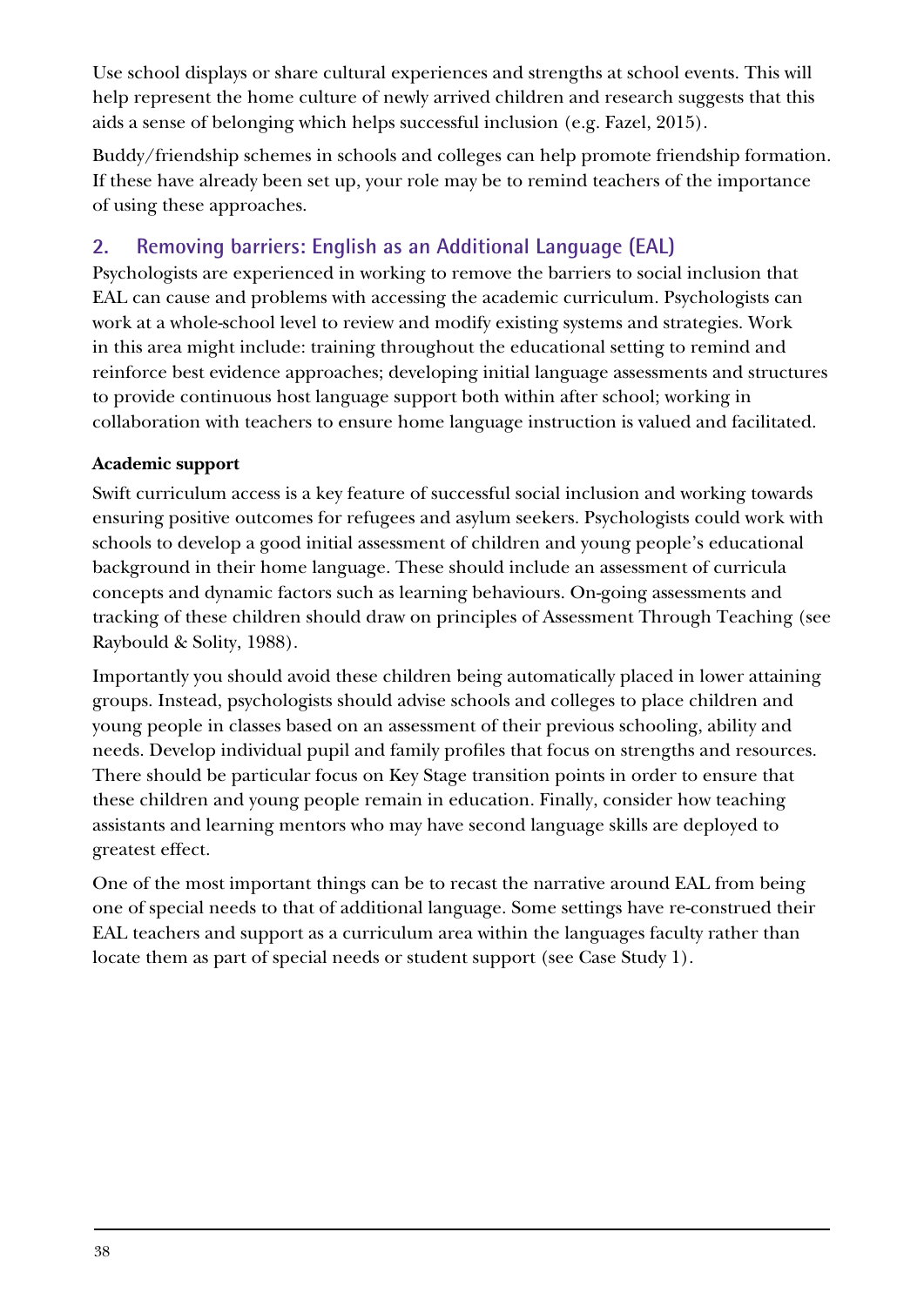Use school displays or share cultural experiences and strengths at school events. This will help represent the home culture of newly arrived children and research suggests that this aids a sense of belonging which helps successful inclusion (e.g. Fazel, 2015).

Buddy/friendship schemes in schools and colleges can help promote friendship formation. If these have already been set up, your role may be to remind teachers of the importance of using these approaches.

## 2. Removing barriers: English as an Additional Language (EAL)

Psychologists are experienced in working to remove the barriers to social inclusion that EAL can cause and problems with accessing the academic curriculum. Psychologists can work at a whole-school level to review and modify existing systems and strategies. Work in this area might include: training throughout the educational setting to remind and reinforce best evidence approaches; developing initial language assessments and structures to provide continuous host language support both within after school; working in collaboration with teachers to ensure home language instruction is valued and facilitated.

**Academic support**

Swift curriculum access is a key feature of successful social inclusion and working towards ensuring positive outcomes for refugees and asylum seekers. Psychologists could work with schools to develop a good initial assessment of children and young people's educational background in their home language. These should include an assessment of curricula concepts and dynamic factors such as learning behaviours. On-going assessments and tracking of these children should draw on principles of Assessment Through Teaching (see Raybould & Solity, 1988).

Importantly you should avoid these children being automatically placed in lower attaining groups. Instead, psychologists should advise schools and colleges to place children and young people in classes based on an assessment of their previous schooling, ability and needs. Develop individual pupil and family profiles that focus on strengths and resources. There should be particular focus on Key Stage transition points in order to ensure that these children and young people remain in education. Finally, consider how teaching assistants and learning mentors who may have second language skills are deployed to greatest effect.

One of the most important things can be to recast the narrative around EAL from being one of special needs to that of additional language. Some settings have re-construed their EAL teachers and support as a curriculum area within the languages faculty rather than locate them as part of special needs or student support (see Case Study 1).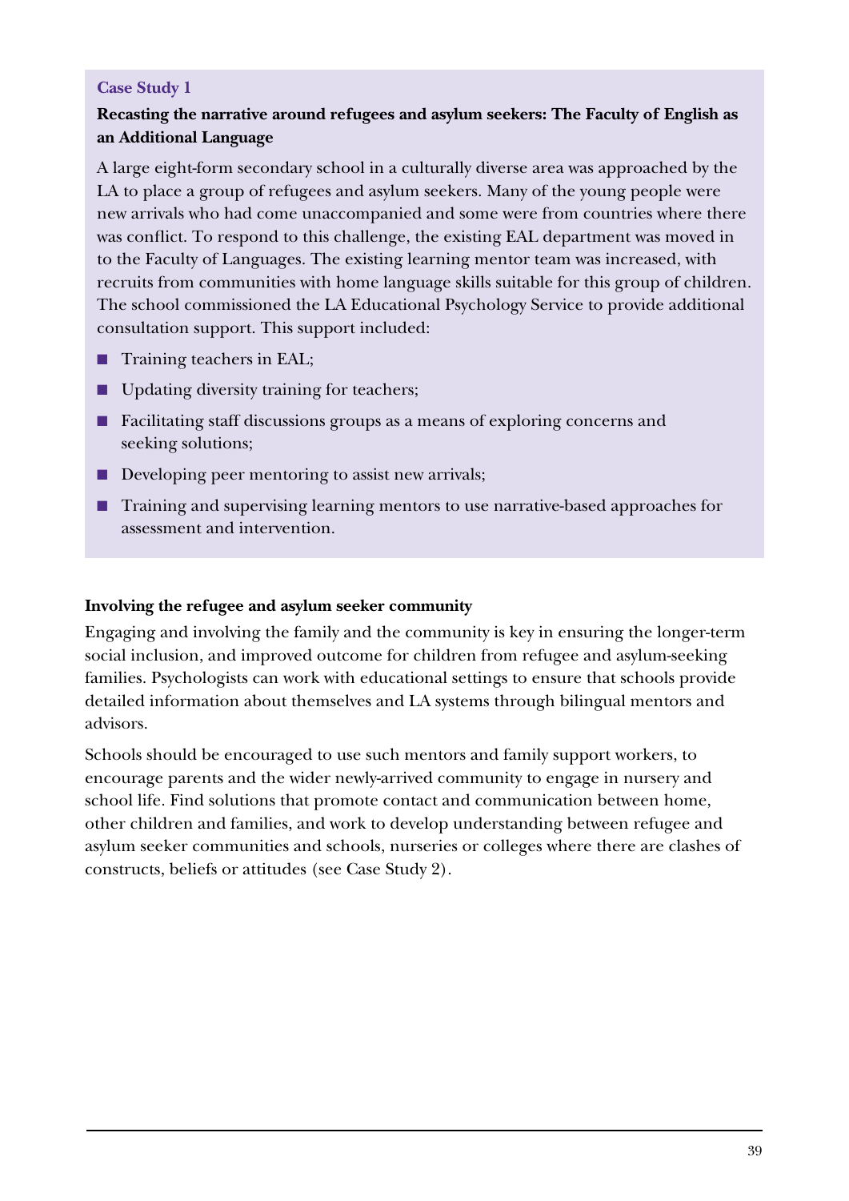**Case Study 1**

**Recasting the narrative around refugees and asylum seekers: The Faculty of English as an Additional Language**

A large eight-form secondary school in a culturally diverse area was approached by the LA to place a group of refugees and asylum seekers. Many of the young people were new arrivals who had come unaccompanied and some were from countries where there was conflict. To respond to this challenge, the existing EAL department was moved in to the Faculty of Languages. The existing learning mentor team was increased, with recruits from communities with home language skills suitable for this group of children. The school commissioned the LA Educational Psychology Service to provide additional consultation support. This support included:

- Training teachers in EAL;
- Updating diversity training for teachers;
- Facilitating staff discussions groups as a means of exploring concerns and seeking solutions;
- Developing peer mentoring to assist new arrivals;
- Training and supervising learning mentors to use narrative-based approaches for assessment and intervention.

**Involving the refugee and asylum seeker community**

Engaging and involving the family and the community is key in ensuring the longer-term social inclusion, and improved outcome for children from refugee and asylum-seeking families. Psychologists can work with educational settings to ensure that schools provide detailed information about themselves and LA systems through bilingual mentors and advisors.

Schools should be encouraged to use such mentors and family support workers, to encourage parents and the wider newly-arrived community to engage in nursery and school life. Find solutions that promote contact and communication between home, other children and families, and work to develop understanding between refugee and asylum seeker communities and schools, nurseries or colleges where there are clashes of constructs, beliefs or attitudes (see Case Study 2).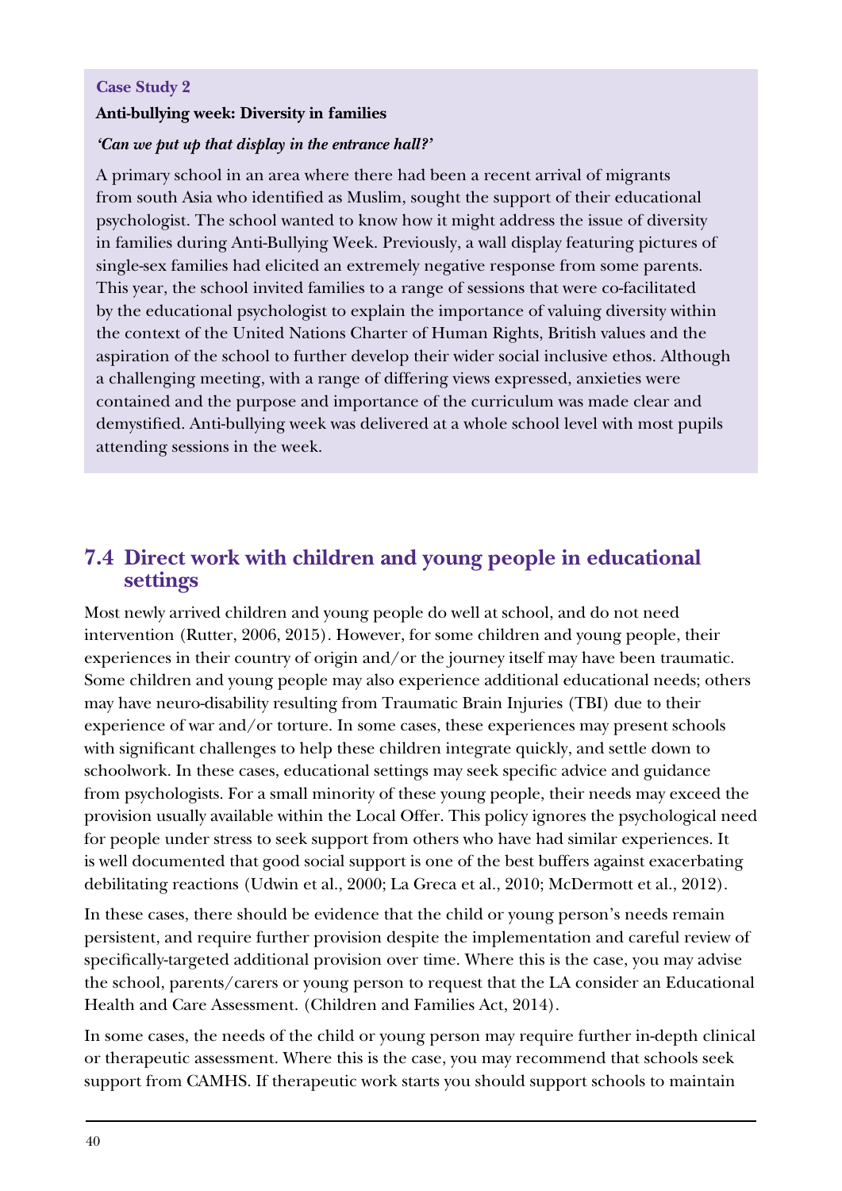**Case Study 2**

**Anti-bullying week: Diversity in families**

***'Can we put up that display in the entrance hall?'***

A primary school in an area where there had been a recent arrival of migrants from south Asia who identified as Muslim, sought the support of their educational psychologist. The school wanted to know how it might address the issue of diversity in families during Anti-Bullying Week. Previously, a wall display featuring pictures of single-sex families had elicited an extremely negative response from some parents. This year, the school invited families to a range of sessions that were co-facilitated by the educational psychologist to explain the importance of valuing diversity within the context of the United Nations Charter of Human Rights, British values and the aspiration of the school to further develop their wider social inclusive ethos. Although a challenging meeting, with a range of differing views expressed, anxieties were contained and the purpose and importance of the curriculum was made clear and demystified. Anti-bullying week was delivered at a whole school level with most pupils attending sessions in the week.

## 7.4 Direct work with children and young people in educational settings

Most newly arrived children and young people do well at school, and do not need intervention (Rutter, 2006, 2015). However, for some children and young people, their experiences in their country of origin and/or the journey itself may have been traumatic. Some children and young people may also experience additional educational needs; others may have neuro-disability resulting from Traumatic Brain Injuries (TBI) due to their experience of war and/or torture. In some cases, these experiences may present schools with significant challenges to help these children integrate quickly, and settle down to schoolwork. In these cases, educational settings may seek specific advice and guidance from psychologists. For a small minority of these young people, their needs may exceed the provision usually available within the Local Offer. This policy ignores the psychological need for people under stress to seek support from others who have had similar experiences. It is well documented that good social support is one of the best buffers against exacerbating debilitating reactions (Udwin et al., 2000; La Greca et al., 2010; McDermott et al., 2012).

In these cases, there should be evidence that the child or young person's needs remain persistent, and require further provision despite the implementation and careful review of specifically-targeted additional provision over time. Where this is the case, you may advise the school, parents/carers or young person to request that the LA consider an Educational Health and Care Assessment. (Children and Families Act, 2014).

In some cases, the needs of the child or young person may require further in-depth clinical or therapeutic assessment. Where this is the case, you may recommend that schools seek support from CAMHS. If therapeutic work starts you should support schools to maintain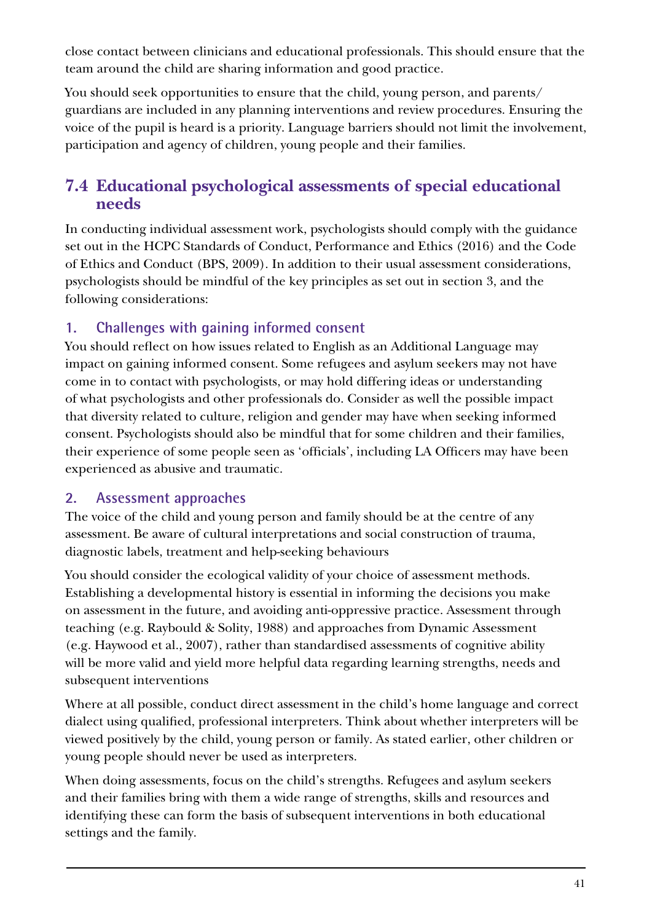close contact between clinicians and educational professionals. This should ensure that the team around the child are sharing information and good practice.

You should seek opportunities to ensure that the child, young person, and parents/guardians are included in any planning interventions and review procedures. Ensuring the voice of the pupil is heard is a priority. Language barriers should not limit the involvement, participation and agency of children, young people and their families.

## 7.4 Educational psychological assessments of special educational needs

In conducting individual assessment work, psychologists should comply with the guidance set out in the HCPC Standards of Conduct, Performance and Ethics (2016) and the Code of Ethics and Conduct (BPS, 2009). In addition to their usual assessment considerations, psychologists should be mindful of the key principles as set out in section 3, and the following considerations:

### 1. Challenges with gaining informed consent

You should reflect on how issues related to English as an Additional Language may impact on gaining informed consent. Some refugees and asylum seekers may not have come in to contact with psychologists, or may hold differing ideas or understanding of what psychologists and other professionals do. Consider as well the possible impact that diversity related to culture, religion and gender may have when seeking informed consent. Psychologists should also be mindful that for some children and their families, their experience of some people seen as 'officials', including LA Officers may have been experienced as abusive and traumatic.

### 2. Assessment approaches

The voice of the child and young person and family should be at the centre of any assessment. Be aware of cultural interpretations and social construction of trauma, diagnostic labels, treatment and help-seeking behaviours

You should consider the ecological validity of your choice of assessment methods. Establishing a developmental history is essential in informing the decisions you make on assessment in the future, and avoiding anti-oppressive practice. Assessment through teaching (e.g. Raybould & Solity, 1988) and approaches from Dynamic Assessment (e.g. Haywood et al., 2007), rather than standardised assessments of cognitive ability will be more valid and yield more helpful data regarding learning strengths, needs and subsequent interventions

Where at all possible, conduct direct assessment in the child's home language and correct dialect using qualified, professional interpreters. Think about whether interpreters will be viewed positively by the child, young person or family. As stated earlier, other children or young people should never be used as interpreters.

When doing assessments, focus on the child's strengths. Refugees and asylum seekers and their families bring with them a wide range of strengths, skills and resources and identifying these can form the basis of subsequent interventions in both educational settings and the family.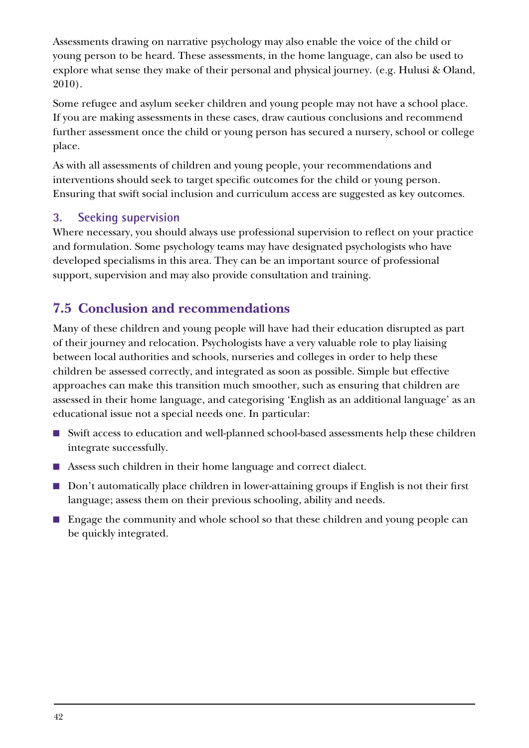Assessments drawing on narrative psychology may also enable the voice of the child or young person to be heard. These assessments, in the home language, can also be used to explore what sense they make of their personal and physical journey. (e.g. Hulusi & Oland, 2010).

Some refugee and asylum seeker children and young people may not have a school place. If you are making assessments in these cases, draw cautious conclusions and recommend further assessment once the child or young person has secured a nursery, school or college place.

As with all assessments of children and young people, your recommendations and interventions should seek to target specific outcomes for the child or young person. Ensuring that swift social inclusion and curriculum access are suggested as key outcomes.

### 3. Seeking supervision

Where necessary, you should always use professional supervision to reflect on your practice and formulation. Some psychology teams may have designated psychologists who have developed specialisms in this area. They can be an important source of professional support, supervision and may also provide consultation and training.

## 7.5 Conclusion and recommendations

Many of these children and young people will have had their education disrupted as part of their journey and relocation. Psychologists have a very valuable role to play liaising between local authorities and schools, nurseries and colleges in order to help these children be assessed correctly, and integrated as soon as possible. Simple but effective approaches can make this transition much smoother, such as ensuring that children are assessed in their home language, and categorising 'English as an additional language' as an educational issue not a special needs one. In particular:

- Swift access to education and well-planned school-based assessments help these children integrate successfully.
- Assess such children in their home language and correct dialect.
- Don't automatically place children in lower-attaining groups if English is not their first language; assess them on their previous schooling, ability and needs.
- Engage the community and whole school so that these children and young people can be quickly integrated.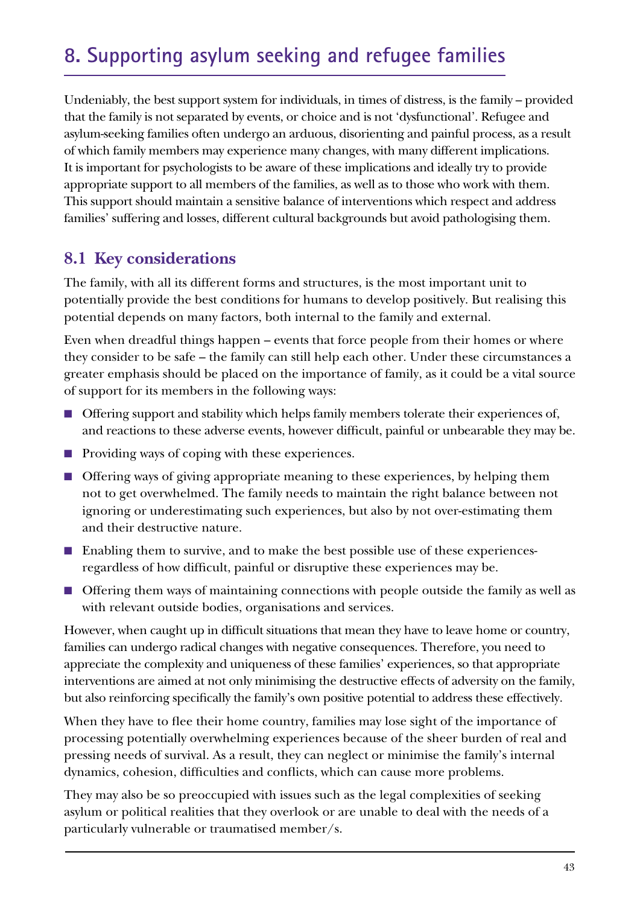# 8. Supporting asylum seeking and refugee families

Undeniably, the best support system for individuals, in times of distress, is the family – provided that the family is not separated by events, or choice and is not 'dysfunctional'. Refugee and asylum-seeking families often undergo an arduous, disorienting and painful process, as a result of which family members may experience many changes, with many different implications. It is important for psychologists to be aware of these implications and ideally try to provide appropriate support to all members of the families, as well as to those who work with them. This support should maintain a sensitive balance of interventions which respect and address families' suffering and losses, different cultural backgrounds but avoid pathologising them.

## 8.1 Key considerations

The family, with all its different forms and structures, is the most important unit to potentially provide the best conditions for humans to develop positively. But realising this potential depends on many factors, both internal to the family and external.

Even when dreadful things happen – events that force people from their homes or where they consider to be safe – the family can still help each other. Under these circumstances a greater emphasis should be placed on the importance of family, as it could be a vital source of support for its members in the following ways:

- Offering support and stability which helps family members tolerate their experiences of, and reactions to these adverse events, however difficult, painful or unbearable they may be.
- Providing ways of coping with these experiences.
- Offering ways of giving appropriate meaning to these experiences, by helping them not to get overwhelmed. The family needs to maintain the right balance between not ignoring or underestimating such experiences, but also by not over-estimating them and their destructive nature.
- Enabling them to survive, and to make the best possible use of these experiences- regardless of how difficult, painful or disruptive these experiences may be.
- Offering them ways of maintaining connections with people outside the family as well as with relevant outside bodies, organisations and services.

However, when caught up in difficult situations that mean they have to leave home or country, families can undergo radical changes with negative consequences. Therefore, you need to appreciate the complexity and uniqueness of these families' experiences, so that appropriate interventions are aimed at not only minimising the destructive effects of adversity on the family, but also reinforcing specifically the family's own positive potential to address these effectively.

When they have to flee their home country, families may lose sight of the importance of processing potentially overwhelming experiences because of the sheer burden of real and pressing needs of survival. As a result, they can neglect or minimise the family's internal dynamics, cohesion, difficulties and conflicts, which can cause more problems.

They may also be so preoccupied with issues such as the legal complexities of seeking asylum or political realities that they overlook or are unable to deal with the needs of a particularly vulnerable or traumatised member/s.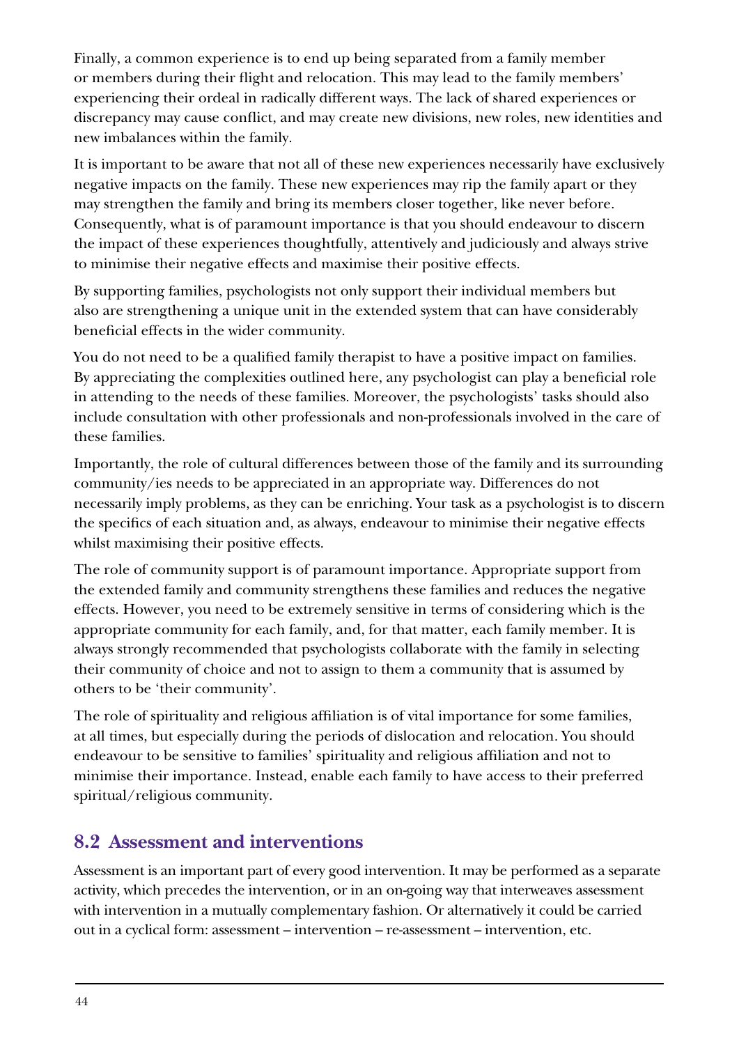Finally, a common experience is to end up being separated from a family member or members during their flight and relocation. This may lead to the family members' experiencing their ordeal in radically different ways. The lack of shared experiences or discrepancy may cause conflict, and may create new divisions, new roles, new identities and new imbalances within the family.

It is important to be aware that not all of these new experiences necessarily have exclusively negative impacts on the family. These new experiences may rip the family apart or they may strengthen the family and bring its members closer together, like never before. Consequently, what is of paramount importance is that you should endeavour to discern the impact of these experiences thoughtfully, attentively and judiciously and always strive to minimise their negative effects and maximise their positive effects.

By supporting families, psychologists not only support their individual members but also are strengthening a unique unit in the extended system that can have considerably beneficial effects in the wider community.

You do not need to be a qualified family therapist to have a positive impact on families. By appreciating the complexities outlined here, any psychologist can play a beneficial role in attending to the needs of these families. Moreover, the psychologists' tasks should also include consultation with other professionals and non-professionals involved in the care of these families.

Importantly, the role of cultural differences between those of the family and its surrounding community/ies needs to be appreciated in an appropriate way. Differences do not necessarily imply problems, as they can be enriching. Your task as a psychologist is to discern the specifics of each situation and, as always, endeavour to minimise their negative effects whilst maximising their positive effects.

The role of community support is of paramount importance. Appropriate support from the extended family and community strengthens these families and reduces the negative effects. However, you need to be extremely sensitive in terms of considering which is the appropriate community for each family, and, for that matter, each family member. It is always strongly recommended that psychologists collaborate with the family in selecting their community of choice and not to assign to them a community that is assumed by others to be 'their community'.

The role of spirituality and religious affiliation is of vital importance for some families, at all times, but especially during the periods of dislocation and relocation. You should endeavour to be sensitive to families' spirituality and religious affiliation and not to minimise their importance. Instead, enable each family to have access to their preferred spiritual/religious community.

## 8.2 Assessment and interventions

Assessment is an important part of every good intervention. It may be performed as a separate activity, which precedes the intervention, or in an on-going way that interweaves assessment with intervention in a mutually complementary fashion. Or alternatively it could be carried out in a cyclical form: assessment – intervention – re-assessment – intervention, etc.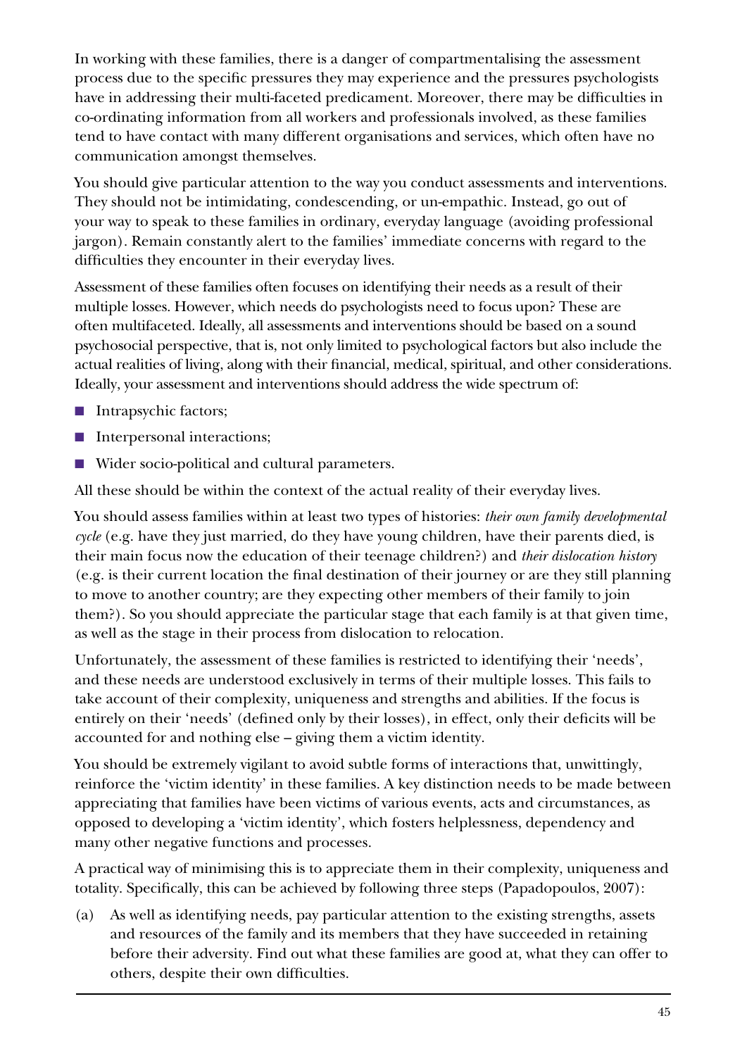In working with these families, there is a danger of compartmentalising the assessment process due to the specific pressures they may experience and the pressures psychologists have in addressing their multi-faceted predicament. Moreover, there may be difficulties in co-ordinating information from all workers and professionals involved, as these families tend to have contact with many different organisations and services, which often have no communication amongst themselves.

You should give particular attention to the way you conduct assessments and interventions. They should not be intimidating, condescending, or un-empathic. Instead, go out of your way to speak to these families in ordinary, everyday language (avoiding professional jargon). Remain constantly alert to the families' immediate concerns with regard to the difficulties they encounter in their everyday lives.

Assessment of these families often focuses on identifying their needs as a result of their multiple losses. However, which needs do psychologists need to focus upon? These are often multifaceted. Ideally, all assessments and interventions should be based on a sound psychosocial perspective, that is, not only limited to psychological factors but also include the actual realities of living, along with their financial, medical, spiritual, and other considerations. Ideally, your assessment and interventions should address the wide spectrum of:

- Intrapsychic factors;
- Interpersonal interactions;
- Wider socio-political and cultural parameters.

All these should be within the context of the actual reality of their everyday lives.

You should assess families within at least two types of histories: *their own family developmental cycle* (e.g. have they just married, do they have young children, have their parents died, is their main focus now the education of their teenage children?) and *their dislocation history* (e.g. is their current location the final destination of their journey or are they still planning to move to another country; are they expecting other members of their family to join them?). So you should appreciate the particular stage that each family is at that given time, as well as the stage in their process from dislocation to relocation.

Unfortunately, the assessment of these families is restricted to identifying their 'needs', and these needs are understood exclusively in terms of their multiple losses. This fails to take account of their complexity, uniqueness and strengths and abilities. If the focus is entirely on their 'needs' (defined only by their losses), in effect, only their deficits will be accounted for and nothing else – giving them a victim identity.

You should be extremely vigilant to avoid subtle forms of interactions that, unwittingly, reinforce the 'victim identity' in these families. A key distinction needs to be made between appreciating that families have been victims of various events, acts and circumstances, as opposed to developing a 'victim identity', which fosters helplessness, dependency and many other negative functions and processes.

A practical way of minimising this is to appreciate them in their complexity, uniqueness and totality. Specifically, this can be achieved by following three steps (Papadopoulos, 2007):

(a) As well as identifying needs, pay particular attention to the existing strengths, assets and resources of the family and its members that they have succeeded in retaining before their adversity. Find out what these families are good at, what they can offer to others, despite their own difficulties.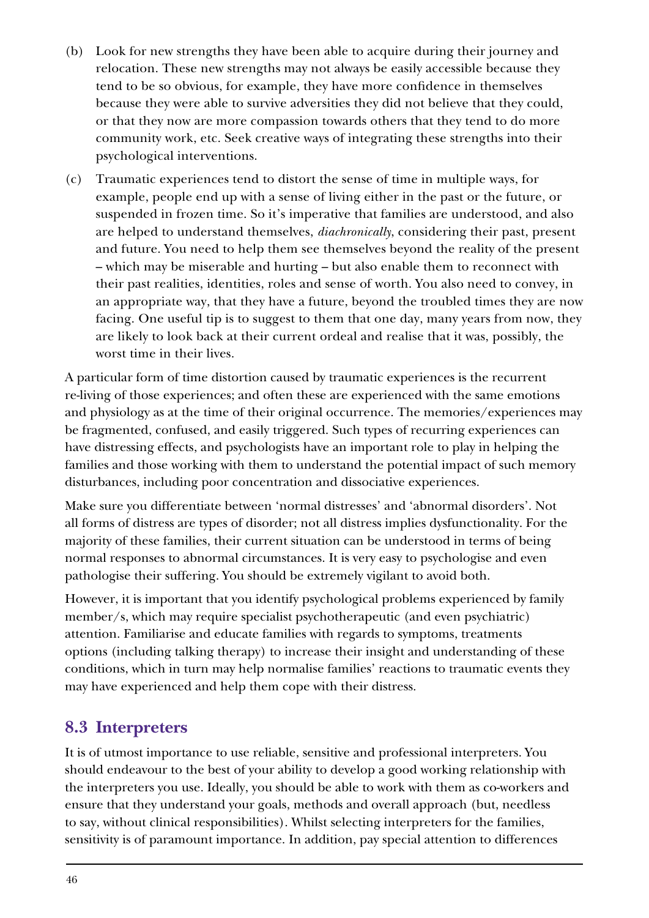(b) Look for new strengths they have been able to acquire during their journey and relocation. These new strengths may not always be easily accessible because they tend to be so obvious, for example, they have more confidence in themselves because they were able to survive adversities they did not believe that they could, or that they now are more compassion towards others that they tend to do more community work, etc. Seek creative ways of integrating these strengths into their psychological interventions.

(c) Traumatic experiences tend to distort the sense of time in multiple ways, for example, people end up with a sense of living either in the past or the future, or suspended in frozen time. So it's imperative that families are understood, and also are helped to understand themselves, *diachronically*, considering their past, present and future. You need to help them see themselves beyond the reality of the present – which may be miserable and hurting – but also enable them to reconnect with their past realities, identities, roles and sense of worth. You also need to convey, in an appropriate way, that they have a future, beyond the troubled times they are now facing. One useful tip is to suggest to them that one day, many years from now, they are likely to look back at their current ordeal and realise that it was, possibly, the worst time in their lives.

A particular form of time distortion caused by traumatic experiences is the recurrent re-living of those experiences; and often these are experienced with the same emotions and physiology as at the time of their original occurrence. The memories/experiences may be fragmented, confused, and easily triggered. Such types of recurring experiences can have distressing effects, and psychologists have an important role to play in helping the families and those working with them to understand the potential impact of such memory disturbances, including poor concentration and dissociative experiences.

Make sure you differentiate between 'normal distresses' and 'abnormal disorders'. Not all forms of distress are types of disorder; not all distress implies dysfunctionality. For the majority of these families, their current situation can be understood in terms of being normal responses to abnormal circumstances. It is very easy to psychologise and even pathologise their suffering. You should be extremely vigilant to avoid both.

However, it is important that you identify psychological problems experienced by family member/s, which may require specialist psychotherapeutic (and even psychiatric) attention. Familiarise and educate families with regards to symptoms, treatments options (including talking therapy) to increase their insight and understanding of these conditions, which in turn may help normalise families' reactions to traumatic events they may have experienced and help them cope with their distress.

## 8.3 Interpreters

It is of utmost importance to use reliable, sensitive and professional interpreters. You should endeavour to the best of your ability to develop a good working relationship with the interpreters you use. Ideally, you should be able to work with them as co-workers and ensure that they understand your goals, methods and overall approach (but, needless to say, without clinical responsibilities). Whilst selecting interpreters for the families, sensitivity is of paramount importance. In addition, pay special attention to differences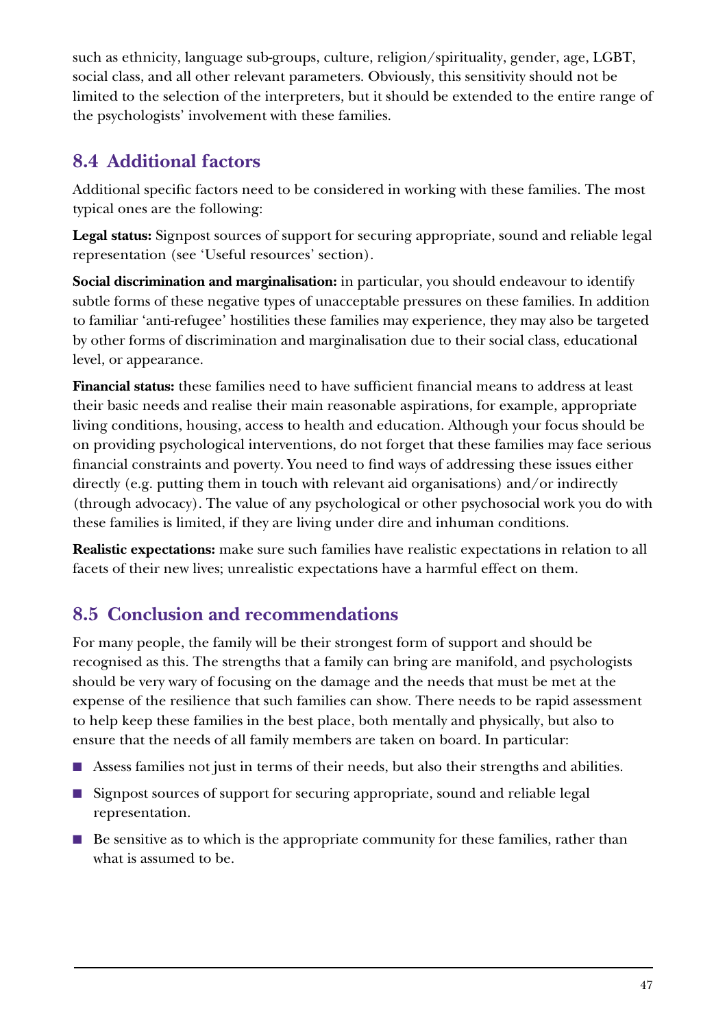such as ethnicity, language sub-groups, culture, religion/spirituality, gender, age, LGBT, social class, and all other relevant parameters. Obviously, this sensitivity should not be limited to the selection of the interpreters, but it should be extended to the entire range of the psychologists' involvement with these families.

## 8.4 Additional factors

Additional specific factors need to be considered in working with these families. The most typical ones are the following:

**Legal status:** Signpost sources of support for securing appropriate, sound and reliable legal representation (see 'Useful resources' section).

**Social discrimination and marginalisation:** in particular, you should endeavour to identify subtle forms of these negative types of unacceptable pressures on these families. In addition to familiar 'anti-refugee' hostilities these families may experience, they may also be targeted by other forms of discrimination and marginalisation due to their social class, educational level, or appearance.

**Financial status:** these families need to have sufficient financial means to address at least their basic needs and realise their main reasonable aspirations, for example, appropriate living conditions, housing, access to health and education. Although your focus should be on providing psychological interventions, do not forget that these families may face serious financial constraints and poverty. You need to find ways of addressing these issues either directly (e.g. putting them in touch with relevant aid organisations) and/or indirectly (through advocacy). The value of any psychological or other psychosocial work you do with these families is limited, if they are living under dire and inhuman conditions.

**Realistic expectations:** make sure such families have realistic expectations in relation to all facets of their new lives; unrealistic expectations have a harmful effect on them.

## 8.5 Conclusion and recommendations

For many people, the family will be their strongest form of support and should be recognised as this. The strengths that a family can bring are manifold, and psychologists should be very wary of focusing on the damage and the needs that must be met at the expense of the resilience that such families can show. There needs to be rapid assessment to help keep these families in the best place, both mentally and physically, but also to ensure that the needs of all family members are taken on board. In particular:

- Assess families not just in terms of their needs, but also their strengths and abilities.
- Signpost sources of support for securing appropriate, sound and reliable legal representation.
- Be sensitive as to which is the appropriate community for these families, rather than what is assumed to be.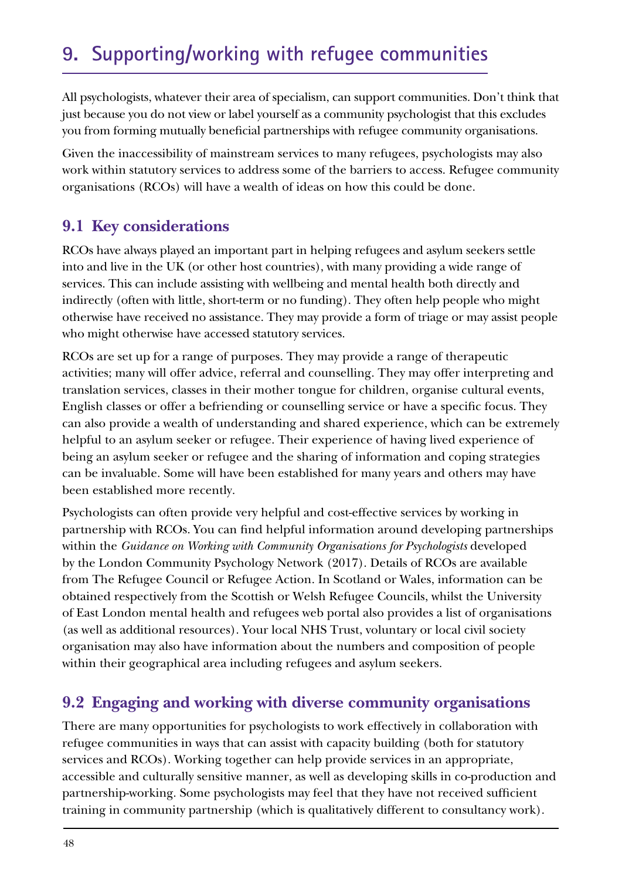# 9. Supporting/working with refugee communities

All psychologists, whatever their area of specialism, can support communities. Don't think that just because you do not view or label yourself as a community psychologist that this excludes you from forming mutually beneficial partnerships with refugee community organisations.

Given the inaccessibility of mainstream services to many refugees, psychologists may also work within statutory services to address some of the barriers to access. Refugee community organisations (RCOs) will have a wealth of ideas on how this could be done.

## 9.1 Key considerations

RCOs have always played an important part in helping refugees and asylum seekers settle into and live in the UK (or other host countries), with many providing a wide range of services. This can include assisting with wellbeing and mental health both directly and indirectly (often with little, short-term or no funding). They often help people who might otherwise have received no assistance. They may provide a form of triage or may assist people who might otherwise have accessed statutory services.

RCOs are set up for a range of purposes. They may provide a range of therapeutic activities; many will offer advice, referral and counselling. They may offer interpreting and translation services, classes in their mother tongue for children, organise cultural events, English classes or offer a befriending or counselling service or have a specific focus. They can also provide a wealth of understanding and shared experience, which can be extremely helpful to an asylum seeker or refugee. Their experience of having lived experience of being an asylum seeker or refugee and the sharing of information and coping strategies can be invaluable. Some will have been established for many years and others may have been established more recently.

Psychologists can often provide very helpful and cost-effective services by working in partnership with RCOs. You can find helpful information around developing partnerships within the *Guidance on Working with Community Organisations for Psychologists* developed by the London Community Psychology Network (2017). Details of RCOs are available from The Refugee Council or Refugee Action. In Scotland or Wales, information can be obtained respectively from the Scottish or Welsh Refugee Councils, whilst the University of East London mental health and refugees web portal also provides a list of organisations (as well as additional resources). Your local NHS Trust, voluntary or local civil society organisation may also have information about the numbers and composition of people within their geographical area including refugees and asylum seekers.

## 9.2 Engaging and working with diverse community organisations

There are many opportunities for psychologists to work effectively in collaboration with refugee communities in ways that can assist with capacity building (both for statutory services and RCOs). Working together can help provide services in an appropriate, accessible and culturally sensitive manner, as well as developing skills in co-production and partnership-working. Some psychologists may feel that they have not received sufficient training in community partnership (which is qualitatively different to consultancy work).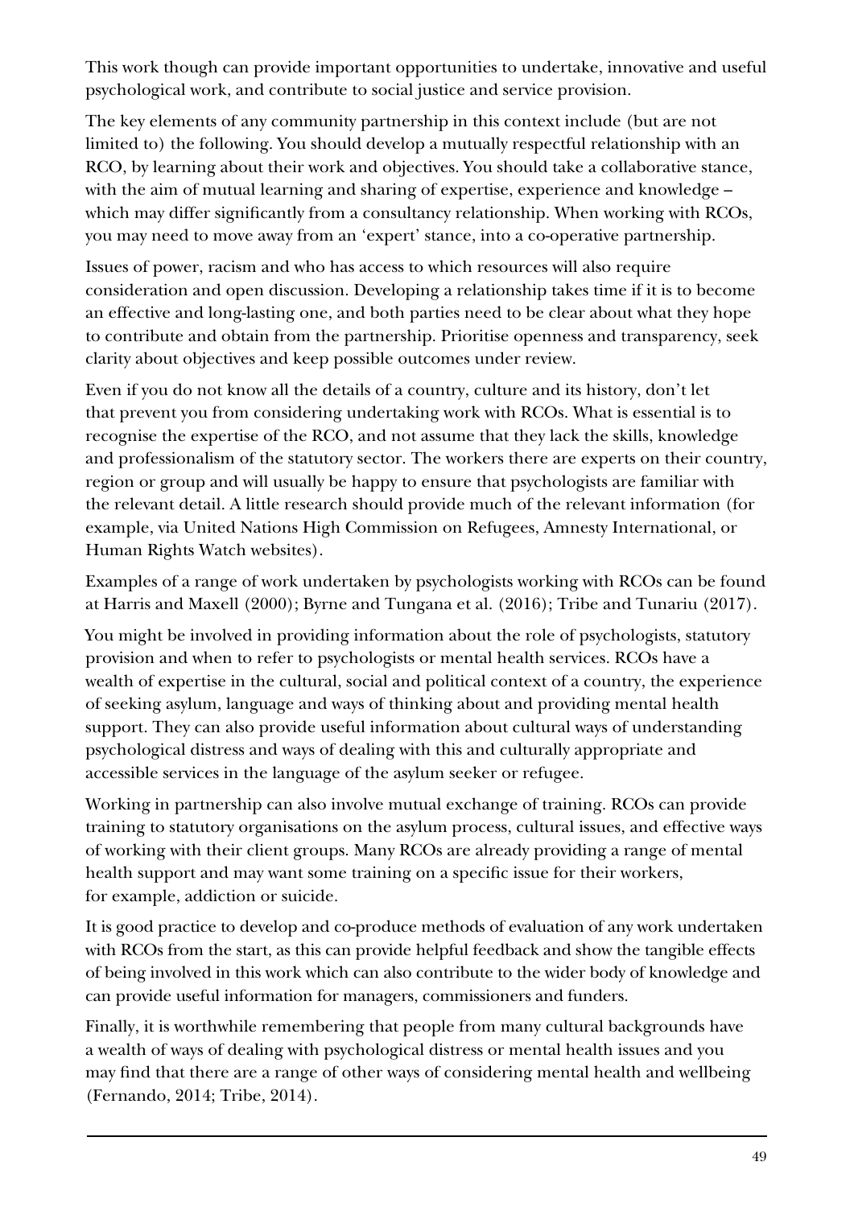This work though can provide important opportunities to undertake, innovative and useful psychological work, and contribute to social justice and service provision.

The key elements of any community partnership in this context include (but are not limited to) the following. You should develop a mutually respectful relationship with an RCO, by learning about their work and objectives. You should take a collaborative stance, with the aim of mutual learning and sharing of expertise, experience and knowledge – which may differ significantly from a consultancy relationship. When working with RCOs, you may need to move away from an 'expert' stance, into a co-operative partnership.

Issues of power, racism and who has access to which resources will also require consideration and open discussion. Developing a relationship takes time if it is to become an effective and long-lasting one, and both parties need to be clear about what they hope to contribute and obtain from the partnership. Prioritise openness and transparency, seek clarity about objectives and keep possible outcomes under review.

Even if you do not know all the details of a country, culture and its history, don't let that prevent you from considering undertaking work with RCOs. What is essential is to recognise the expertise of the RCO, and not assume that they lack the skills, knowledge and professionalism of the statutory sector. The workers there are experts on their country, region or group and will usually be happy to ensure that psychologists are familiar with the relevant detail. A little research should provide much of the relevant information (for example, via United Nations High Commission on Refugees, Amnesty International, or Human Rights Watch websites).

Examples of a range of work undertaken by psychologists working with RCOs can be found at Harris and Maxell (2000); Byrne and Tungana et al. (2016); Tribe and Tunariu (2017).

You might be involved in providing information about the role of psychologists, statutory provision and when to refer to psychologists or mental health services. RCOs have a wealth of expertise in the cultural, social and political context of a country, the experience of seeking asylum, language and ways of thinking about and providing mental health support. They can also provide useful information about cultural ways of understanding psychological distress and ways of dealing with this and culturally appropriate and accessible services in the language of the asylum seeker or refugee.

Working in partnership can also involve mutual exchange of training. RCOs can provide training to statutory organisations on the asylum process, cultural issues, and effective ways of working with their client groups. Many RCOs are already providing a range of mental health support and may want some training on a specific issue for their workers, for example, addiction or suicide.

It is good practice to develop and co-produce methods of evaluation of any work undertaken with RCOs from the start, as this can provide helpful feedback and show the tangible effects of being involved in this work which can also contribute to the wider body of knowledge and can provide useful information for managers, commissioners and funders.

Finally, it is worthwhile remembering that people from many cultural backgrounds have a wealth of ways of dealing with psychological distress or mental health issues and you may find that there are a range of other ways of considering mental health and wellbeing (Fernando, 2014; Tribe, 2014).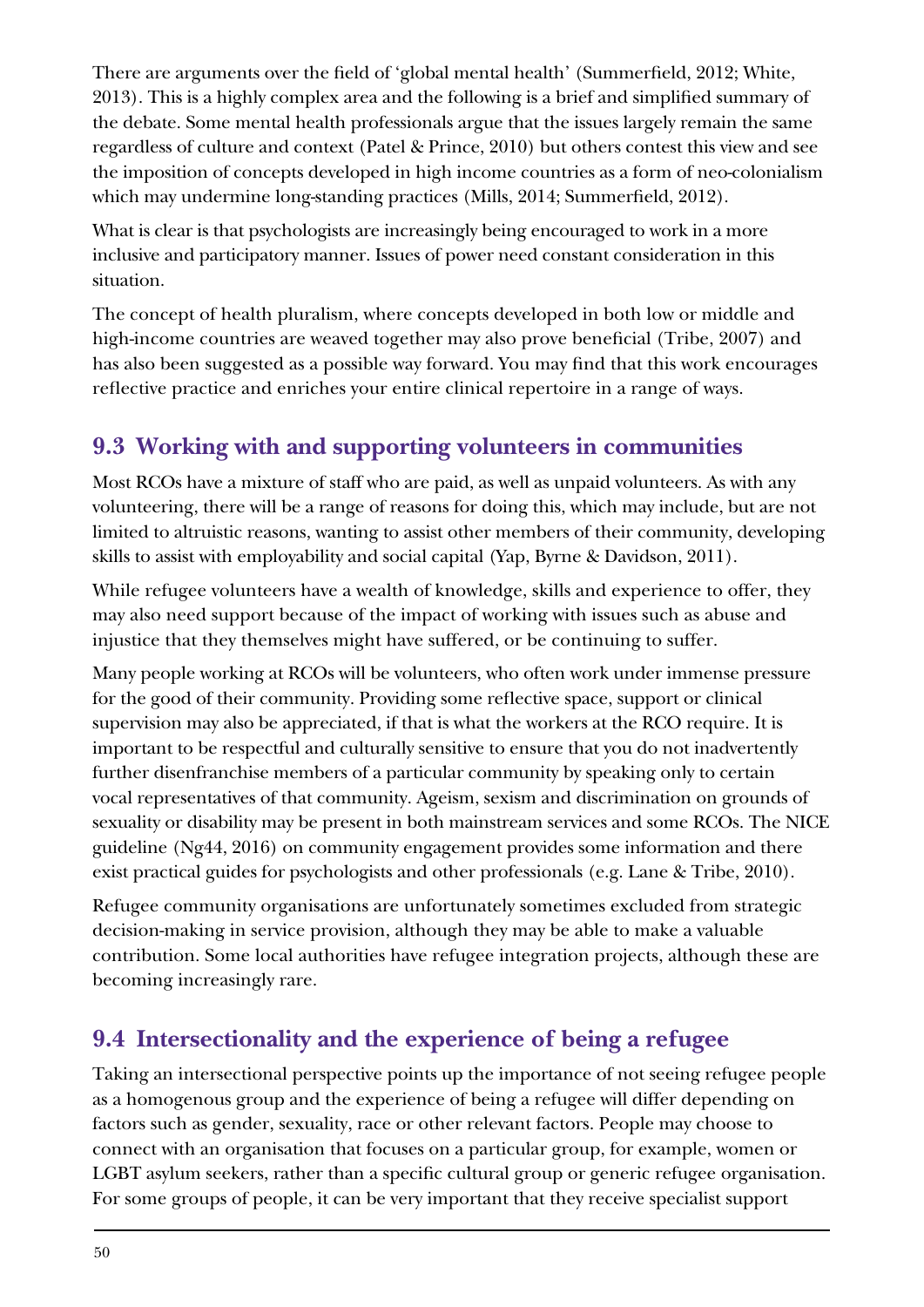There are arguments over the field of 'global mental health' (Summerfield, 2012; White, 2013). This is a highly complex area and the following is a brief and simplified summary of the debate. Some mental health professionals argue that the issues largely remain the same regardless of culture and context (Patel & Prince, 2010) but others contest this view and see the imposition of concepts developed in high income countries as a form of neo-colonialism which may undermine long-standing practices (Mills, 2014; Summerfield, 2012).

What is clear is that psychologists are increasingly being encouraged to work in a more inclusive and participatory manner. Issues of power need constant consideration in this situation.

The concept of health pluralism, where concepts developed in both low or middle and high-income countries are weaved together may also prove beneficial (Tribe, 2007) and has also been suggested as a possible way forward. You may find that this work encourages reflective practice and enriches your entire clinical repertoire in a range of ways.

## 9.3 Working with and supporting volunteers in communities

Most RCOs have a mixture of staff who are paid, as well as unpaid volunteers. As with any volunteering, there will be a range of reasons for doing this, which may include, but are not limited to altruistic reasons, wanting to assist other members of their community, developing skills to assist with employability and social capital (Yap, Byrne & Davidson, 2011).

While refugee volunteers have a wealth of knowledge, skills and experience to offer, they may also need support because of the impact of working with issues such as abuse and injustice that they themselves might have suffered, or be continuing to suffer.

Many people working at RCOs will be volunteers, who often work under immense pressure for the good of their community. Providing some reflective space, support or clinical supervision may also be appreciated, if that is what the workers at the RCO require. It is important to be respectful and culturally sensitive to ensure that you do not inadvertently further disenfranchise members of a particular community by speaking only to certain vocal representatives of that community. Ageism, sexism and discrimination on grounds of sexuality or disability may be present in both mainstream services and some RCOs. The NICE guideline (Ng44, 2016) on community engagement provides some information and there exist practical guides for psychologists and other professionals (e.g. Lane & Tribe, 2010).

Refugee community organisations are unfortunately sometimes excluded from strategic decision-making in service provision, although they may be able to make a valuable contribution. Some local authorities have refugee integration projects, although these are becoming increasingly rare.

## 9.4 Intersectionality and the experience of being a refugee

Taking an intersectional perspective points up the importance of not seeing refugee people as a homogenous group and the experience of being a refugee will differ depending on factors such as gender, sexuality, race or other relevant factors. People may choose to connect with an organisation that focuses on a particular group, for example, women or LGBT asylum seekers, rather than a specific cultural group or generic refugee organisation. For some groups of people, it can be very important that they receive specialist support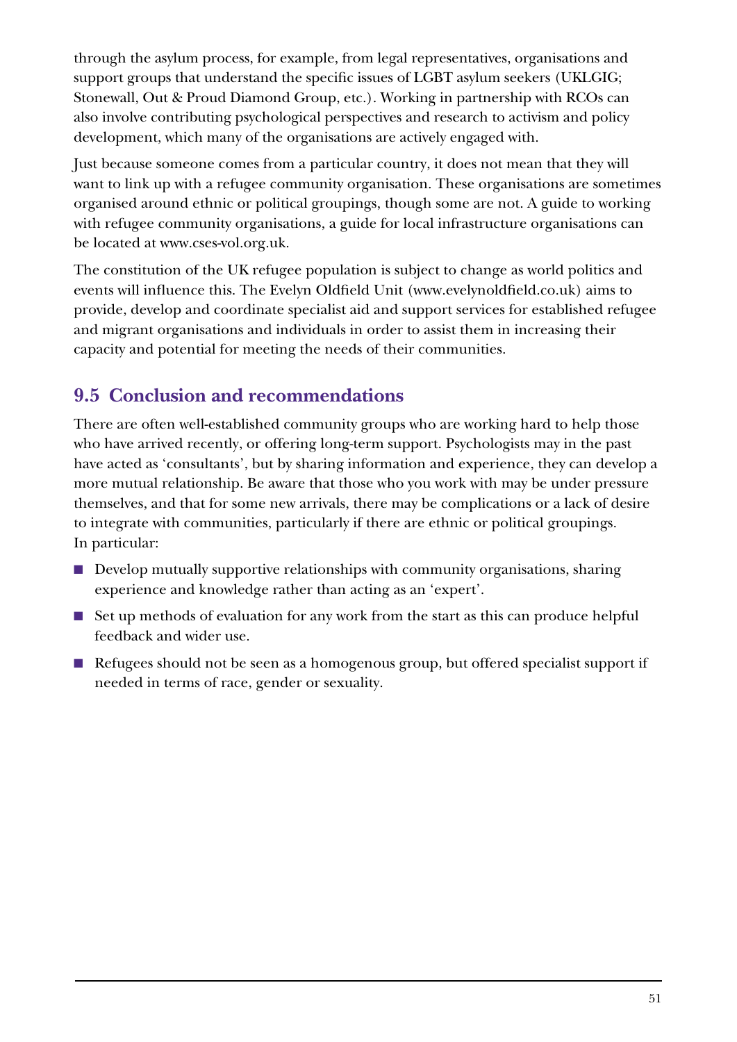through the asylum process, for example, from legal representatives, organisations and support groups that understand the specific issues of LGBT asylum seekers (UKLGIG; Stonewall, Out & Proud Diamond Group, etc.). Working in partnership with RCOs can also involve contributing psychological perspectives and research to activism and policy development, which many of the organisations are actively engaged with.

Just because someone comes from a particular country, it does not mean that they will want to link up with a refugee community organisation. These organisations are sometimes organised around ethnic or political groupings, though some are not. A guide to working with refugee community organisations, a guide for local infrastructure organisations can be located at www.cses-vol.org.uk.

The constitution of the UK refugee population is subject to change as world politics and events will influence this. The Evelyn Oldfield Unit (www.evelynoldfield.co.uk) aims to provide, develop and coordinate specialist aid and support services for established refugee and migrant organisations and individuals in order to assist them in increasing their capacity and potential for meeting the needs of their communities.

## 9.5 Conclusion and recommendations

There are often well-established community groups who are working hard to help those who have arrived recently, or offering long-term support. Psychologists may in the past have acted as 'consultants', but by sharing information and experience, they can develop a more mutual relationship. Be aware that those who you work with may be under pressure themselves, and that for some new arrivals, there may be complications or a lack of desire to integrate with communities, particularly if there are ethnic or political groupings. In particular:

- Develop mutually supportive relationships with community organisations, sharing experience and knowledge rather than acting as an 'expert'.
- Set up methods of evaluation for any work from the start as this can produce helpful feedback and wider use.
- Refugees should not be seen as a homogenous group, but offered specialist support if needed in terms of race, gender or sexuality.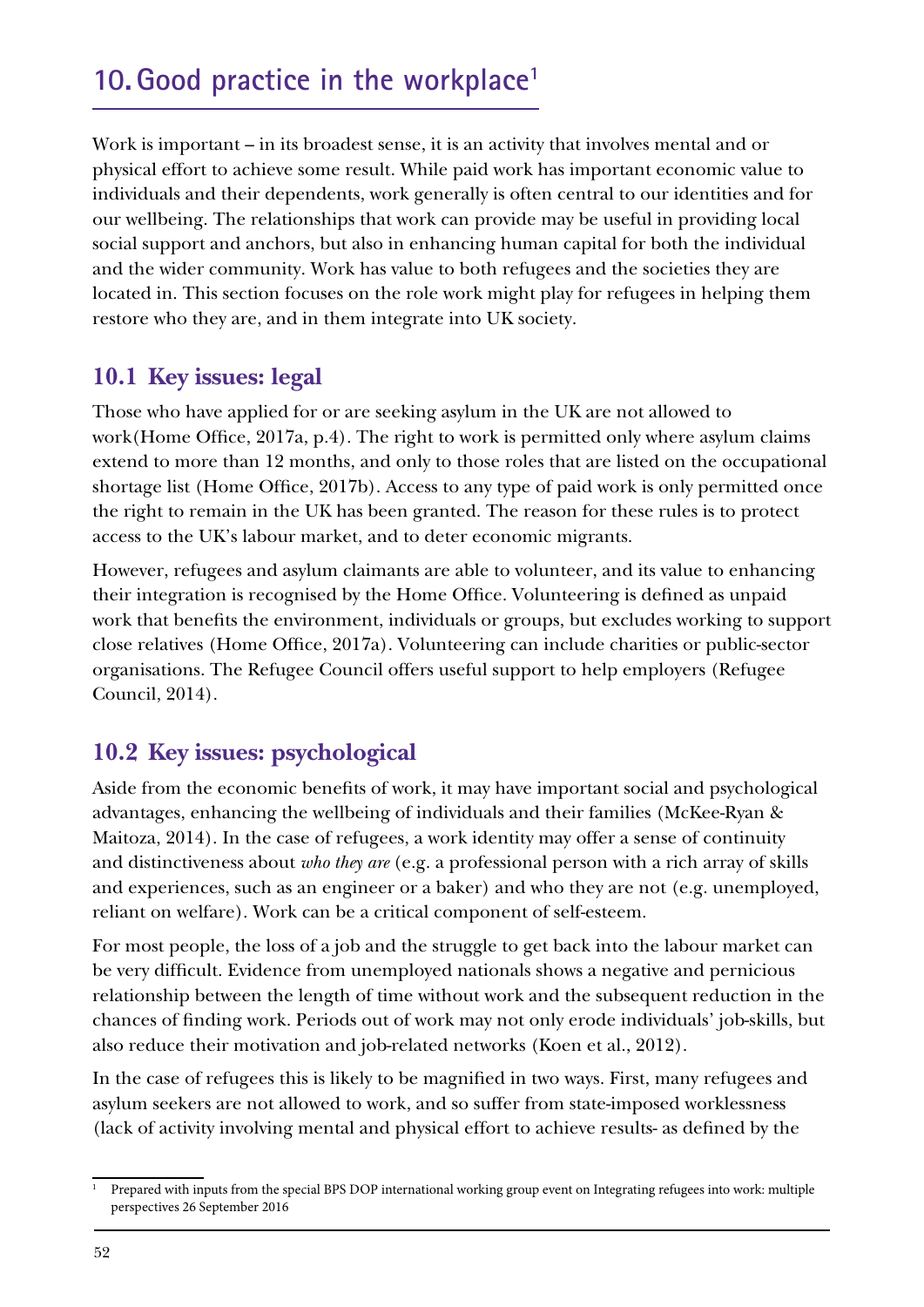# 10. Good practice in the workplace[1]

Work is important – in its broadest sense, it is an activity that involves mental and or physical effort to achieve some result. While paid work has important economic value to individuals and their dependents, work generally is often central to our identities and for our wellbeing. The relationships that work can provide may be useful in providing local social support and anchors, but also in enhancing human capital for both the individual and the wider community. Work has value to both refugees and the societies they are located in. This section focuses on the role work might play for refugees in helping them restore who they are, and in them integrate into UK society.

## 10.1 Key issues: legal

Those who have applied for or are seeking asylum in the UK are not allowed to work(Home Office, 2017a, p.4). The right to work is permitted only where asylum claims extend to more than 12 months, and only to those roles that are listed on the occupational shortage list (Home Office, 2017b). Access to any type of paid work is only permitted once the right to remain in the UK has been granted. The reason for these rules is to protect access to the UK's labour market, and to deter economic migrants.

However, refugees and asylum claimants are able to volunteer, and its value to enhancing their integration is recognised by the Home Office. Volunteering is defined as unpaid work that benefits the environment, individuals or groups, but excludes working to support close relatives (Home Office, 2017a). Volunteering can include charities or public-sector organisations. The Refugee Council offers useful support to help employers (Refugee Council, 2014).

## 10.2 Key issues: psychological

Aside from the economic benefits of work, it may have important social and psychological advantages, enhancing the wellbeing of individuals and their families (McKee-Ryan & Maitoza, 2014). In the case of refugees, a work identity may offer a sense of continuity and distinctiveness about *who they are* (e.g. a professional person with a rich array of skills and experiences, such as an engineer or a baker) and who they are not (e.g. unemployed, reliant on welfare). Work can be a critical component of self-esteem.

For most people, the loss of a job and the struggle to get back into the labour market can be very difficult. Evidence from unemployed nationals shows a negative and pernicious relationship between the length of time without work and the subsequent reduction in the chances of finding work. Periods out of work may not only erode individuals' job-skills, but also reduce their motivation and job-related networks (Koen et al., 2012).

In the case of refugees this is likely to be magnified in two ways. First, many refugees and asylum seekers are not allowed to work, and so suffer from state-imposed worklessness (lack of activity involving mental and physical effort to achieve results- as defined by the

[1] Prepared with inputs from the special BPS DOP international working group event on Integrating refugees into work: multiple perspectives 26 September 2016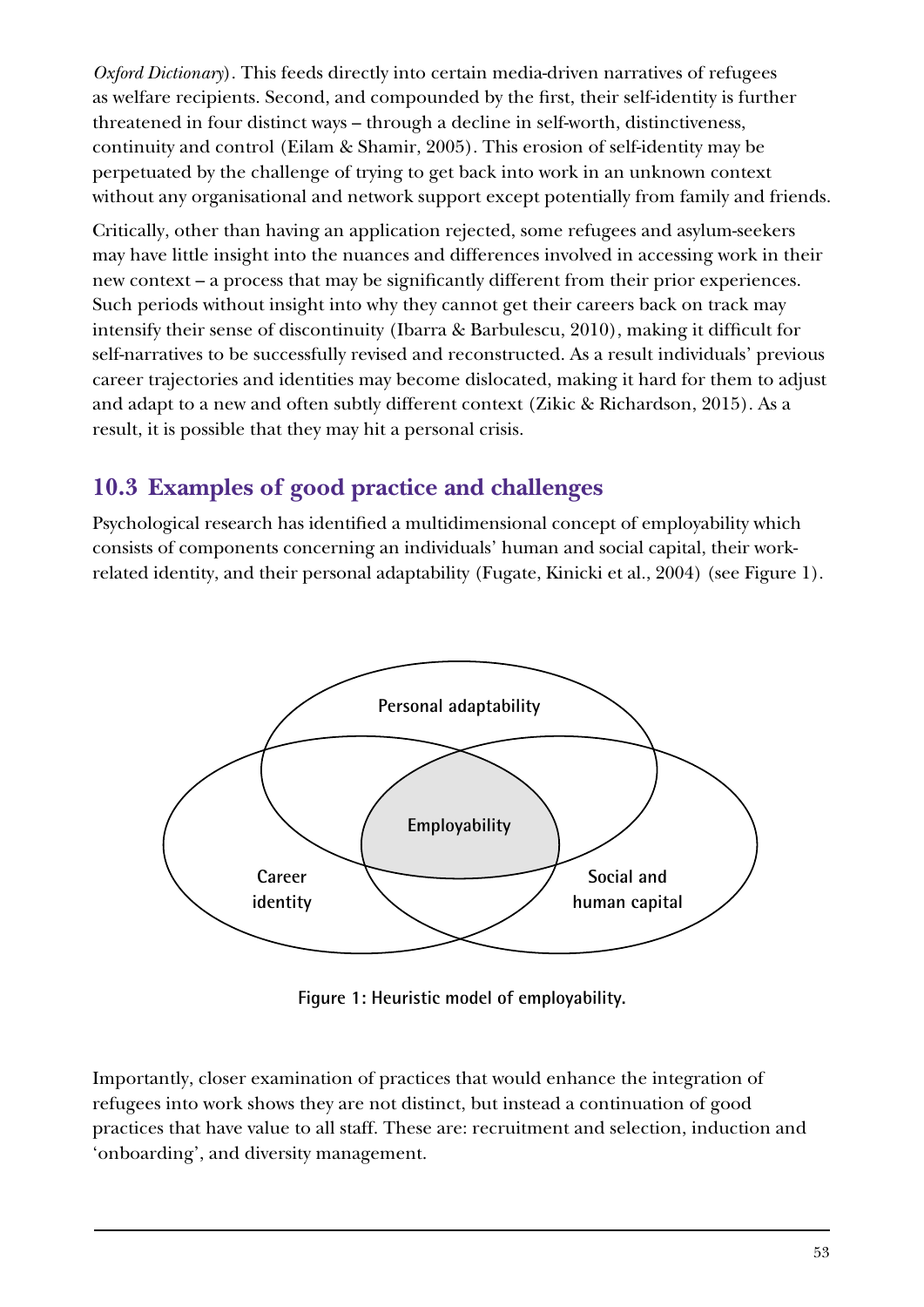*Oxford Dictionary*). This feeds directly into certain media-driven narratives of refugees as welfare recipients. Second, and compounded by the first, their self-identity is further threatened in four distinct ways – through a decline in self-worth, distinctiveness, continuity and control (Eilam & Shamir, 2005). This erosion of self-identity may be perpetuated by the challenge of trying to get back into work in an unknown context without any organisational and network support except potentially from family and friends.

Critically, other than having an application rejected, some refugees and asylum-seekers may have little insight into the nuances and differences involved in accessing work in their new context – a process that may be significantly different from their prior experiences. Such periods without insight into why they cannot get their careers back on track may intensify their sense of discontinuity (Ibarra & Barbulescu, 2010), making it difficult for self-narratives to be successfully revised and reconstructed. As a result individuals' previous career trajectories and identities may become dislocated, making it hard for them to adjust and adapt to a new and often subtly different context (Zikic & Richardson, 2015). As a result, it is possible that they may hit a personal crisis.

## 10.3 Examples of good practice and challenges

Psychological research has identified a multidimensional concept of employability which consists of components concerning an individuals' human and social capital, their work-related identity, and their personal adaptability (Fugate, Kinicki et al., 2004) (see Figure 1).

Personal adaptability

Employability

Career identity

Social and human capital

**Figure 1: Heuristic model of employability.**

Importantly, closer examination of practices that would enhance the integration of refugees into work shows they are not distinct, but instead a continuation of good practices that have value to all staff. These are: recruitment and selection, induction and 'onboarding', and diversity management.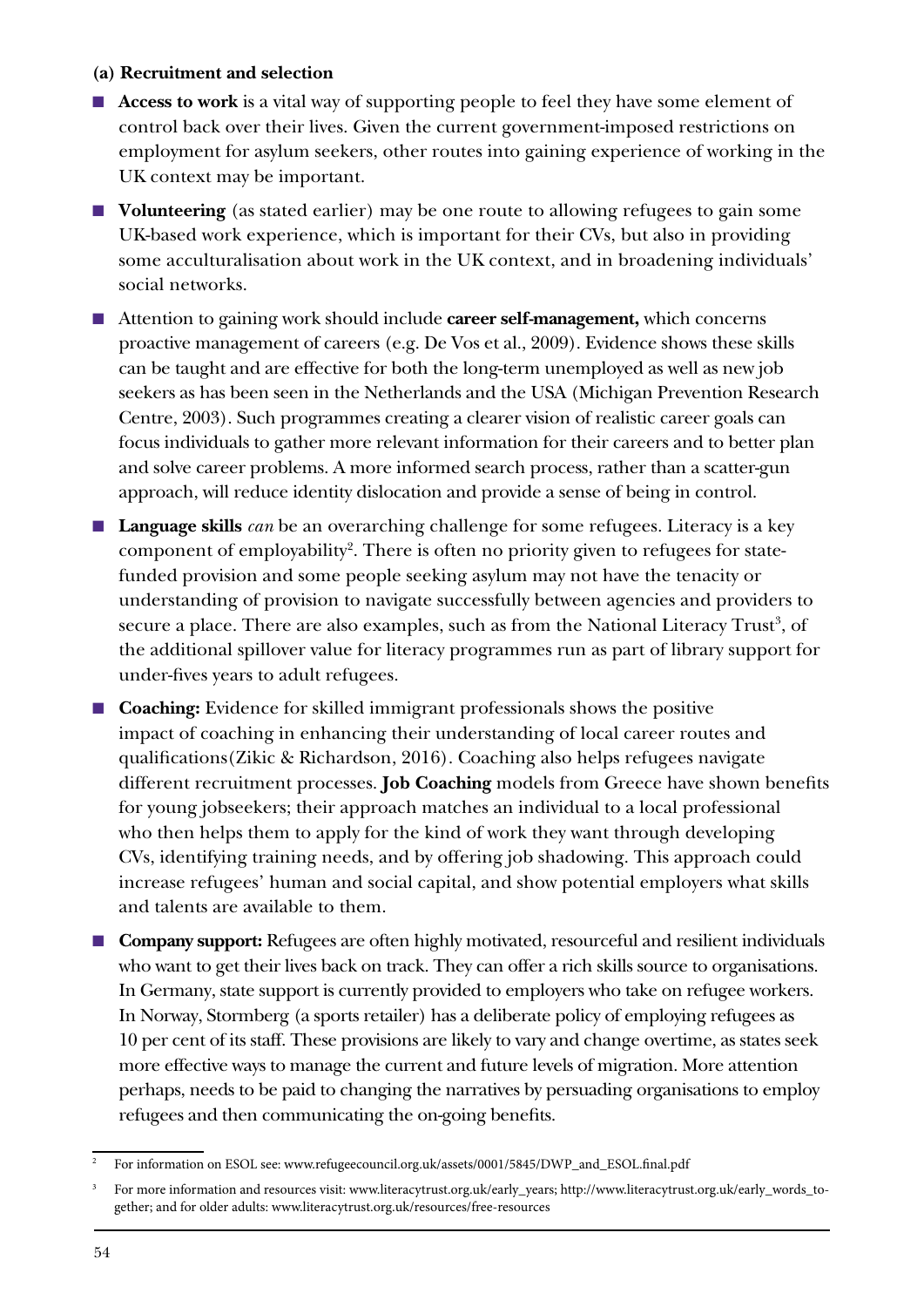**(a) Recruitment and selection**

- **Access to work** is a vital way of supporting people to feel they have some element of control back over their lives. Given the current government-imposed restrictions on employment for asylum seekers, other routes into gaining experience of working in the UK context may be important.
- **Volunteering** (as stated earlier) may be one route to allowing refugees to gain some UK-based work experience, which is important for their CVs, but also in providing some acculturalisation about work in the UK context, and in broadening individuals' social networks.
- Attention to gaining work should include **career self-management,** which concerns proactive management of careers (e.g. De Vos et al., 2009). Evidence shows these skills can be taught and are effective for both the long-term unemployed as well as new job seekers as has been seen in the Netherlands and the USA (Michigan Prevention Research Centre, 2003). Such programmes creating a clearer vision of realistic career goals can focus individuals to gather more relevant information for their careers and to better plan and solve career problems. A more informed search process, rather than a scatter-gun approach, will reduce identity dislocation and provide a sense of being in control.
- **Language skills** *can* be an overarching challenge for some refugees. Literacy is a key component of employability[2]. There is often no priority given to refugees for state-funded provision and some people seeking asylum may not have the tenacity or understanding of provision to navigate successfully between agencies and providers to secure a place. There are also examples, such as from the National Literacy Trust[3], of the additional spillover value for literacy programmes run as part of library support for under-fives years to adult refugees.
- **Coaching:** Evidence for skilled immigrant professionals shows the positive impact of coaching in enhancing their understanding of local career routes and qualifications(Zikic & Richardson, 2016). Coaching also helps refugees navigate different recruitment processes. **Job Coaching** models from Greece have shown benefits for young jobseekers; their approach matches an individual to a local professional who then helps them to apply for the kind of work they want through developing CVs, identifying training needs, and by offering job shadowing. This approach could increase refugees' human and social capital, and show potential employers what skills and talents are available to them.
- **Company support:** Refugees are often highly motivated, resourceful and resilient individuals who want to get their lives back on track. They can offer a rich skills source to organisations. In Germany, state support is currently provided to employers who take on refugee workers. In Norway, Stormberg (a sports retailer) has a deliberate policy of employing refugees as 10 per cent of its staff. These provisions are likely to vary and change overtime, as states seek more effective ways to manage the current and future levels of migration. More attention perhaps, needs to be paid to changing the narratives by persuading organisations to employ refugees and then communicating the on-going benefits.

---

[2] For information on ESOL see: www.refugeecouncil.org.uk/assets/0001/5845/DWP_and_ESOL.final.pdf

[3] For more information and resources visit: www.literacytrust.org.uk/early_years; http://www.literacytrust.org.uk/early_words_together; and for older adults: www.literacytrust.org.uk/resources/free-resources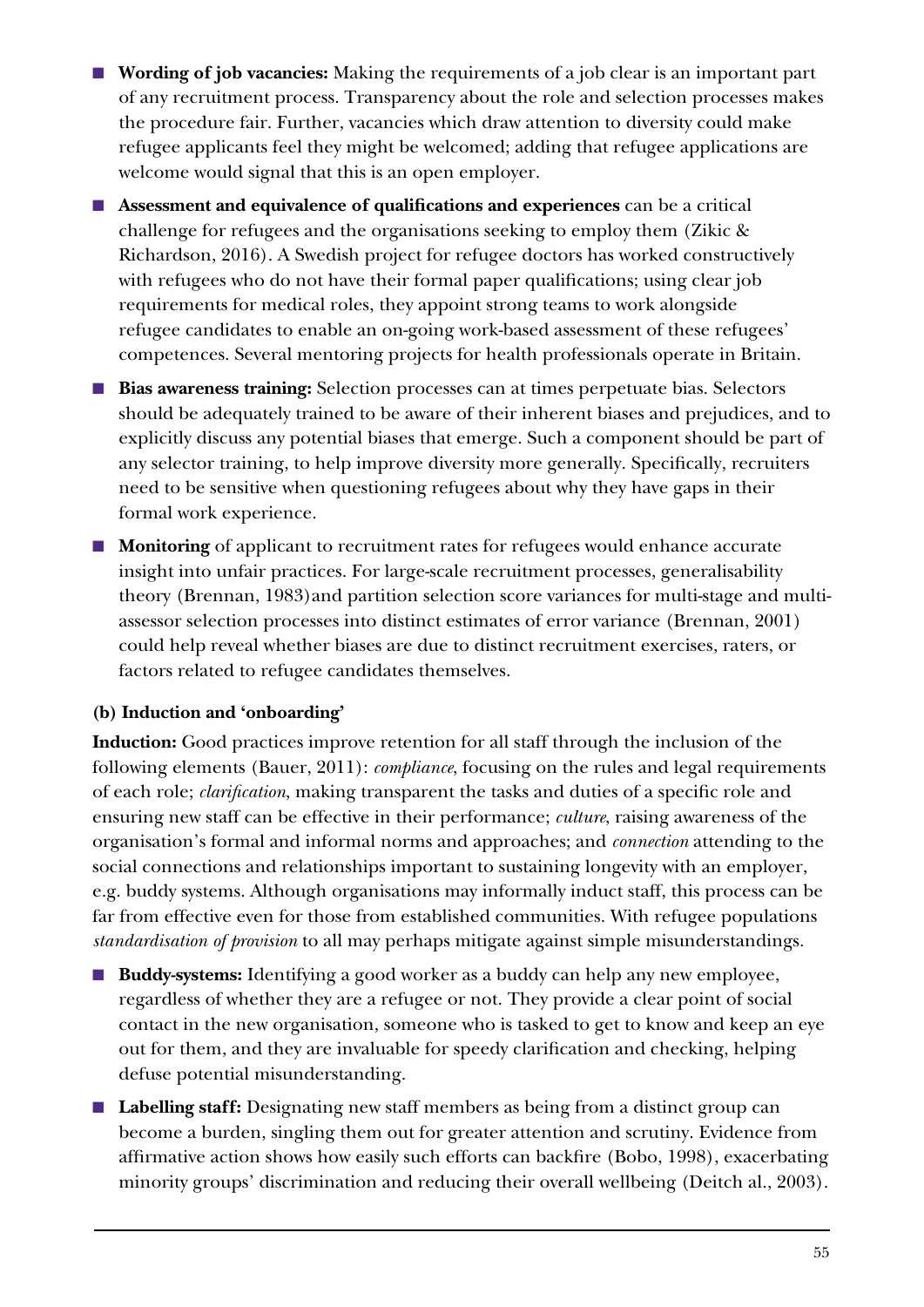- **Wording of job vacancies:** Making the requirements of a job clear is an important part of any recruitment process. Transparency about the role and selection processes makes the procedure fair. Further, vacancies which draw attention to diversity could make refugee applicants feel they might be welcomed; adding that refugee applications are welcome would signal that this is an open employer.
- **Assessment and equivalence of qualifications and experiences** can be a critical challenge for refugees and the organisations seeking to employ them (Zikic & Richardson, 2016). A Swedish project for refugee doctors has worked constructively with refugees who do not have their formal paper qualifications; using clear job requirements for medical roles, they appoint strong teams to work alongside refugee candidates to enable an on-going work-based assessment of these refugees' competences. Several mentoring projects for health professionals operate in Britain.
- **Bias awareness training:** Selection processes can at times perpetuate bias. Selectors should be adequately trained to be aware of their inherent biases and prejudices, and to explicitly discuss any potential biases that emerge. Such a component should be part of any selector training, to help improve diversity more generally. Specifically, recruiters need to be sensitive when questioning refugees about why they have gaps in their formal work experience.
- **Monitoring** of applicant to recruitment rates for refugees would enhance accurate insight into unfair practices. For large-scale recruitment processes, generalisability theory (Brennan, 1983)and partition selection score variances for multi-stage and multi-assessor selection processes into distinct estimates of error variance (Brennan, 2001) could help reveal whether biases are due to distinct recruitment exercises, raters, or factors related to refugee candidates themselves.

**(b) Induction and 'onboarding'**

**Induction:** Good practices improve retention for all staff through the inclusion of the following elements (Bauer, 2011): *compliance*, focusing on the rules and legal requirements of each role; *clarification*, making transparent the tasks and duties of a specific role and ensuring new staff can be effective in their performance; *culture*, raising awareness of the organisation's formal and informal norms and approaches; and *connection* attending to the social connections and relationships important to sustaining longevity with an employer, e.g. buddy systems. Although organisations may informally induct staff, this process can be far from effective even for those from established communities. With refugee populations *standardisation of provision* to all may perhaps mitigate against simple misunderstandings.

- **Buddy-systems:** Identifying a good worker as a buddy can help any new employee, regardless of whether they are a refugee or not. They provide a clear point of social contact in the new organisation, someone who is tasked to get to know and keep an eye out for them, and they are invaluable for speedy clarification and checking, helping defuse potential misunderstanding.
- **Labelling staff:** Designating new staff members as being from a distinct group can become a burden, singling them out for greater attention and scrutiny. Evidence from affirmative action shows how easily such efforts can backfire (Bobo, 1998), exacerbating minority groups' discrimination and reducing their overall wellbeing (Deitch al., 2003).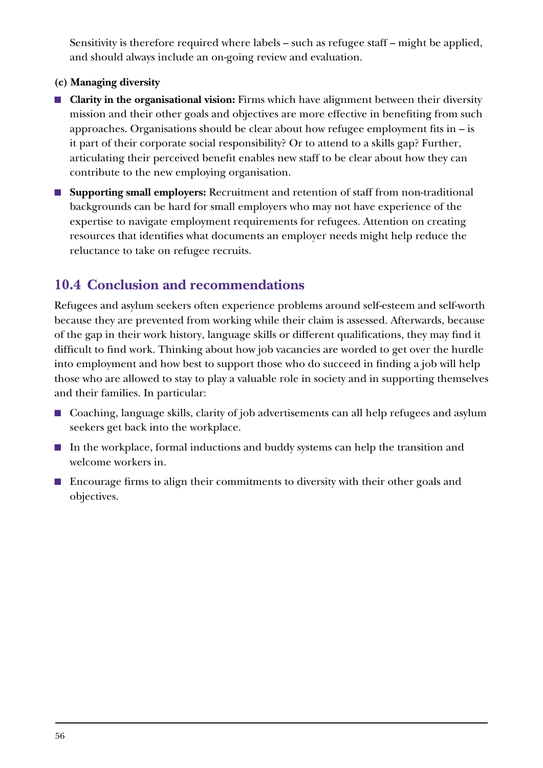Sensitivity is therefore required where labels – such as refugee staff – might be applied, and should always include an on-going review and evaluation.

**(c) Managing diversity**

- **Clarity in the organisational vision:** Firms which have alignment between their diversity mission and their other goals and objectives are more effective in benefiting from such approaches. Organisations should be clear about how refugee employment fits in – is it part of their corporate social responsibility? Or to attend to a skills gap? Further, articulating their perceived benefit enables new staff to be clear about how they can contribute to the new employing organisation.
- **Supporting small employers:** Recruitment and retention of staff from non-traditional backgrounds can be hard for small employers who may not have experience of the expertise to navigate employment requirements for refugees. Attention on creating resources that identifies what documents an employer needs might help reduce the reluctance to take on refugee recruits.

## 10.4 Conclusion and recommendations

Refugees and asylum seekers often experience problems around self-esteem and self-worth because they are prevented from working while their claim is assessed. Afterwards, because of the gap in their work history, language skills or different qualifications, they may find it difficult to find work. Thinking about how job vacancies are worded to get over the hurdle into employment and how best to support those who do succeed in finding a job will help those who are allowed to stay to play a valuable role in society and in supporting themselves and their families. In particular:

- Coaching, language skills, clarity of job advertisements can all help refugees and asylum seekers get back into the workplace.
- In the workplace, formal inductions and buddy systems can help the transition and welcome workers in.
- Encourage firms to align their commitments to diversity with their other goals and objectives.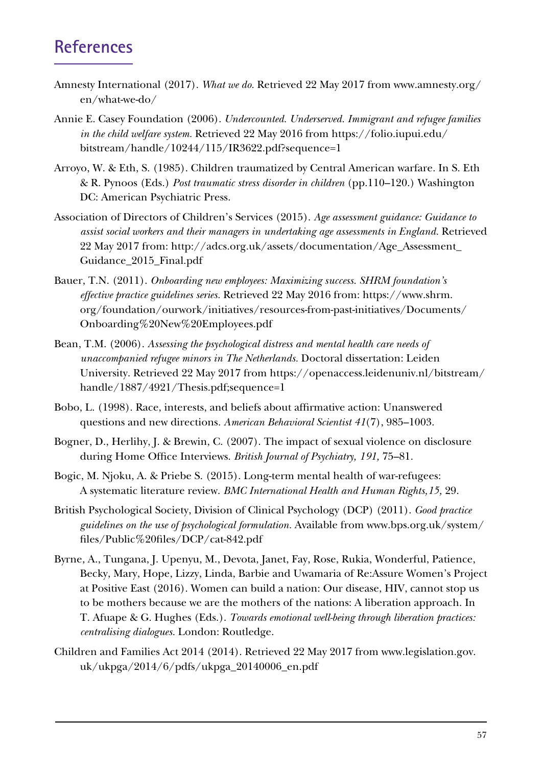# References

Amnesty International (2017). *What we do*. Retrieved 22 May 2017 from www.amnesty.org/en/what-we-do/

Annie E. Casey Foundation (2006). *Undercounted. Underserved. Immigrant and refugee families in the child welfare system.* Retrieved 22 May 2016 from https://folio.iupui.edu/bitstream/handle/10244/115/IR3622.pdf?sequence=1

Arroyo, W. & Eth, S. (1985). Children traumatized by Central American warfare. In S. Eth & R. Pynoos (Eds.) *Post traumatic stress disorder in children* (pp.110–120.) Washington DC: American Psychiatric Press.

Association of Directors of Children's Services (2015). *Age assessment guidance: Guidance to assist social workers and their managers in undertaking age assessments in England.* Retrieved 22 May 2017 from: http://adcs.org.uk/assets/documentation/Age_Assessment_Guidance_2015_Final.pdf

Bauer, T.N. (2011). *Onboarding new employees: Maximizing success. SHRM foundation's effective practice guidelines series.* Retrieved 22 May 2016 from: https://www.shrm.org/foundation/ourwork/initiatives/resources-from-past-initiatives/Documents/Onboarding%20New%20Employees.pdf

Bean, T.M. (2006). *Assessing the psychological distress and mental health care needs of unaccompanied refugee minors in The Netherlands.* Doctoral dissertation: Leiden University. Retrieved 22 May 2017 from https://openaccess.leidenuniv.nl/bitstream/handle/1887/4921/Thesis.pdf;sequence=1

Bobo, L. (1998). Race, interests, and beliefs about affirmative action: Unanswered questions and new directions. *American Behavioral Scientist 41*(7), 985–1003.

Bogner, D., Herlihy, J. & Brewin, C. (2007). The impact of sexual violence on disclosure during Home Office Interviews. *British Journal of Psychiatry, 191,* 75–81.

Bogic, M. Njoku, A. & Priebe S. (2015). Long-term mental health of war-refugees: A systematic literature review. *BMC International Health and Human Rights,15,* 29.

British Psychological Society, Division of Clinical Psychology (DCP) (2011). *Good practice guidelines on the use of psychological formulation.* Available from www.bps.org.uk/system/files/Public%20files/DCP/cat-842.pdf

Byrne, A., Tungana, J. Upenyu, M., Devota, Janet, Fay, Rose, Rukia, Wonderful, Patience, Becky, Mary, Hope, Lizzy, Linda, Barbie and Uwamaria of Re:Assure Women's Project at Positive East (2016). Women can build a nation: Our disease, HIV, cannot stop us to be mothers because we are the mothers of the nations: A liberation approach. In T. Afuape & G. Hughes (Eds.). *Towards emotional well-being through liberation practices: centralising dialogues.* London: Routledge.

Children and Families Act 2014 (2014). Retrieved 22 May 2017 from www.legislation.gov.uk/ukpga/2014/6/pdfs/ukpga_20140006_en.pdf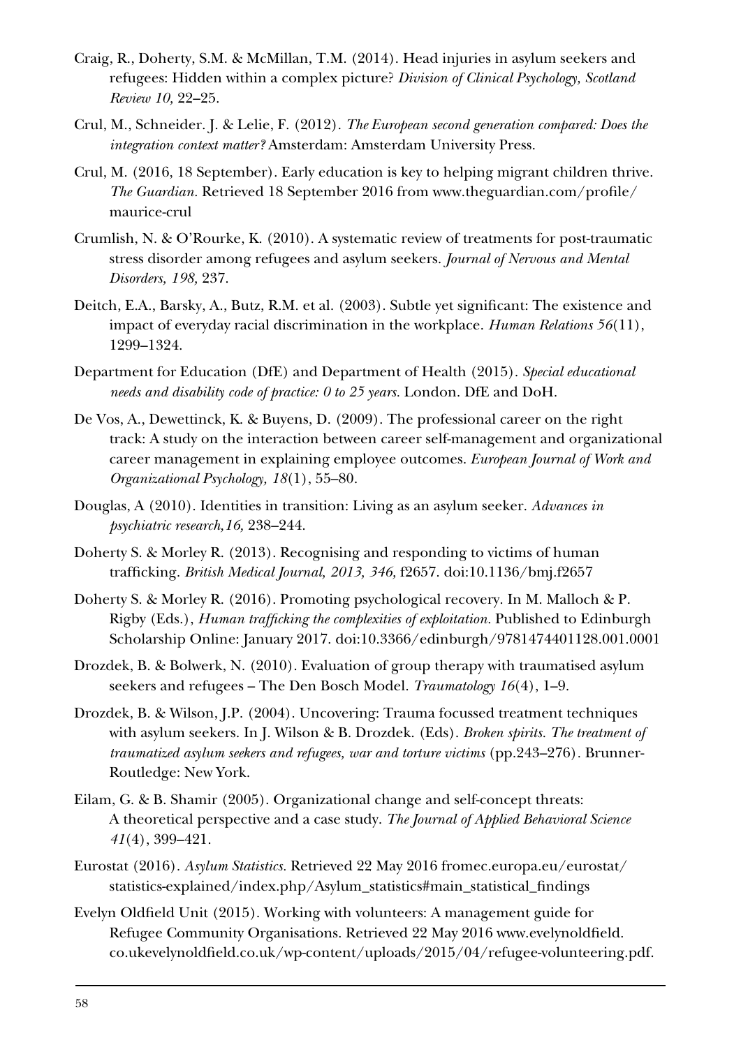Craig, R., Doherty, S.M. & McMillan, T.M. (2014). Head injuries in asylum seekers and refugees: Hidden within a complex picture? *Division of Clinical Psychology, Scotland Review 10,* 22–25.

Crul, M., Schneider. J. & Lelie, F. (2012). *The European second generation compared: Does the integration context matter?* Amsterdam: Amsterdam University Press.

Crul, M. (2016, 18 September). Early education is key to helping migrant children thrive. *The Guardian.* Retrieved 18 September 2016 from www.theguardian.com/profile/maurice-crul

Crumlish, N. & O'Rourke, K. (2010). A systematic review of treatments for post-traumatic stress disorder among refugees and asylum seekers. *Journal of Nervous and Mental Disorders, 198,* 237.

Deitch, E.A., Barsky, A., Butz, R.M. et al. (2003). Subtle yet significant: The existence and impact of everyday racial discrimination in the workplace. *Human Relations 56*(11), 1299–1324.

Department for Education (DfE) and Department of Health (2015). *Special educational needs and disability code of practice: 0 to 25 years.* London. DfE and DoH.

De Vos, A., Dewettinck, K. & Buyens, D. (2009). The professional career on the right track: A study on the interaction between career self-management and organizational career management in explaining employee outcomes. *European Journal of Work and Organizational Psychology, 18*(1), 55–80.

Douglas, A (2010). Identities in transition: Living as an asylum seeker. *Advances in psychiatric research,16,* 238–244.

Doherty S. & Morley R. (2013). Recognising and responding to victims of human trafficking. *British Medical Journal, 2013, 346,* f2657. doi:10.1136/bmj.f2657

Doherty S. & Morley R. (2016). Promoting psychological recovery. In M. Malloch & P. Rigby (Eds.), *Human trafficking the complexities of exploitation.* Published to Edinburgh Scholarship Online: January 2017. doi:10.3366/edinburgh/9781474401128.001.0001

Drozdek, B. & Bolwerk, N. (2010). Evaluation of group therapy with traumatised asylum seekers and refugees – The Den Bosch Model. *Traumatology 16*(4), 1–9.

Drozdek, B. & Wilson, J.P. (2004). Uncovering: Trauma focussed treatment techniques with asylum seekers. In J. Wilson & B. Drozdek. (Eds). *Broken spirits. The treatment of traumatized asylum seekers and refugees, war and torture victims* (pp.243–276). Brunner-Routledge: New York.

Eilam, G. & B. Shamir (2005). Organizational change and self-concept threats: A theoretical perspective and a case study. *The Journal of Applied Behavioral Science 41*(4), 399–421.

Eurostat (2016). *Asylum Statistics.* Retrieved 22 May 2016 fromec.europa.eu/eurostat/statistics-explained/index.php/Asylum_statistics#main_statistical_findings

Evelyn Oldfield Unit (2015). Working with volunteers: A management guide for Refugee Community Organisations. Retrieved 22 May 2016 www.evelynoldfield.co.ukevelynoldfield.co.uk/wp-content/uploads/2015/04/refugee-volunteering.pdf.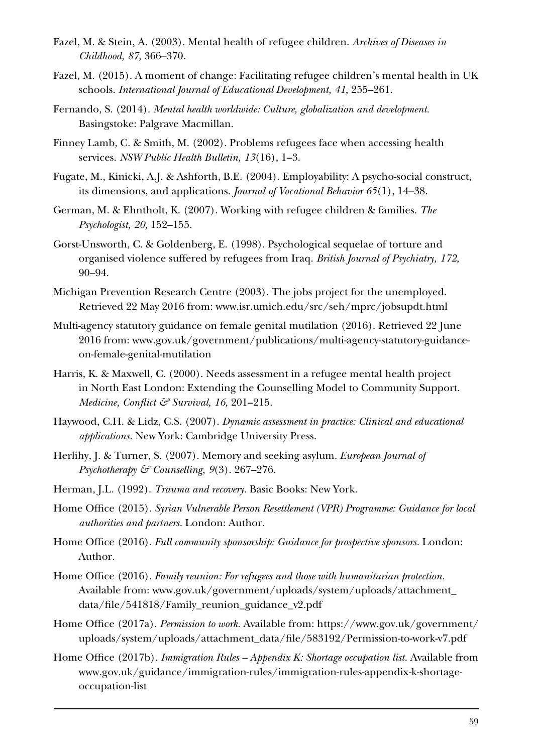Fazel, M. & Stein, A. (2003). Mental health of refugee children. *Archives of Diseases in Childhood, 87,* 366–370.

Fazel, M. (2015). A moment of change: Facilitating refugee children's mental health in UK schools. *International Journal of Educational Development, 41,* 255–261.

Fernando, S. (2014). *Mental health worldwide: Culture, globalization and development.* Basingstoke: Palgrave Macmillan.

Finney Lamb, C. & Smith, M. (2002). Problems refugees face when accessing health services. *NSW Public Health Bulletin, 13*(16), 1–3.

Fugate, M., Kinicki, A.J. & Ashforth, B.E. (2004). Employability: A psycho-social construct, its dimensions, and applications. *Journal of Vocational Behavior 65*(1), 14–38.

German, M. & Ehntholt, K. (2007). Working with refugee children & families. *The Psychologist, 20,* 152–155.

Gorst-Unsworth, C. & Goldenberg, E. (1998). Psychological sequelae of torture and organised violence suffered by refugees from Iraq. *British Journal of Psychiatry, 172,* 90–94.

Michigan Prevention Research Centre (2003). The jobs project for the unemployed. Retrieved 22 May 2016 from: www.isr.umich.edu/src/seh/mprc/jobsupdt.html

Multi-agency statutory guidance on female genital mutilation (2016). Retrieved 22 June 2016 from: www.gov.uk/government/publications/multi-agency-statutory-guidance-on-female-genital-mutilation

Harris, K. & Maxwell, C. (2000). Needs assessment in a refugee mental health project in North East London: Extending the Counselling Model to Community Support. *Medicine, Conflict & Survival, 16,* 201–215.

Haywood, C.H. & Lidz, C.S. (2007). *Dynamic assessment in practice: Clinical and educational applications.* New York: Cambridge University Press.

Herlihy, J. & Turner, S. (2007). Memory and seeking asylum. *European Journal of Psychotherapy & Counselling, 9*(3). 267–276.

Herman, J.L. (1992). *Trauma and recovery.* Basic Books: New York.

Home Office (2015). *Syrian Vulnerable Person Resettlement (VPR) Programme: Guidance for local authorities and partners.* London: Author.

Home Office (2016). *Full community sponsorship: Guidance for prospective sponsors.* London: Author.

Home Office (2016). *Family reunion: For refugees and those with humanitarian protection.* Available from: www.gov.uk/government/uploads/system/uploads/attachment_data/file/541818/Family_reunion_guidance_v2.pdf

Home Office (2017a). *Permission to work.* Available from: https://www.gov.uk/government/uploads/system/uploads/attachment_data/file/583192/Permission-to-work-v7.pdf

Home Office (2017b). *Immigration Rules – Appendix K: Shortage occupation list.* Available from www.gov.uk/guidance/immigration-rules/immigration-rules-appendix-k-shortage-occupation-list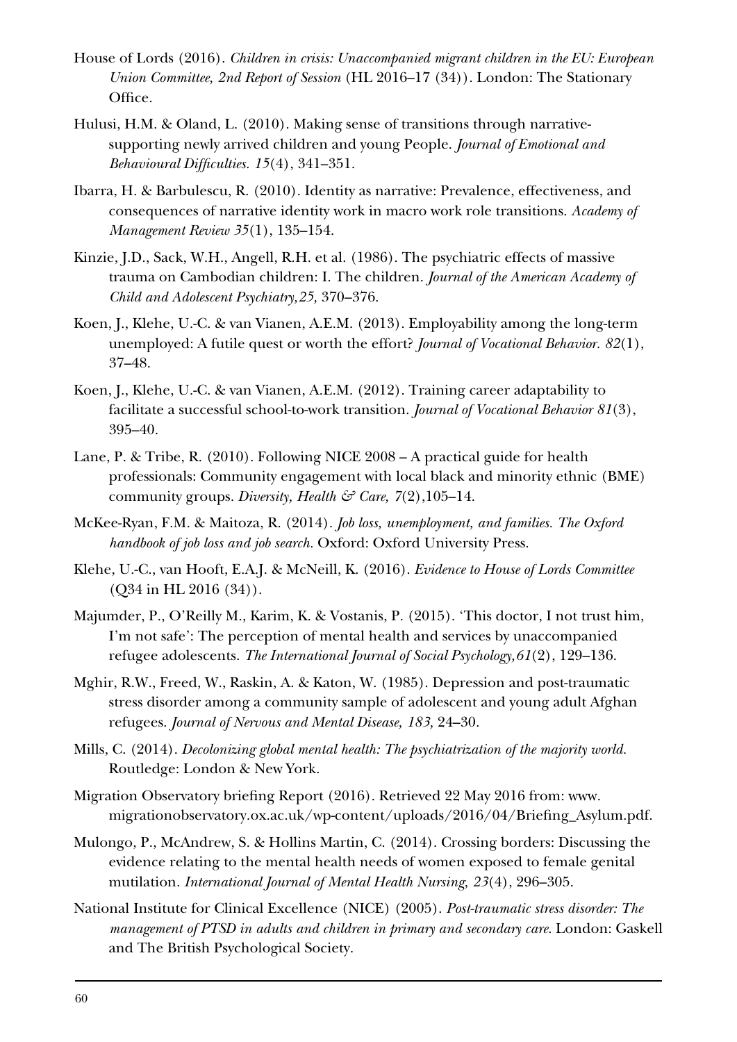House of Lords (2016). *Children in crisis: Unaccompanied migrant children in the EU: European Union Committee, 2nd Report of Session* (HL 2016–17 (34)). London: The Stationary Office.

Hulusi, H.M. & Oland, L. (2010). Making sense of transitions through narrative-supporting newly arrived children and young People. *Journal of Emotional and Behavioural Difficulties. 15*(4), 341–351.

Ibarra, H. & Barbulescu, R. (2010). Identity as narrative: Prevalence, effectiveness, and consequences of narrative identity work in macro work role transitions. *Academy of Management Review 35*(1), 135–154.

Kinzie, J.D., Sack, W.H., Angell, R.H. et al. (1986). The psychiatric effects of massive trauma on Cambodian children: I. The children. *Journal of the American Academy of Child and Adolescent Psychiatry,25,* 370–376.

Koen, J., Klehe, U.-C. & van Vianen, A.E.M. (2013). Employability among the long-term unemployed: A futile quest or worth the effort? *Journal of Vocational Behavior. 82*(1), 37–48.

Koen, J., Klehe, U.-C. & van Vianen, A.E.M. (2012). Training career adaptability to facilitate a successful school-to-work transition. *Journal of Vocational Behavior 81*(3), 395–40.

Lane, P. & Tribe, R. (2010). Following NICE 2008 – A practical guide for health professionals: Community engagement with local black and minority ethnic (BME) community groups. *Diversity, Health & Care, 7*(2),105–14.

McKee-Ryan, F.M. & Maitoza, R. (2014). *Job loss, unemployment, and families. The Oxford handbook of job loss and job search.* Oxford: Oxford University Press.

Klehe, U.-C., van Hooft, E.A.J. & McNeill, K. (2016). *Evidence to House of Lords Committee* (Q34 in HL 2016 (34)).

Majumder, P., O'Reilly M., Karim, K. & Vostanis, P. (2015). 'This doctor, I not trust him, I'm not safe': The perception of mental health and services by unaccompanied refugee adolescents. *The International Journal of Social Psychology,61*(2), 129–136.

Mghir, R.W., Freed, W., Raskin, A. & Katon, W. (1985). Depression and post-traumatic stress disorder among a community sample of adolescent and young adult Afghan refugees. *Journal of Nervous and Mental Disease, 183,* 24–30.

Mills, C. (2014). *Decolonizing global mental health: The psychiatrization of the majority world.* Routledge: London & New York.

Migration Observatory briefing Report (2016). Retrieved 22 May 2016 from: www.migrationobservatory.ox.ac.uk/wp-content/uploads/2016/04/Briefing_Asylum.pdf.

Mulongo, P., McAndrew, S. & Hollins Martin, C. (2014). Crossing borders: Discussing the evidence relating to the mental health needs of women exposed to female genital mutilation. *International Journal of Mental Health Nursing, 23*(4), 296–305.

National Institute for Clinical Excellence (NICE) (2005). *Post-traumatic stress disorder: The management of PTSD in adults and children in primary and secondary care.* London: Gaskell and The British Psychological Society.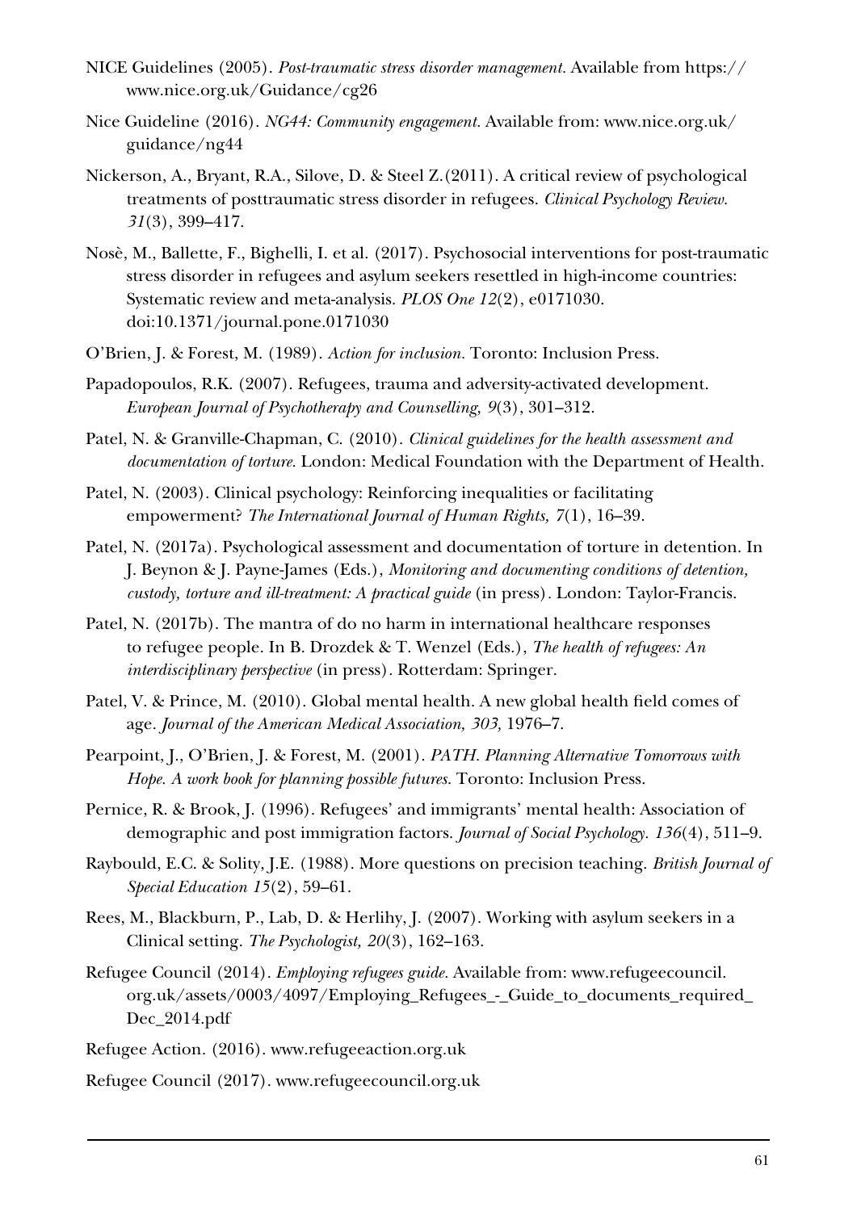NICE Guidelines (2005). *Post-traumatic stress disorder management.* Available from https://www.nice.org.uk/Guidance/cg26

Nice Guideline (2016). *NG44: Community engagement.* Available from: www.nice.org.uk/guidance/ng44

Nickerson, A., Bryant, R.A., Silove, D. & Steel Z.(2011). A critical review of psychological treatments of posttraumatic stress disorder in refugees. *Clinical Psychology Review. 31*(3), 399–417.

Nosè, M., Ballette, F., Bighelli, I. et al. (2017). Psychosocial interventions for post-traumatic stress disorder in refugees and asylum seekers resettled in high-income countries: Systematic review and meta-analysis. *PLOS One 12*(2), e0171030. doi:10.1371/journal.pone.0171030

O'Brien, J. & Forest, M. (1989). *Action for inclusion.* Toronto: Inclusion Press.

Papadopoulos, R.K. (2007). Refugees, trauma and adversity-activated development. *European Journal of Psychotherapy and Counselling, 9*(3), 301–312.

Patel, N. & Granville-Chapman, C. (2010). *Clinical guidelines for the health assessment and documentation of torture.* London: Medical Foundation with the Department of Health.

Patel, N. (2003). Clinical psychology: Reinforcing inequalities or facilitating empowerment? *The International Journal of Human Rights, 7*(1), 16–39.

Patel, N. (2017a). Psychological assessment and documentation of torture in detention. In J. Beynon & J. Payne-James (Eds.), *Monitoring and documenting conditions of detention, custody, torture and ill-treatment: A practical guide* (in press). London: Taylor-Francis.

Patel, N. (2017b). The mantra of do no harm in international healthcare responses to refugee people. In B. Drozdek & T. Wenzel (Eds.), *The health of refugees: An interdisciplinary perspective* (in press). Rotterdam: Springer.

Patel, V. & Prince, M. (2010). Global mental health. A new global health field comes of age. *Journal of the American Medical Association, 303,* 1976–7.

Pearpoint, J., O'Brien, J. & Forest, M. (2001). *PATH. Planning Alternative Tomorrows with Hope. A work book for planning possible futures.* Toronto: Inclusion Press.

Pernice, R. & Brook, J. (1996). Refugees' and immigrants' mental health: Association of demographic and post immigration factors. *Journal of Social Psychology. 136*(4), 511–9.

Raybould, E.C. & Solity, J.E. (1988). More questions on precision teaching. *British Journal of Special Education 15*(2), 59–61.

Rees, M., Blackburn, P., Lab, D. & Herlihy, J. (2007). Working with asylum seekers in a Clinical setting. *The Psychologist, 20*(3), 162–163.

Refugee Council (2014). *Employing refugees guide.* Available from: www.refugeecouncil.org.uk/assets/0003/4097/Employing_Refugees_-_Guide_to_documents_required_Dec_2014.pdf

Refugee Action. (2016). www.refugeeaction.org.uk

Refugee Council (2017). www.refugeecouncil.org.uk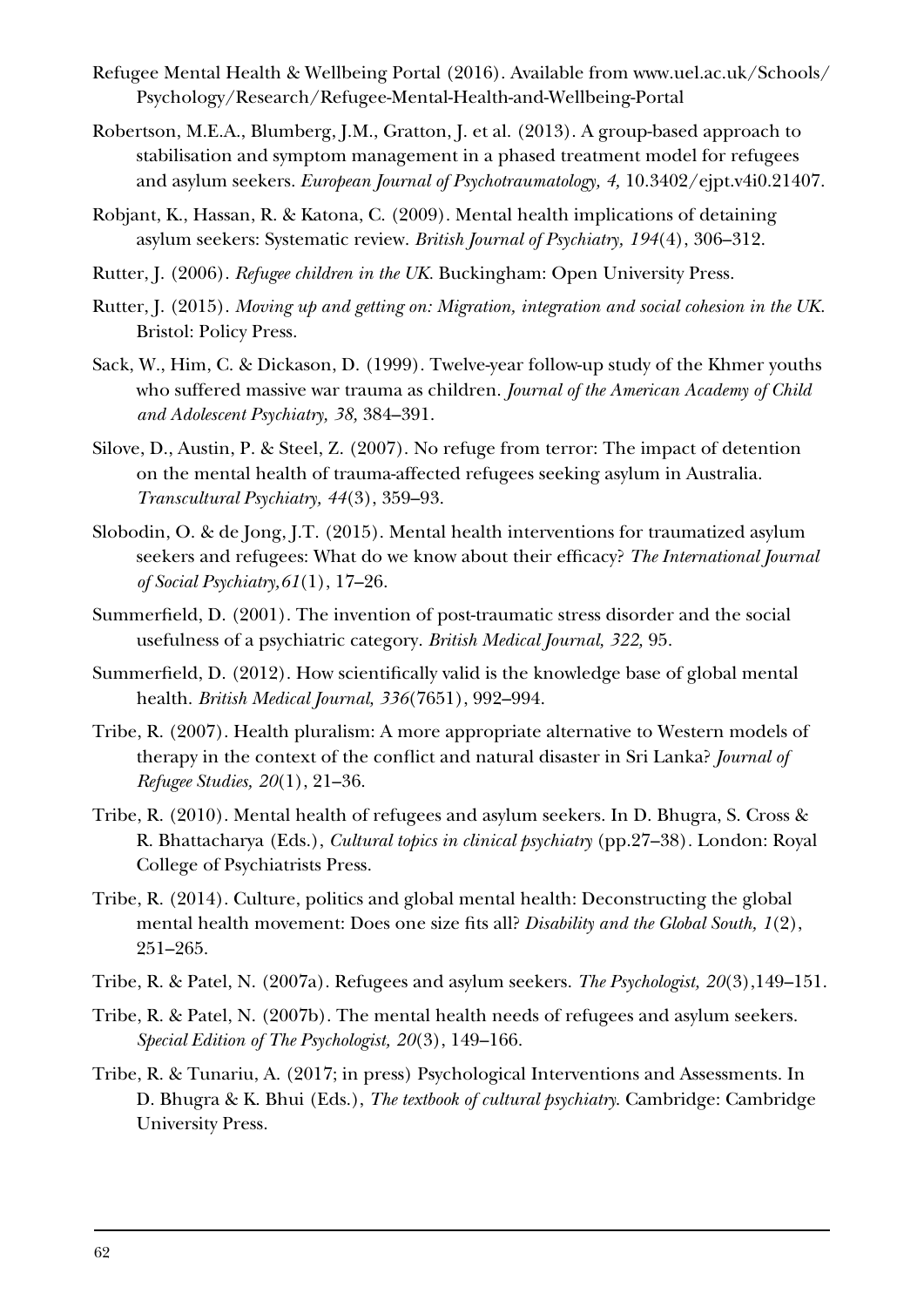Refugee Mental Health & Wellbeing Portal (2016). Available from www.uel.ac.uk/Schools/Psychology/Research/Refugee-Mental-Health-and-Wellbeing-Portal

Robertson, M.E.A., Blumberg, J.M., Gratton, J. et al. (2013). A group-based approach to stabilisation and symptom management in a phased treatment model for refugees and asylum seekers. *European Journal of Psychotraumatology, 4,* 10.3402/ejpt.v4i0.21407.

Robjant, K., Hassan, R. & Katona, C. (2009). Mental health implications of detaining asylum seekers: Systematic review. *British Journal of Psychiatry, 194*(4), 306–312.

Rutter, J. (2006). *Refugee children in the UK.* Buckingham: Open University Press.

Rutter, J. (2015). *Moving up and getting on: Migration, integration and social cohesion in the UK.* Bristol: Policy Press.

Sack, W., Him, C. & Dickason, D. (1999). Twelve-year follow-up study of the Khmer youths who suffered massive war trauma as children. *Journal of the American Academy of Child and Adolescent Psychiatry, 38,* 384–391.

Silove, D., Austin, P. & Steel, Z. (2007). No refuge from terror: The impact of detention on the mental health of trauma-affected refugees seeking asylum in Australia. *Transcultural Psychiatry, 44*(3), 359–93.

Slobodin, O. & de Jong, J.T. (2015). Mental health interventions for traumatized asylum seekers and refugees: What do we know about their efficacy? *The International Journal of Social Psychiatry,61*(1), 17–26.

Summerfield, D. (2001). The invention of post-traumatic stress disorder and the social usefulness of a psychiatric category. *British Medical Journal, 322,* 95.

Summerfield, D. (2012). How scientifically valid is the knowledge base of global mental health. *British Medical Journal, 336*(7651), 992–994.

Tribe, R. (2007). Health pluralism: A more appropriate alternative to Western models of therapy in the context of the conflict and natural disaster in Sri Lanka? *Journal of Refugee Studies, 20*(1), 21–36.

Tribe, R. (2010). Mental health of refugees and asylum seekers. In D. Bhugra, S. Cross & R. Bhattacharya (Eds.), *Cultural topics in clinical psychiatry* (pp.27–38). London: Royal College of Psychiatrists Press.

Tribe, R. (2014). Culture, politics and global mental health: Deconstructing the global mental health movement: Does one size fits all? *Disability and the Global South, 1*(2), 251–265.

Tribe, R. & Patel, N. (2007a). Refugees and asylum seekers. *The Psychologist, 20*(3),149–151.

Tribe, R. & Patel, N. (2007b). The mental health needs of refugees and asylum seekers. *Special Edition of The Psychologist, 20*(3), 149–166.

Tribe, R. & Tunariu, A. (2017; in press) Psychological Interventions and Assessments. In D. Bhugra & K. Bhui (Eds.), *The textbook of cultural psychiatry.* Cambridge: Cambridge University Press.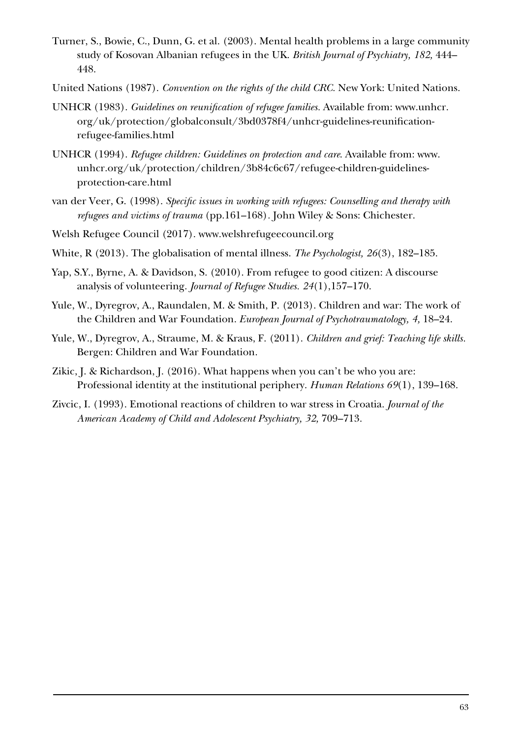Turner, S., Bowie, C., Dunn, G. et al. (2003). Mental health problems in a large community study of Kosovan Albanian refugees in the UK. *British Journal of Psychiatry, 182,* 444–448.

United Nations (1987). *Convention on the rights of the child CRC.* New York: United Nations.

UNHCR (1983). *Guidelines on reunification of refugee families.* Available from: www.unhcr.org/uk/protection/globalconsult/3bd0378f4/unhcr-guidelines-reunification-refugee-families.html

UNHCR (1994). *Refugee children: Guidelines on protection and care.* Available from: www.unhcr.org/uk/protection/children/3b84c6c67/refugee-children-guidelines-protection-care.html

van der Veer, G. (1998). *Specific issues in working with refugees: Counselling and therapy with refugees and victims of trauma* (pp.161–168). John Wiley & Sons: Chichester.

Welsh Refugee Council (2017). www.welshrefugeecouncil.org

White, R (2013). The globalisation of mental illness. *The Psychologist, 26*(3), 182–185.

Yap, S.Y., Byrne, A. & Davidson, S. (2010). From refugee to good citizen: A discourse analysis of volunteering. *Journal of Refugee Studies. 24*(1),157–170.

Yule, W., Dyregrov, A., Raundalen, M. & Smith, P. (2013). Children and war: The work of the Children and War Foundation. *European Journal of Psychotraumatology, 4,* 18–24.

Yule, W., Dyregrov, A., Straume, M. & Kraus, F. (2011). *Children and grief: Teaching life skills.* Bergen: Children and War Foundation.

Zikic, J. & Richardson, J. (2016). What happens when you can't be who you are: Professional identity at the institutional periphery. *Human Relations 69*(1), 139–168.

Zivcic, I. (1993). Emotional reactions of children to war stress in Croatia. *Journal of the American Academy of Child and Adolescent Psychiatry, 32,* 709–713.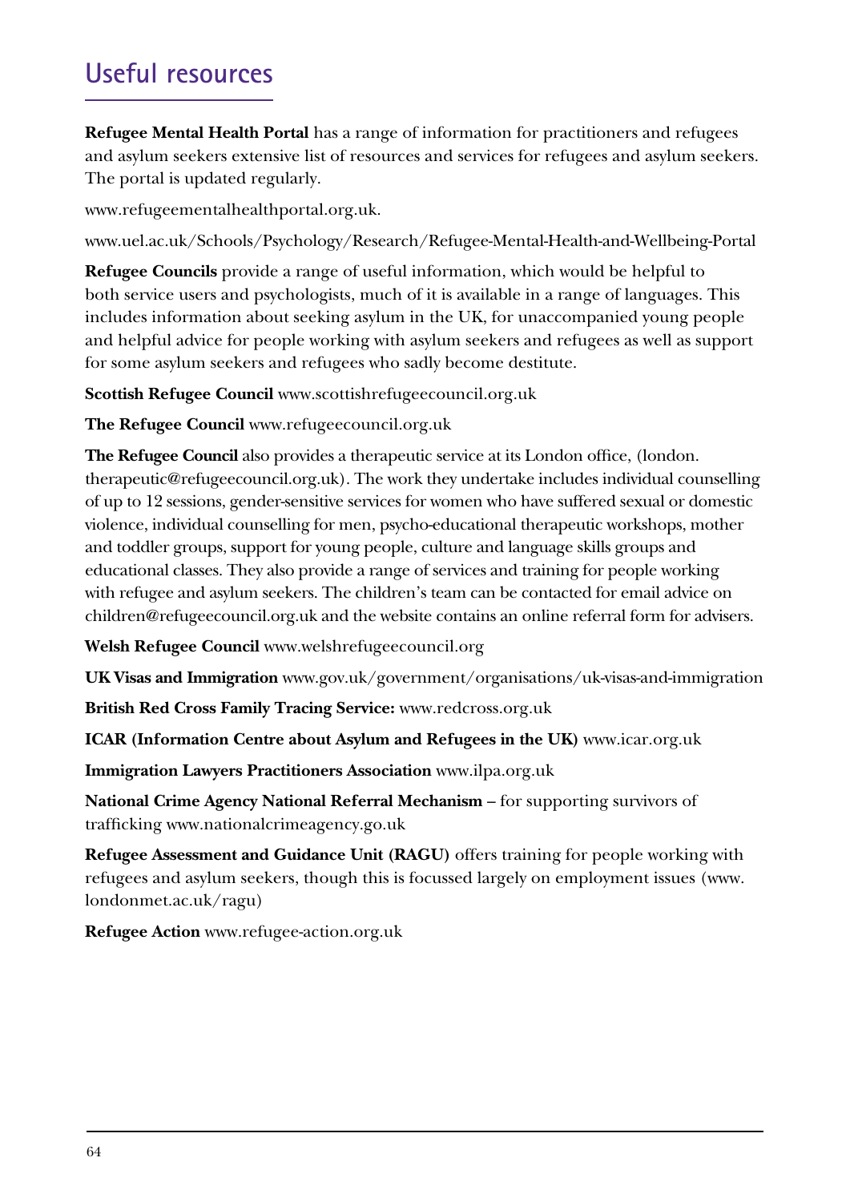## Useful resources

**Refugee Mental Health Portal** has a range of information for practitioners and refugees and asylum seekers extensive list of resources and services for refugees and asylum seekers. The portal is updated regularly.

www.refugeementalhealthportal.org.uk.

www.uel.ac.uk/Schools/Psychology/Research/Refugee-Mental-Health-and-Wellbeing-Portal

**Refugee Councils** provide a range of useful information, which would be helpful to both service users and psychologists, much of it is available in a range of languages. This includes information about seeking asylum in the UK, for unaccompanied young people and helpful advice for people working with asylum seekers and refugees as well as support for some asylum seekers and refugees who sadly become destitute.

**Scottish Refugee Council** www.scottishrefugeecouncil.org.uk

**The Refugee Council** www.refugeecouncil.org.uk

**The Refugee Council** also provides a therapeutic service at its London office, (london.therapeutic@refugeecouncil.org.uk). The work they undertake includes individual counselling of up to 12 sessions, gender-sensitive services for women who have suffered sexual or domestic violence, individual counselling for men, psycho-educational therapeutic workshops, mother and toddler groups, support for young people, culture and language skills groups and educational classes. They also provide a range of services and training for people working with refugee and asylum seekers. The children's team can be contacted for email advice on children@refugeecouncil.org.uk and the website contains an online referral form for advisers.

**Welsh Refugee Council** www.welshrefugeecouncil.org

**UK Visas and Immigration** www.gov.uk/government/organisations/uk-visas-and-immigration

**British Red Cross Family Tracing Service:** www.redcross.org.uk

**ICAR (Information Centre about Asylum and Refugees in the UK)** www.icar.org.uk

**Immigration Lawyers Practitioners Association** www.ilpa.org.uk

**National Crime Agency National Referral Mechanism** – for supporting survivors of trafficking www.nationalcrimeagency.go.uk

**Refugee Assessment and Guidance Unit (RAGU)** offers training for people working with refugees and asylum seekers, though this is focussed largely on employment issues (www.londonmet.ac.uk/ragu)

**Refugee Action** www.refugee-action.org.uk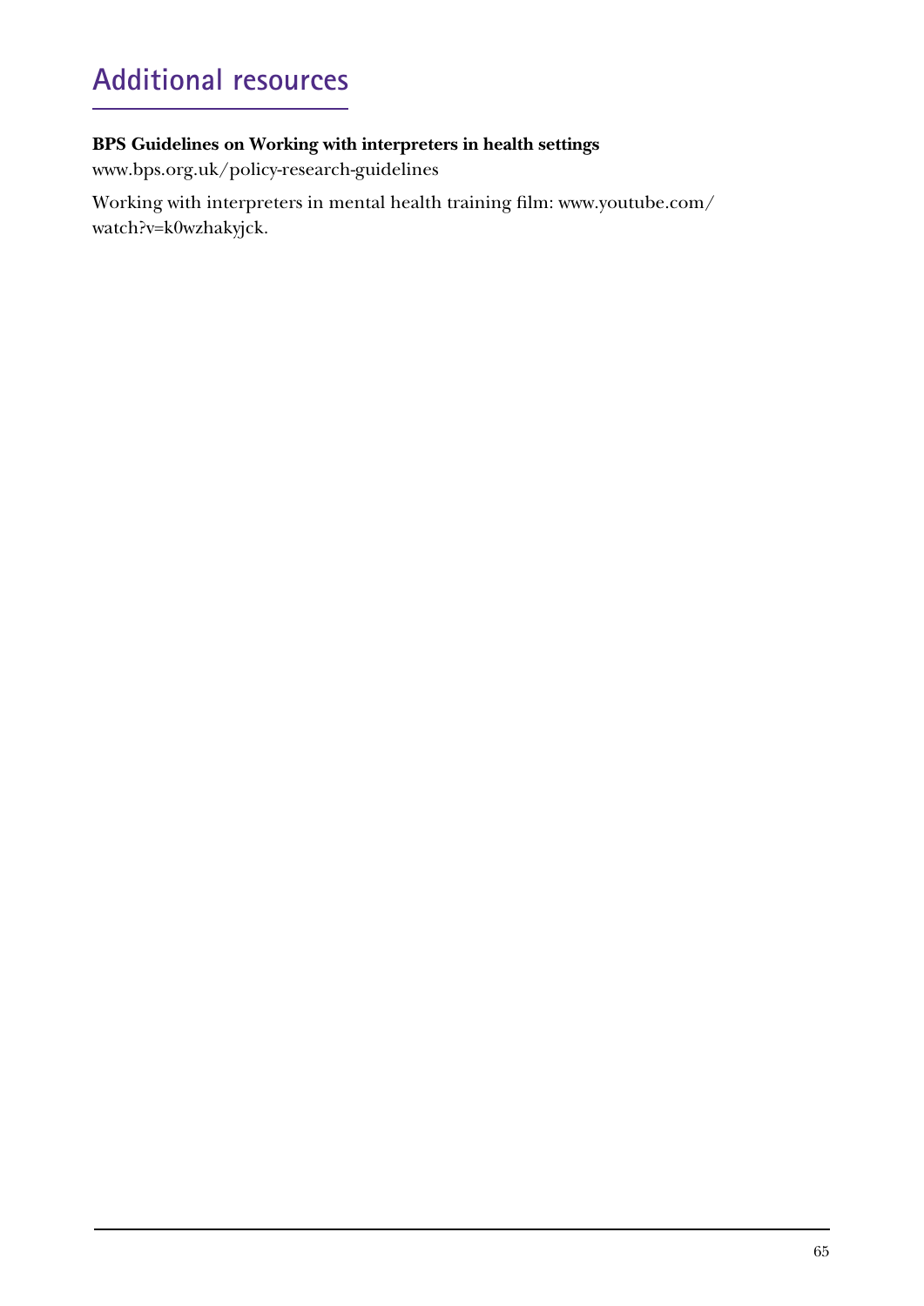# Additional resources

**BPS Guidelines on Working with interpreters in health settings**

www.bps.org.uk/policy-research-guidelines

Working with interpreters in mental health training film: www.youtube.com/watch?v=k0wzhakyjck.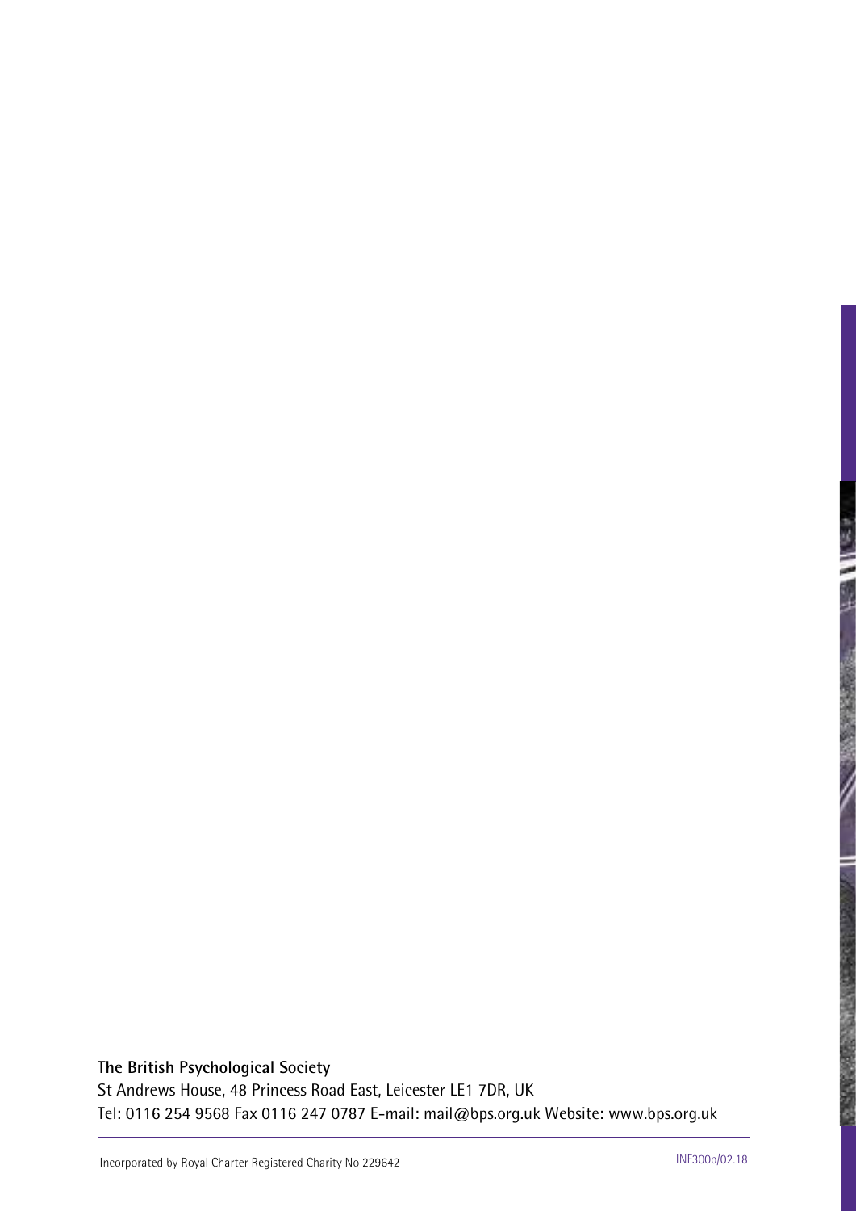**The British Psychological Society**

St Andrews House, 48 Princess Road East, Leicester LE1 7DR, UK

Tel: 0116 254 9568 Fax 0116 247 0787 E-mail: mail@bps.org.uk Website: www.bps.org.uk

Incorporated by Royal Charter Registered Charity No 229642

INF300b/02.18